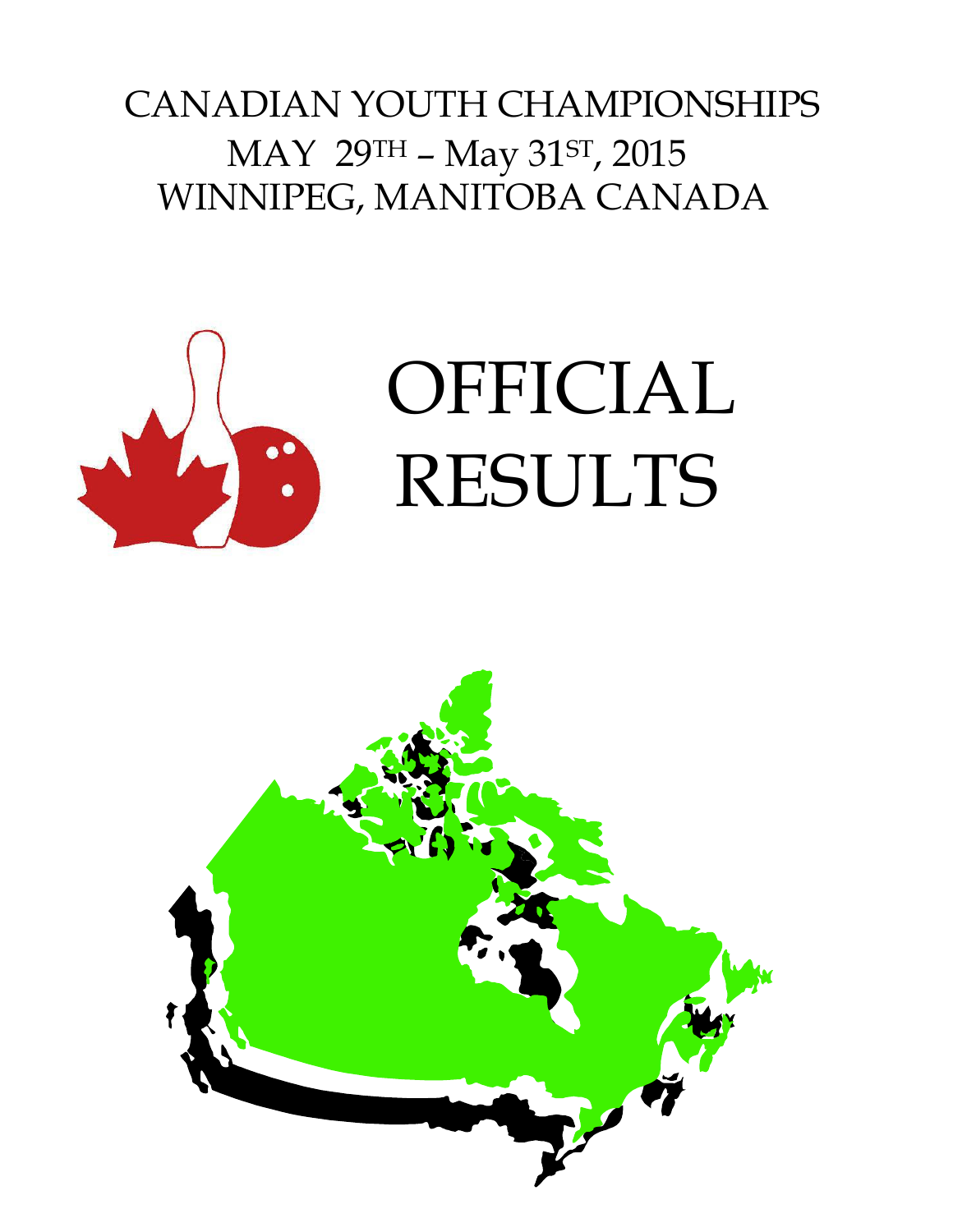# CANADIAN YOUTH CHAMPIONSHIPS

MAY 29TH – May 31ST, 2015

WINNIPEG, MANITOBA CANADA

# OFFICIAL RESULTS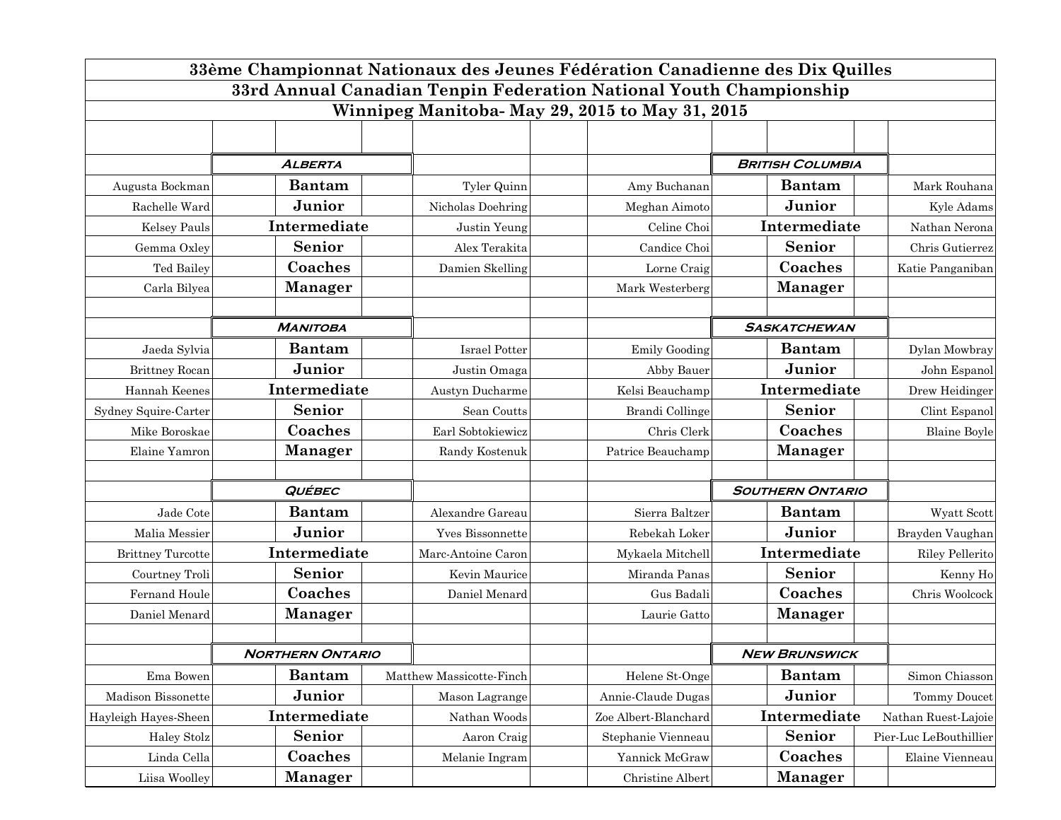# 33ème Championnat Nationaux des Jeunes Fédération Canadienne des Dix Quilles

## 33rd Annual Canadian Tenpin Federation National Youth Championship

### Winnipeg Manitoba- May 29, 2015 to May 31, 2015

| | ***Alberta*** | |
|---|---|---|
| Augusta Bockman | **Bantam** | Tyler Quinn |
| Rachelle Ward | **Junior** | Nicholas Doehring |
| Kelsey Pauls | **Intermediate** | Justin Yeung |
| Gemma Oxley | **Senior** | Alex Terakita |
| Ted Bailey | **Coaches** | Damien Skelling |
| Carla Bilyea | **Manager** | |

| | ***British Columbia*** | |
|---|---|---|
| Amy Buchanan | **Bantam** | Mark Rouhana |
| Meghan Aimoto | **Junior** | Kyle Adams |
| Celine Choi | **Intermediate** | Nathan Nerona |
| Candice Choi | **Senior** | Chris Gutierrez |
| Lorne Craig | **Coaches** | Katie Panganiban |
| Mark Westerberg | **Manager** | |

| | ***Manitoba*** | |
|---|---|---|
| Jaeda Sylvia | **Bantam** | Israel Potter |
| Brittney Rocan | **Junior** | Justin Omaga |
| Hannah Keenes | **Intermediate** | Austyn Ducharme |
| Sydney Squire-Carter | **Senior** | Sean Coutts |
| Mike Boroskae | **Coaches** | Earl Sobtokiewicz |
| Elaine Yamron | **Manager** | Randy Kostenuk |

| | ***Saskatchewan*** | |
|---|---|---|
| Emily Gooding | **Bantam** | Dylan Mowbray |
| Abby Bauer | **Junior** | John Espanol |
| Kelsi Beauchamp | **Intermediate** | Drew Heidinger |
| Brandi Collinge | **Senior** | Clint Espanol |
| Chris Clerk | **Coaches** | Blaine Boyle |
| Patrice Beauchamp | **Manager** | |

| | ***Québec*** | |
|---|---|---|
| Jade Cote | **Bantam** | Alexandre Gareau |
| Malia Messier | **Junior** | Yves Bissonnette |
| Brittney Turcotte | **Intermediate** | Marc-Antoine Caron |
| Courtney Troli | **Senior** | Kevin Maurice |
| Fernand Houle | **Coaches** | Daniel Menard |
| Daniel Menard | **Manager** | |

| | ***Southern Ontario*** | |
|---|---|---|
| Sierra Baltzer | **Bantam** | Wyatt Scott |
| Rebekah Loker | **Junior** | Brayden Vaughan |
| Mykaela Mitchell | **Intermediate** | Riley Pellerito |
| Miranda Panas | **Senior** | Kenny Ho |
| Gus Badali | **Coaches** | Chris Woolcock |
| Laurie Gatto | **Manager** | |

| | ***Northern Ontario*** | |
|---|---|---|
| Ema Bowen | **Bantam** | Matthew Massicotte-Finch |
| Madison Bissonette | **Junior** | Mason Lagrange |
| Hayleigh Hayes-Sheen | **Intermediate** | Nathan Woods |
| Haley Stolz | **Senior** | Aaron Craig |
| Linda Cella | **Coaches** | Melanie Ingram |
| Liisa Woolley | **Manager** | |

| | ***New Brunswick*** | |
|---|---|---|
| Helene St-Onge | **Bantam** | Simon Chiasson |
| Annie-Claude Dugas | **Junior** | Tommy Doucet |
| Zoe Albert-Blanchard | **Intermediate** | Nathan Ruest-Lajoie |
| Stephanie Vienneau | **Senior** | Pier-Luc LeBouthillier |
| Yannick McGraw | **Coaches** | Elaine Vienneau |
| Christine Albert | **Manager** | |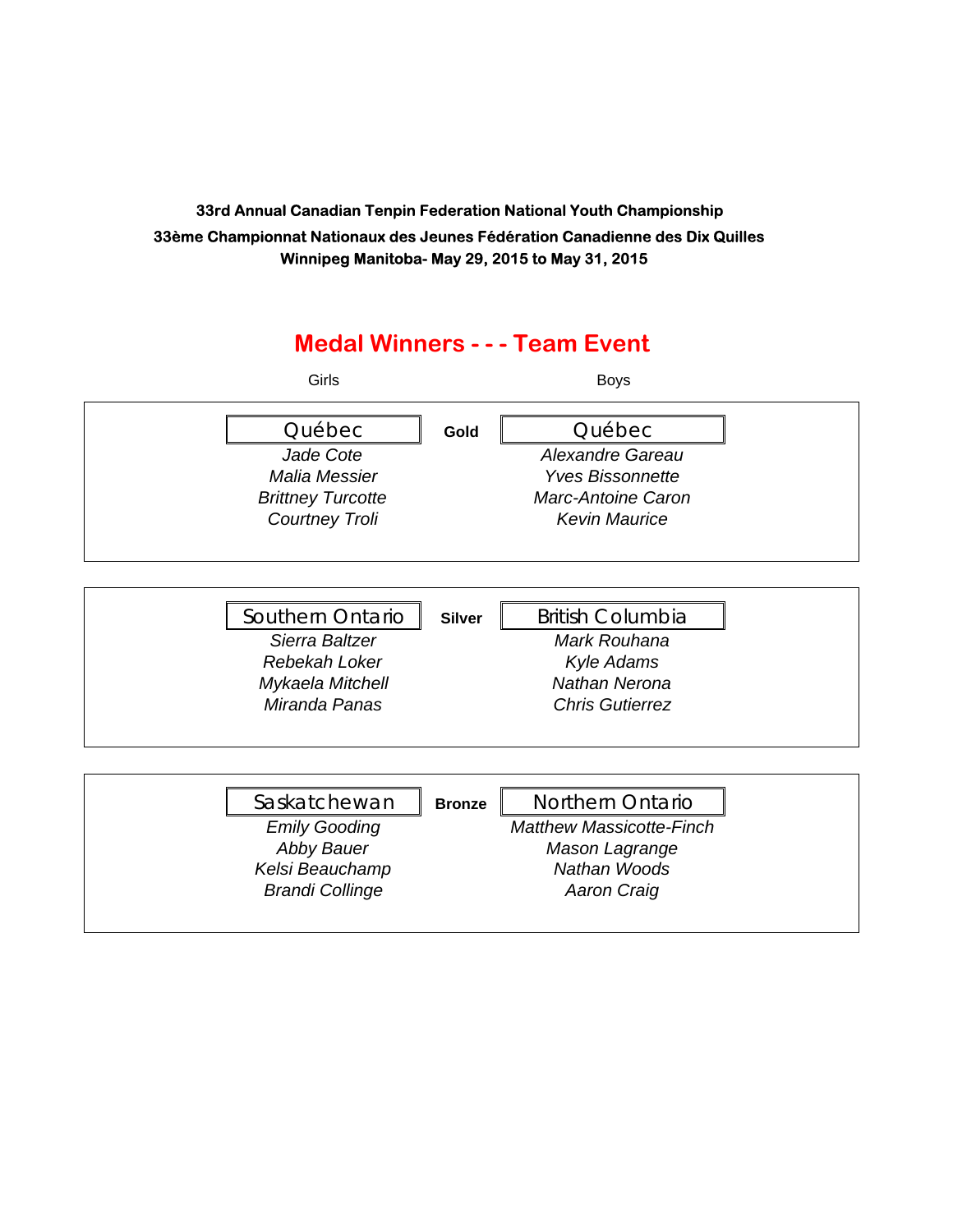**33rd Annual Canadian Tenpin Federation National Youth Championship**

**33ème Championnat Nationaux des Jeunes Fédération Canadienne des Dix Quilles**

**Winnipeg Manitoba- May 29, 2015 to May 31, 2015**

## Medal Winners - - - Team Event

| Girls | | Boys |
|---|---|---|
| Québec | **Gold** | Québec |
| *Jade Cote* | | *Alexandre Gareau* |
| *Malia Messier* | | *Yves Bissonnette* |
| *Brittney Turcotte* | | *Marc-Antoine Caron* |
| *Courtney Troli* | | *Kevin Maurice* |
| Southern Ontario | **Silver** | British Columbia |
| *Sierra Baltzer* | | *Mark Rouhana* |
| *Rebekah Loker* | | *Kyle Adams* |
| *Mykaela Mitchell* | | *Nathan Nerona* |
| *Miranda Panas* | | *Chris Gutierrez* |
| Saskatchewan | **Bronze** | Northern Ontario |
| *Emily Gooding* | | *Matthew Massicotte-Finch* |
| *Abby Bauer* | | *Mason Lagrange* |
| *Kelsi Beauchamp* | | *Nathan Woods* |
| *Brandi Collinge* | | *Aaron Craig* |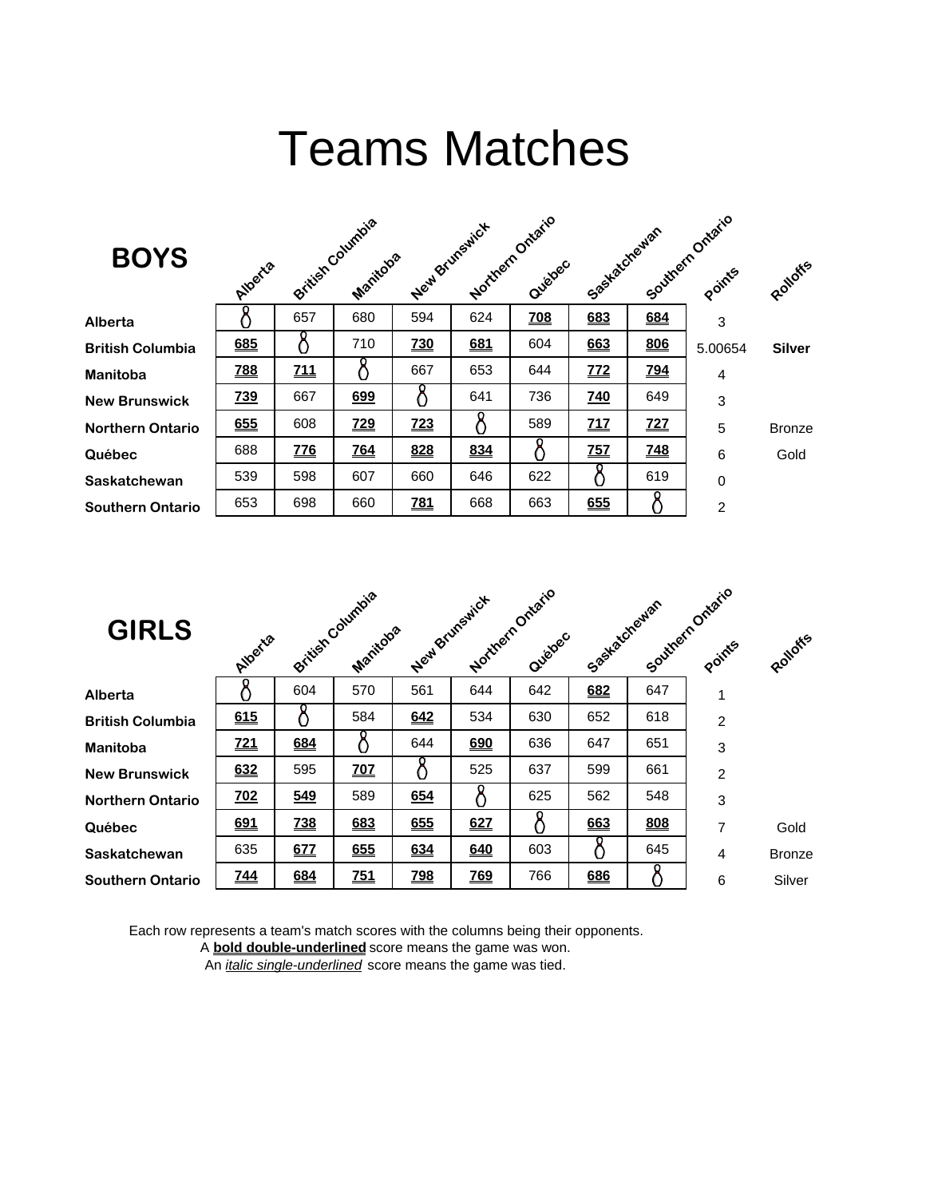# Teams Matches

## BOYS

| | Alberta | British Columbia | Manitoba | New Brunswick | Northern Ontario | Québec | Saskatchewan | Southern Ontario | Points | Rolloffs |
|---|---|---|---|---|---|---|---|---|---|---|
| **Alberta** | | 657 | 680 | 594 | 624 | **708** | **683** | **684** | 3 | |
| **British Columbia** | **685** | | 710 | **730** | **681** | 604 | **663** | **806** | 5.00654 | **Silver** |
| **Manitoba** | **788** | **711** | | 667 | 653 | 644 | **772** | **794** | 4 | |
| **New Brunswick** | **739** | 667 | **699** | | 641 | 736 | **740** | 649 | 3 | |
| **Northern Ontario** | **655** | 608 | **729** | **723** | | 589 | **717** | **727** | 5 | Bronze |
| **Québec** | 688 | **776** | **764** | **828** | **834** | | **757** | **748** | 6 | Gold |
| **Saskatchewan** | 539 | 598 | 607 | 660 | 646 | 622 | | 619 | 0 | |
| **Southern Ontario** | 653 | 698 | 660 | **781** | 668 | 663 | **655** | | 2 | |

## GIRLS

| | Alberta | British Columbia | Manitoba | New Brunswick | Northern Ontario | Québec | Saskatchewan | Southern Ontario | Points | Rolloffs |
|---|---|---|---|---|---|---|---|---|---|---|
| **Alberta** | | 604 | 570 | 561 | 644 | 642 | **682** | 647 | 1 | |
| **British Columbia** | **615** | | 584 | **642** | 534 | 630 | 652 | 618 | 2 | |
| **Manitoba** | **721** | **684** | | 644 | **690** | 636 | 647 | 651 | 3 | |
| **New Brunswick** | **632** | 595 | **707** | | 525 | 637 | 599 | 661 | 2 | |
| **Northern Ontario** | **702** | **549** | 589 | **654** | | 625 | 562 | 548 | 3 | |
| **Québec** | **691** | **738** | **683** | **655** | **627** | | **663** | **808** | 7 | Gold |
| **Saskatchewan** | 635 | **677** | **655** | **634** | **640** | 603 | | 645 | 4 | Bronze |
| **Southern Ontario** | **744** | **684** | **751** | **798** | **769** | 766 | **686** | | 6 | Silver |

Each row represents a team's match scores with the columns being their opponents.
A **bold double-underlined** score means the game was won.
An *italic single-underlined* score means the game was tied.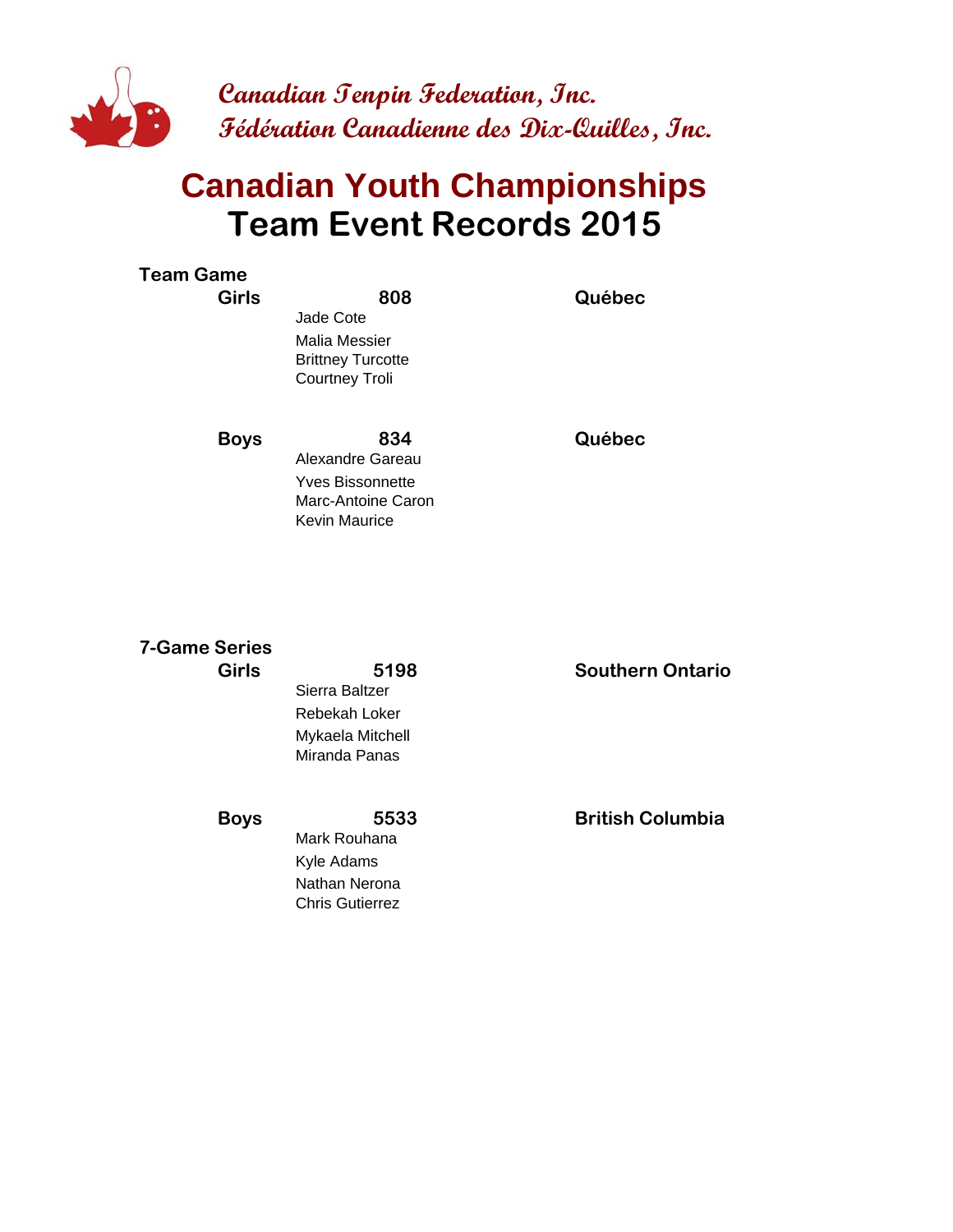Canadian Tenpin Federation, Inc.
Fédération Canadienne des Dix-Quilles, Inc.

# Canadian Youth Championships
# Team Event Records 2015

## Team Game

**Girls** **808** **Québec**

Jade Cote
Malia Messier
Brittney Turcotte
Courtney Troli

**Boys** **834** **Québec**

Alexandre Gareau
Yves Bissonnette
Marc-Antoine Caron
Kevin Maurice

## 7-Game Series

**Girls** **5198** **Southern Ontario**

Sierra Baltzer
Rebekah Loker
Mykaela Mitchell
Miranda Panas

**Boys** **5533** **British Columbia**

Mark Rouhana
Kyle Adams
Nathan Nerona
Chris Gutierrez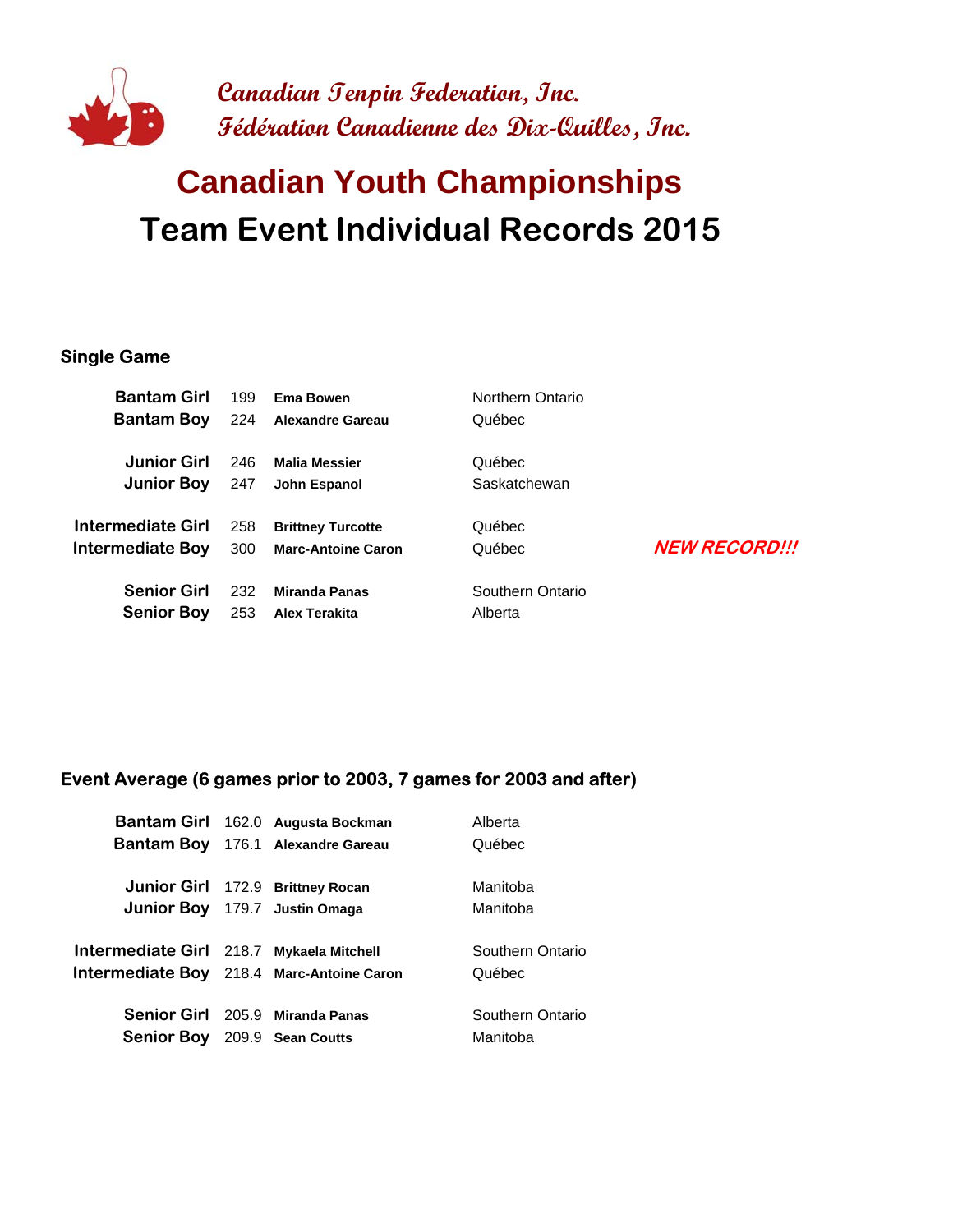**Canadian Tenpin Federation, Inc.**
**Fédération Canadienne des Dix-Quilles, Inc.**

# Canadian Youth Championships
# Team Event Individual Records 2015

## Single Game

| Category | Score | Name | Province | |
|---|---|---|---|---|
| **Bantam Girl** | 199 | **Ema Bowen** | Northern Ontario | |
| **Bantam Boy** | 224 | **Alexandre Gareau** | Québec | |
| **Junior Girl** | 246 | **Malia Messier** | Québec | |
| **Junior Boy** | 247 | **John Espanol** | Saskatchewan | |
| **Intermediate Girl** | 258 | **Brittney Turcotte** | Québec | |
| **Intermediate Boy** | 300 | **Marc-Antoine Caron** | Québec | ***NEW RECORD!!!*** |
| **Senior Girl** | 232 | **Miranda Panas** | Southern Ontario | |
| **Senior Boy** | 253 | **Alex Terakita** | Alberta | |

## Event Average (6 games prior to 2003, 7 games for 2003 and after)

| Category | Average | Name | Province |
|---|---|---|---|
| **Bantam Girl** | 162.0 | **Augusta Bockman** | Alberta |
| **Bantam Boy** | 176.1 | **Alexandre Gareau** | Québec |
| **Junior Girl** | 172.9 | **Brittney Rocan** | Manitoba |
| **Junior Boy** | 179.7 | **Justin Omaga** | Manitoba |
| **Intermediate Girl** | 218.7 | **Mykaela Mitchell** | Southern Ontario |
| **Intermediate Boy** | 218.4 | **Marc-Antoine Caron** | Québec |
| **Senior Girl** | 205.9 | **Miranda Panas** | Southern Ontario |
| **Senior Boy** | 209.9 | **Sean Coutts** | Manitoba |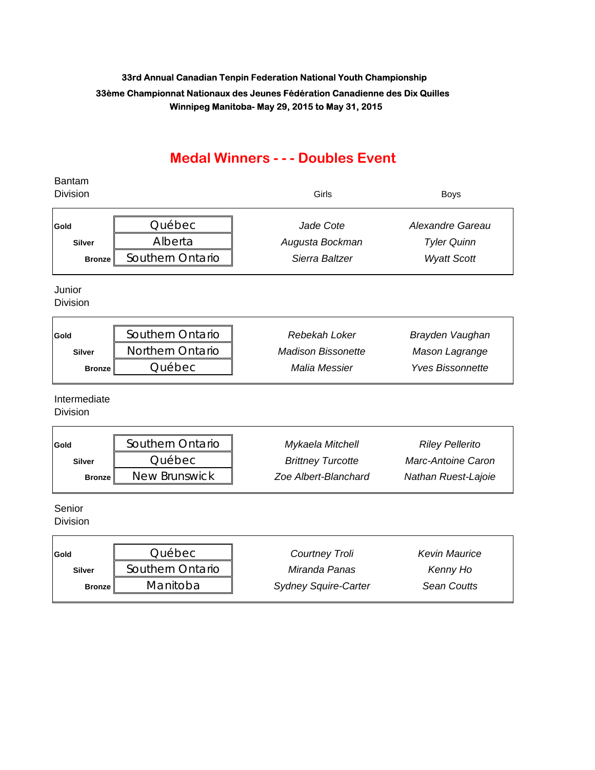**33rd Annual Canadian Tenpin Federation National Youth Championship**

**33ème Championnat Nationaux des Jeunes Fédération Canadienne des Dix Quilles**

**Winnipeg Manitoba- May 29, 2015 to May 31, 2015**

# Medal Winners - - - Doubles Event

Bantam Division

| | | Girls | Boys |
|---|---|---|---|
| **Gold** | Québec | *Jade Cote* | *Alexandre Gareau* |
| **Silver** | Alberta | *Augusta Bockman* | *Tyler Quinn* |
| **Bronze** | Southern Ontario | *Sierra Baltzer* | *Wyatt Scott* |

Junior Division

| | | Girls | Boys |
|---|---|---|---|
| **Gold** | Southern Ontario | *Rebekah Loker* | *Brayden Vaughan* |
| **Silver** | Northern Ontario | *Madison Bissonette* | *Mason Lagrange* |
| **Bronze** | Québec | *Malia Messier* | *Yves Bissonnette* |

Intermediate Division

| | | Girls | Boys |
|---|---|---|---|
| **Gold** | Southern Ontario | *Mykaela Mitchell* | *Riley Pellerito* |
| **Silver** | Québec | *Brittney Turcotte* | *Marc-Antoine Caron* |
| **Bronze** | New Brunswick | *Zoe Albert-Blanchard* | *Nathan Ruest-Lajoie* |

Senior Division

| | | Girls | Boys |
|---|---|---|---|
| **Gold** | Québec | *Courtney Troli* | *Kevin Maurice* |
| **Silver** | Southern Ontario | *Miranda Panas* | *Kenny Ho* |
| **Bronze** | Manitoba | *Sydney Squire-Carter* | *Sean Coutts* |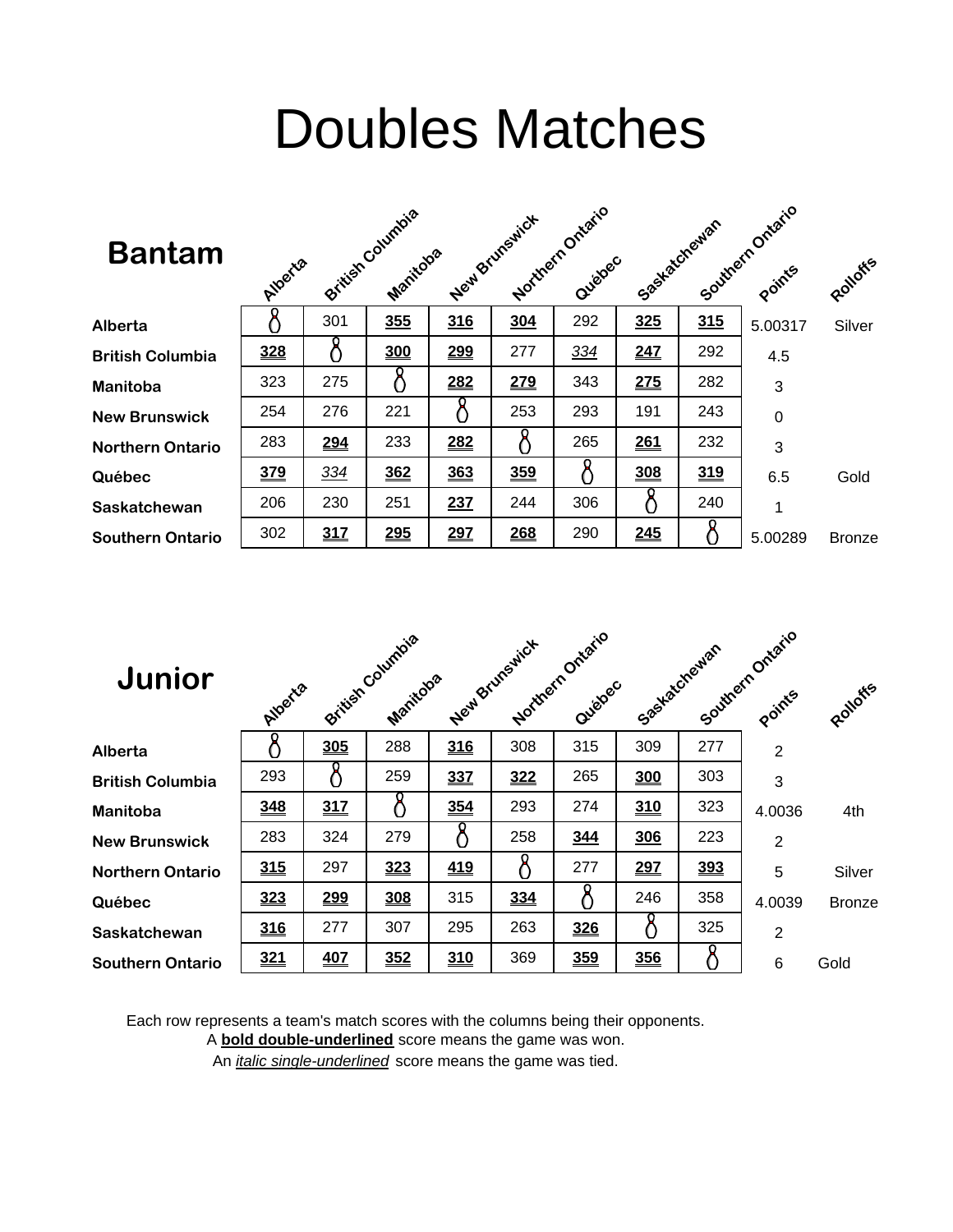# Doubles Matches

## Bantam

| | Alberta | British Columbia | Manitoba | New Brunswick | Northern Ontario | Québec | Saskatchewan | Southern Ontario | Points | Rolloffs |
|---|---|---|---|---|---|---|---|---|---|---|
| **Alberta** | | 301 | **355** | **316** | **304** | 292 | **325** | **315** | 5.00317 | Silver |
| **British Columbia** | **328** | | **300** | **299** | 277 | *334* | **247** | 292 | 4.5 | |
| **Manitoba** | 323 | 275 | | **282** | **279** | 343 | **275** | 282 | 3 | |
| **New Brunswick** | 254 | 276 | 221 | | 253 | 293 | 191 | 243 | 0 | |
| **Northern Ontario** | 283 | **294** | 233 | **282** | | 265 | **261** | 232 | 3 | |
| **Québec** | **379** | *334* | **362** | **363** | **359** | | **308** | **319** | 6.5 | Gold |
| **Saskatchewan** | 206 | 230 | 251 | **237** | 244 | 306 | | 240 | 1 | |
| **Southern Ontario** | 302 | **317** | **295** | **297** | **268** | 290 | **245** | | 5.00289 | Bronze |

## Junior

| | Alberta | British Columbia | Manitoba | New Brunswick | Northern Ontario | Québec | Saskatchewan | Southern Ontario | Points | Rolloffs |
|---|---|---|---|---|---|---|---|---|---|---|
| **Alberta** | | **305** | 288 | **316** | 308 | 315 | 309 | 277 | 2 | |
| **British Columbia** | 293 | | 259 | **337** | **322** | 265 | **300** | 303 | 3 | |
| **Manitoba** | **348** | **317** | | **354** | 293 | 274 | **310** | 323 | 4.0036 | 4th |
| **New Brunswick** | 283 | 324 | 279 | | 258 | **344** | **306** | 223 | 2 | |
| **Northern Ontario** | **315** | 297 | **323** | **419** | | 277 | **297** | **393** | 5 | Silver |
| **Québec** | **323** | **299** | **308** | 315 | **334** | | 246 | 358 | 4.0039 | Bronze |
| **Saskatchewan** | **316** | 277 | 307 | 295 | 263 | **326** | | 325 | 2 | |
| **Southern Ontario** | **321** | **407** | **352** | **310** | 369 | **359** | **356** | | 6 | Gold |

Each row represents a team's match scores with the columns being their opponents.
A **bold double-underlined** score means the game was won.
An *italic single-underlined* score means the game was tied.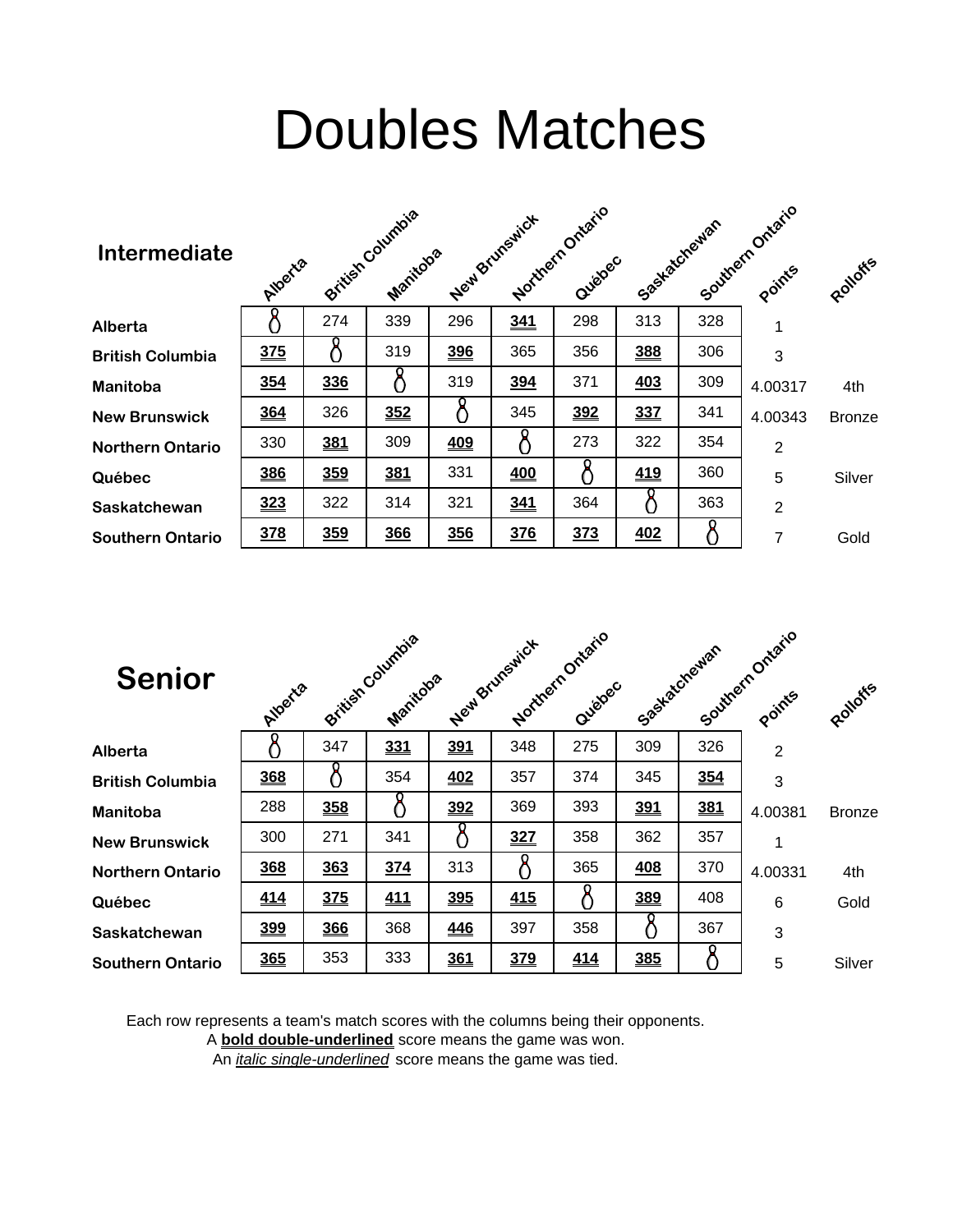# Doubles Matches

## Intermediate

| | Alberta | British Columbia | Manitoba | New Brunswick | Northern Ontario | Québec | Saskatchewan | Southern Ontario | Points | Rolloffs |
|---|---|---|---|---|---|---|---|---|---|---|
| **Alberta** | | 274 | 339 | 296 | **341** | 298 | 313 | 328 | 1 | |
| **British Columbia** | **375** | | 319 | **396** | 365 | 356 | **388** | 306 | 3 | |
| **Manitoba** | **354** | **336** | | 319 | **394** | 371 | **403** | 309 | 4.00317 | 4th |
| **New Brunswick** | **364** | 326 | **352** | | 345 | **392** | **337** | 341 | 4.00343 | Bronze |
| **Northern Ontario** | 330 | **381** | 309 | **409** | | 273 | 322 | 354 | 2 | |
| **Québec** | **386** | **359** | **381** | 331 | **400** | | **419** | 360 | 5 | Silver |
| **Saskatchewan** | **323** | 322 | 314 | 321 | **341** | 364 | | 363 | 2 | |
| **Southern Ontario** | **378** | **359** | **366** | **356** | **376** | **373** | **402** | | 7 | Gold |

## Senior

| | Alberta | British Columbia | Manitoba | New Brunswick | Northern Ontario | Québec | Saskatchewan | Southern Ontario | Points | Rolloffs |
|---|---|---|---|---|---|---|---|---|---|---|
| **Alberta** | | 347 | **331** | **391** | 348 | 275 | 309 | 326 | 2 | |
| **British Columbia** | **368** | | 354 | **402** | 357 | 374 | 345 | **354** | 3 | |
| **Manitoba** | 288 | **358** | | **392** | 369 | 393 | **391** | **381** | 4.00381 | Bronze |
| **New Brunswick** | 300 | 271 | 341 | | **327** | 358 | 362 | 357 | 1 | |
| **Northern Ontario** | **368** | **363** | **374** | 313 | | 365 | **408** | 370 | 4.00331 | 4th |
| **Québec** | **414** | **375** | **411** | **395** | **415** | | **389** | 408 | 6 | Gold |
| **Saskatchewan** | **399** | **366** | 368 | **446** | 397 | 358 | | 367 | 3 | |
| **Southern Ontario** | **365** | 353 | 333 | **361** | **379** | **414** | **385** | | 5 | Silver |

Each row represents a team's match scores with the columns being their opponents.
A **bold double-underlined** score means the game was won.
An *italic single-underlined* score means the game was tied.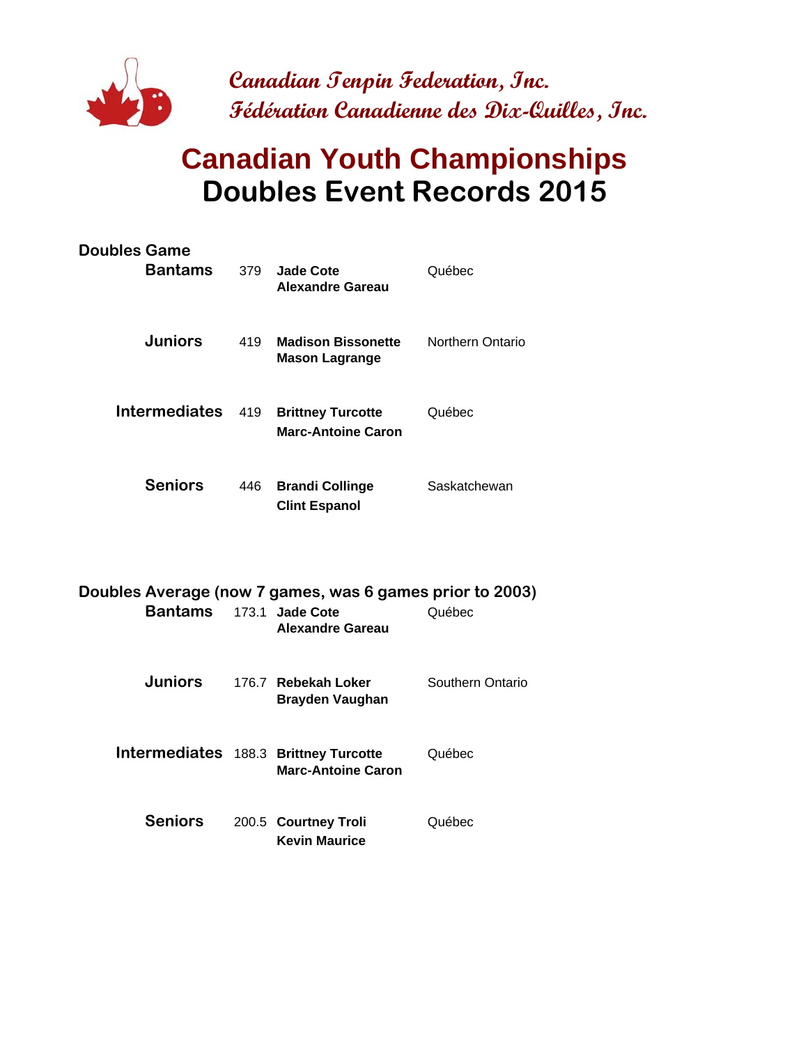*Canadian Tenpin Federation, Inc.*
*Fédération Canadienne des Dix-Quilles, Inc.*

# Canadian Youth Championships
# Doubles Event Records 2015

## Doubles Game

| Division | Score | Bowlers | Province |
|---|---|---|---|
| **Bantams** | 379 | **Jade Cote**<br>**Alexandre Gareau** | Québec |
| **Juniors** | 419 | **Madison Bissonette**<br>**Mason Lagrange** | Northern Ontario |
| **Intermediates** | 419 | **Brittney Turcotte**<br>**Marc-Antoine Caron** | Québec |
| **Seniors** | 446 | **Brandi Collinge**<br>**Clint Espanol** | Saskatchewan |

## Doubles Average (now 7 games, was 6 games prior to 2003)

| Division | Average | Bowlers | Province |
|---|---|---|---|
| **Bantams** | 173.1 | **Jade Cote**<br>**Alexandre Gareau** | Québec |
| **Juniors** | 176.7 | **Rebekah Loker**<br>**Brayden Vaughan** | Southern Ontario |
| **Intermediates** | 188.3 | **Brittney Turcotte**<br>**Marc-Antoine Caron** | Québec |
| **Seniors** | 200.5 | **Courtney Troli**<br>**Kevin Maurice** | Québec |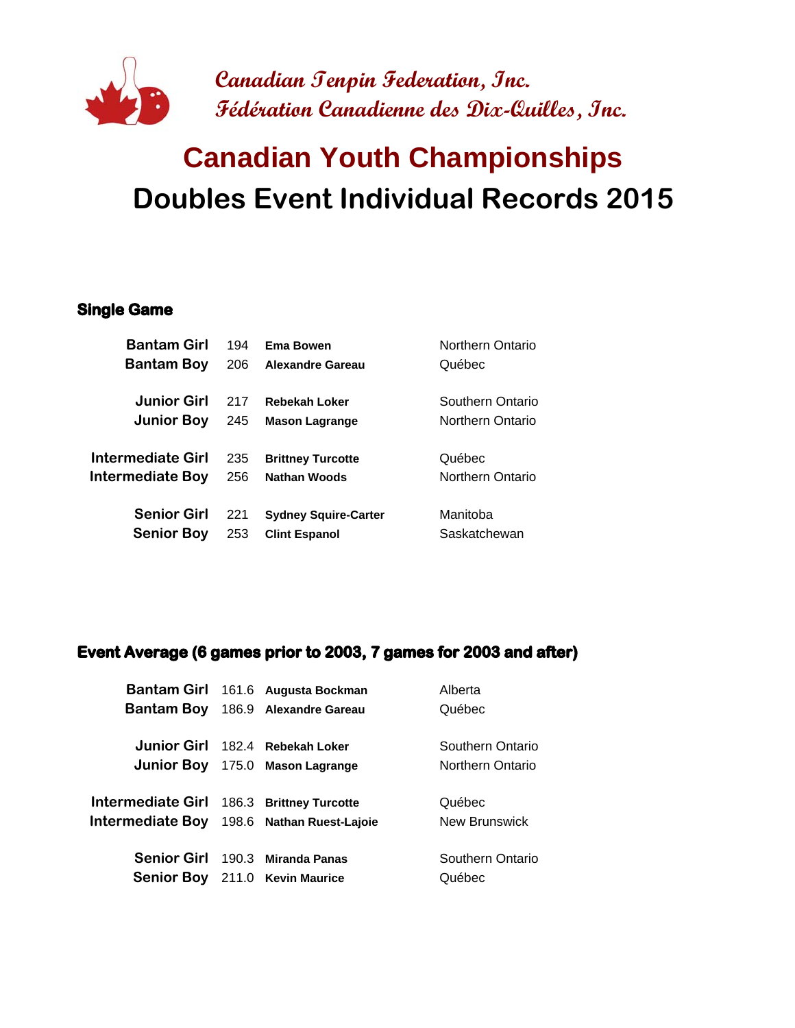Canadian Tenpin Federation, Inc.
Fédération Canadienne des Dix-Quilles, Inc.

# Canadian Youth Championships
# Doubles Event Individual Records 2015

### Single Game

| Category | Score | Name | Province |
|---|---|---|---|
| Bantam Girl | 194 | **Ema Bowen** | Northern Ontario |
| Bantam Boy | 206 | **Alexandre Gareau** | Québec |
| Junior Girl | 217 | **Rebekah Loker** | Southern Ontario |
| Junior Boy | 245 | **Mason Lagrange** | Northern Ontario |
| Intermediate Girl | 235 | **Brittney Turcotte** | Québec |
| Intermediate Boy | 256 | **Nathan Woods** | Northern Ontario |
| Senior Girl | 221 | **Sydney Squire-Carter** | Manitoba |
| Senior Boy | 253 | **Clint Espanol** | Saskatchewan |

### Event Average (6 games prior to 2003, 7 games for 2003 and after)

| Category | Average | Name | Province |
|---|---|---|---|
| Bantam Girl | 161.6 | **Augusta Bockman** | Alberta |
| Bantam Boy | 186.9 | **Alexandre Gareau** | Québec |
| Junior Girl | 182.4 | **Rebekah Loker** | Southern Ontario |
| Junior Boy | 175.0 | **Mason Lagrange** | Northern Ontario |
| Intermediate Girl | 186.3 | **Brittney Turcotte** | Québec |
| Intermediate Boy | 198.6 | **Nathan Ruest-Lajoie** | New Brunswick |
| Senior Girl | 190.3 | **Miranda Panas** | Southern Ontario |
| Senior Boy | 211.0 | **Kevin Maurice** | Québec |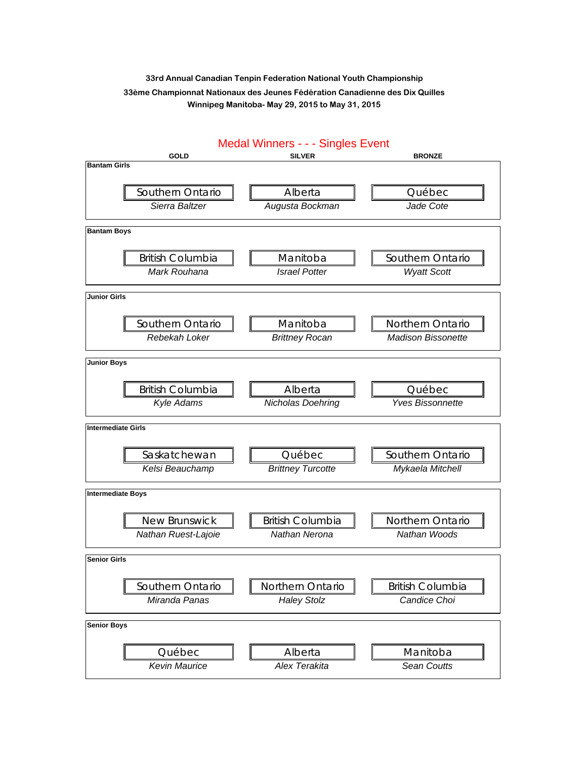**33rd Annual Canadian Tenpin Federation National Youth Championship**

**33ème Championnat Nationaux des Jeunes Fédération Canadienne des Dix Quilles**

**Winnipeg Manitoba- May 29, 2015 to May 31, 2015**

## Medal Winners - - - Singles Event

| Category | GOLD | SILVER | BRONZE |
|---|---|---|---|
| **Bantam Girls** | Southern Ontario<br>*Sierra Baltzer* | Alberta<br>*Augusta Bockman* | Québec<br>*Jade Cote* |
| **Bantam Boys** | British Columbia<br>*Mark Rouhana* | Manitoba<br>*Israel Potter* | Southern Ontario<br>*Wyatt Scott* |
| **Junior Girls** | Southern Ontario<br>*Rebekah Loker* | Manitoba<br>*Brittney Rocan* | Northern Ontario<br>*Madison Bissonette* |
| **Junior Boys** | British Columbia<br>*Kyle Adams* | Alberta<br>*Nicholas Doehring* | Québec<br>*Yves Bissonnette* |
| **Intermediate Girls** | Saskatchewan<br>*Kelsi Beauchamp* | Québec<br>*Brittney Turcotte* | Southern Ontario<br>*Mykaela Mitchell* |
| **Intermediate Boys** | New Brunswick<br>*Nathan Ruest-Lajoie* | British Columbia<br>*Nathan Nerona* | Northern Ontario<br>*Nathan Woods* |
| **Senior Girls** | Southern Ontario<br>*Miranda Panas* | Northern Ontario<br>*Haley Stolz* | British Columbia<br>*Candice Choi* |
| **Senior Boys** | Québec<br>*Kevin Maurice* | Alberta<br>*Alex Terakita* | Manitoba<br>*Sean Coutts* |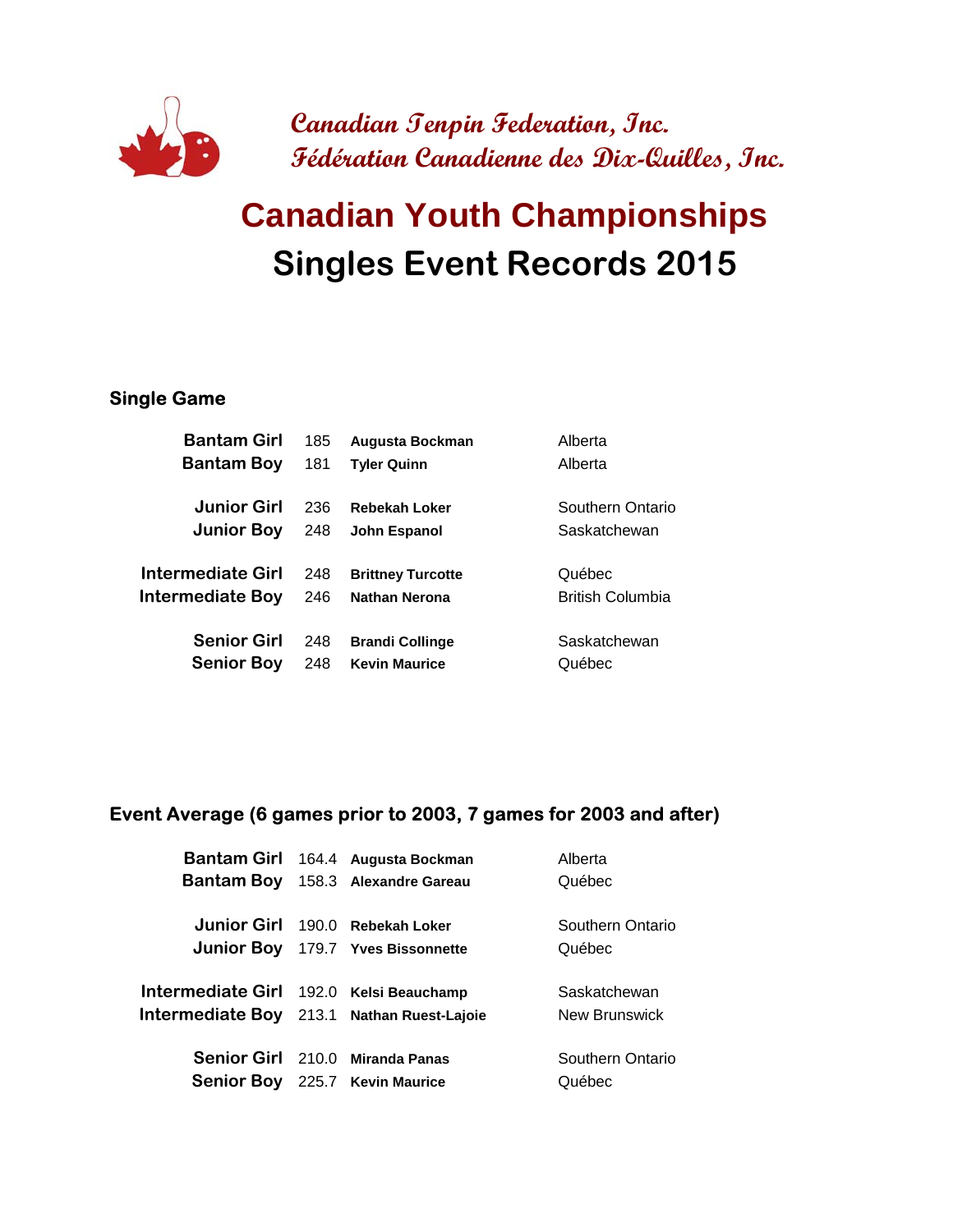*Canadian Tenpin Federation, Inc.*
*Fédération Canadienne des Dix-Quilles, Inc.*

# Canadian Youth Championships
# Singles Event Records 2015

## Single Game

| Category | Score | Name | Province |
|---|---|---|---|
| Bantam Girl | 185 | **Augusta Bockman** | Alberta |
| Bantam Boy | 181 | **Tyler Quinn** | Alberta |
| Junior Girl | 236 | **Rebekah Loker** | Southern Ontario |
| Junior Boy | 248 | **John Espanol** | Saskatchewan |
| Intermediate Girl | 248 | **Brittney Turcotte** | Québec |
| Intermediate Boy | 246 | **Nathan Nerona** | British Columbia |
| Senior Girl | 248 | **Brandi Collinge** | Saskatchewan |
| Senior Boy | 248 | **Kevin Maurice** | Québec |

## Event Average (6 games prior to 2003, 7 games for 2003 and after)

| Category | Average | Name | Province |
|---|---|---|---|
| Bantam Girl | 164.4 | **Augusta Bockman** | Alberta |
| Bantam Boy | 158.3 | **Alexandre Gareau** | Québec |
| Junior Girl | 190.0 | **Rebekah Loker** | Southern Ontario |
| Junior Boy | 179.7 | **Yves Bissonnette** | Québec |
| Intermediate Girl | 192.0 | **Kelsi Beauchamp** | Saskatchewan |
| Intermediate Boy | 213.1 | **Nathan Ruest-Lajoie** | New Brunswick |
| Senior Girl | 210.0 | **Miranda Panas** | Southern Ontario |
| Senior Boy | 225.7 | **Kevin Maurice** | Québec |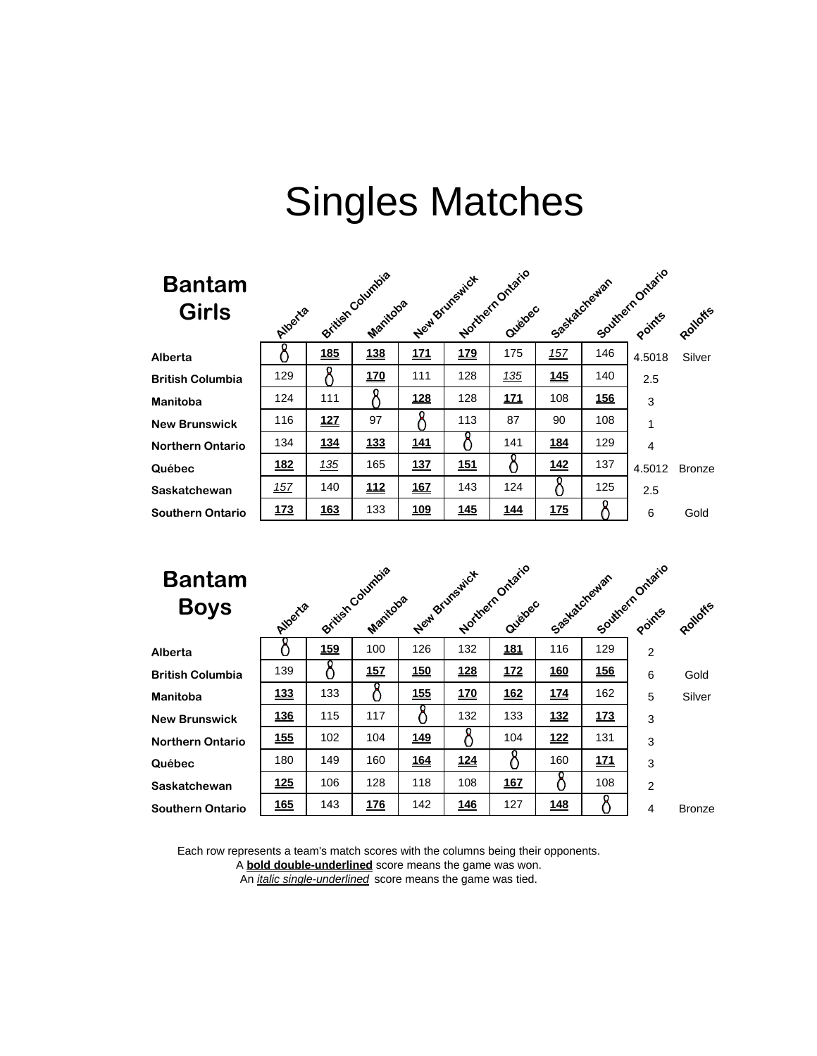# Singles Matches

## Bantam Girls

| | Alberta | British Columbia | Manitoba | New Brunswick | Northern Ontario | Québec | Saskatchewan | Southern Ontario | Points | Rolloffs |
|---|---|---|---|---|---|---|---|---|---|---|
| **Alberta** | | **185** | **138** | **171** | **179** | 175 | *157* | 146 | 4.5018 | Silver |
| **British Columbia** | 129 | | **170** | 111 | 128 | *135* | **145** | 140 | 2.5 | |
| **Manitoba** | 124 | 111 | | **128** | 128 | **171** | 108 | **156** | 3 | |
| **New Brunswick** | 116 | **127** | 97 | | 113 | 87 | 90 | 108 | 1 | |
| **Northern Ontario** | 134 | **134** | **133** | **141** | | 141 | **184** | 129 | 4 | |
| **Québec** | **182** | *135* | 165 | **137** | **151** | | **142** | 137 | 4.5012 | Bronze |
| **Saskatchewan** | *157* | 140 | **112** | **167** | 143 | 124 | | 125 | 2.5 | |
| **Southern Ontario** | **173** | **163** | 133 | **109** | **145** | **144** | **175** | | 6 | Gold |

## Bantam Boys

| | Alberta | British Columbia | Manitoba | New Brunswick | Northern Ontario | Québec | Saskatchewan | Southern Ontario | Points | Rolloffs |
|---|---|---|---|---|---|---|---|---|---|---|
| **Alberta** | | **159** | 100 | 126 | 132 | **181** | 116 | 129 | 2 | |
| **British Columbia** | 139 | | **157** | **150** | **128** | **172** | **160** | **156** | 6 | Gold |
| **Manitoba** | **133** | 133 | | **155** | **170** | **162** | **174** | 162 | 5 | Silver |
| **New Brunswick** | **136** | 115 | 117 | | 132 | 133 | **132** | **173** | 3 | |
| **Northern Ontario** | **155** | 102 | 104 | **149** | | 104 | **122** | 131 | 3 | |
| **Québec** | 180 | 149 | 160 | **164** | **124** | | 160 | **171** | 3 | |
| **Saskatchewan** | **125** | 106 | 128 | 118 | 108 | **167** | | 108 | 2 | |
| **Southern Ontario** | **165** | 143 | **176** | 142 | **146** | 127 | **148** | | 4 | Bronze |

Each row represents a team's match scores with the columns being their opponents.
A **bold double-underlined** score means the game was won.
An *italic single-underlined* score means the game was tied.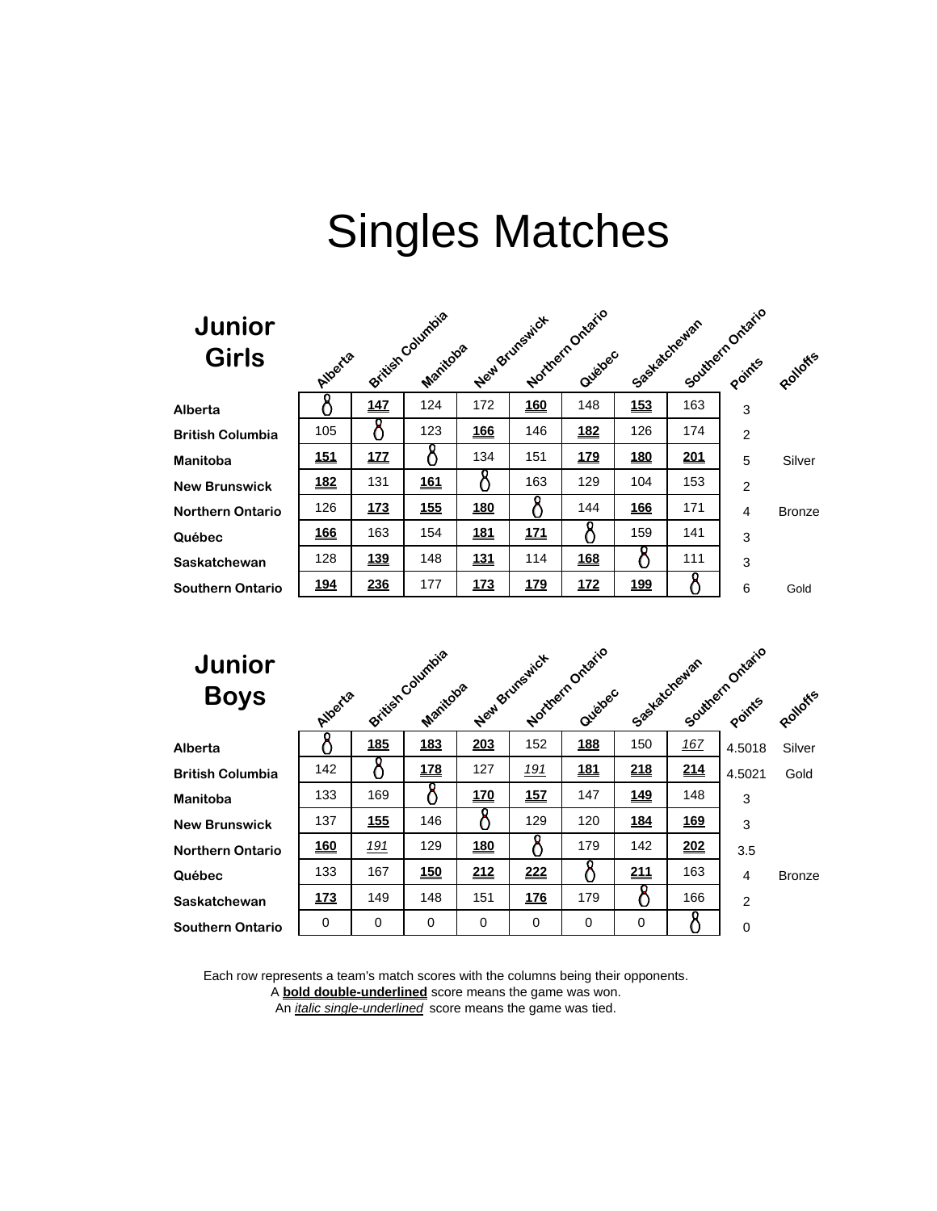# Singles Matches

## Junior Girls

| | Alberta | British Columbia | Manitoba | New Brunswick | Northern Ontario | Québec | Saskatchewan | Southern Ontario | Points | Rolloffs |
|---|---|---|---|---|---|---|---|---|---|---|
| **Alberta** | | **147** | 124 | 172 | **160** | 148 | **153** | 163 | 3 | |
| **British Columbia** | 105 | | 123 | **166** | 146 | **182** | 126 | 174 | 2 | |
| **Manitoba** | **151** | **177** | | 134 | 151 | **179** | **180** | **201** | 5 | Silver |
| **New Brunswick** | **182** | 131 | **161** | | 163 | 129 | 104 | 153 | 2 | |
| **Northern Ontario** | 126 | **173** | **155** | **180** | | 144 | **166** | 171 | 4 | Bronze |
| **Québec** | **166** | 163 | 154 | **181** | **171** | | 159 | 141 | 3 | |
| **Saskatchewan** | 128 | **139** | 148 | **131** | 114 | **168** | | 111 | 3 | |
| **Southern Ontario** | **194** | **236** | 177 | **173** | **179** | **172** | **199** | | 6 | Gold |

## Junior Boys

| | Alberta | British Columbia | Manitoba | New Brunswick | Northern Ontario | Québec | Saskatchewan | Southern Ontario | Points | Rolloffs |
|---|---|---|---|---|---|---|---|---|---|---|
| **Alberta** | | **185** | **183** | **203** | 152 | **188** | 150 | *167* | 4.5018 | Silver |
| **British Columbia** | 142 | | **178** | 127 | *191* | **181** | **218** | **214** | 4.5021 | Gold |
| **Manitoba** | 133 | 169 | | **170** | **157** | 147 | **149** | 148 | 3 | |
| **New Brunswick** | 137 | **155** | 146 | | 129 | 120 | **184** | **169** | 3 | |
| **Northern Ontario** | **160** | *191* | 129 | **180** | | 179 | 142 | **202** | 3.5 | |
| **Québec** | 133 | 167 | **150** | **212** | **222** | | **211** | 163 | 4 | Bronze |
| **Saskatchewan** | **173** | 149 | 148 | 151 | **176** | 179 | | 166 | 2 | |
| **Southern Ontario** | 0 | 0 | 0 | 0 | 0 | 0 | 0 | | 0 | |

Each row represents a team's match scores with the columns being their opponents.
A **bold double-underlined** score means the game was won.
An *italic single-underlined* score means the game was tied.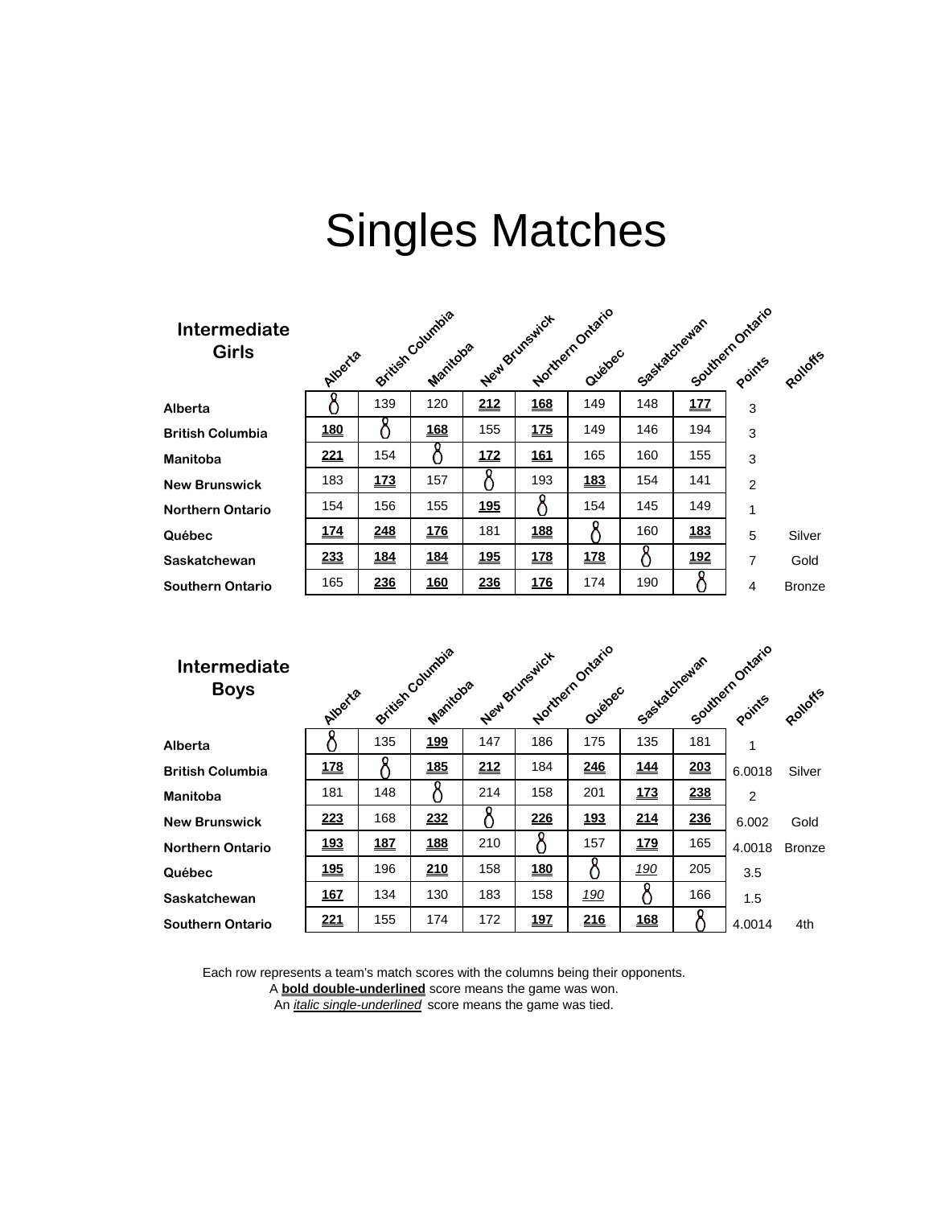# Singles Matches

**Intermediate Girls**

| | Alberta | British Columbia | Manitoba | New Brunswick | Northern Ontario | Québec | Saskatchewan | Southern Ontario | Points | Rolloffs |
|---|---|---|---|---|---|---|---|---|---|---|
| **Alberta** | | 139 | 120 | **212** | **168** | 149 | 148 | **177** | 3 | |
| **British Columbia** | **180** | | **168** | 155 | **175** | 149 | 146 | 194 | 3 | |
| **Manitoba** | **221** | 154 | | **172** | **161** | 165 | 160 | 155 | 3 | |
| **New Brunswick** | 183 | **173** | 157 | | 193 | **183** | 154 | 141 | 2 | |
| **Northern Ontario** | 154 | 156 | 155 | **195** | | 154 | 145 | 149 | 1 | |
| **Québec** | **174** | **248** | **176** | 181 | **188** | | 160 | **183** | 5 | Silver |
| **Saskatchewan** | **233** | **184** | **184** | **195** | **178** | **178** | | **192** | 7 | Gold |
| **Southern Ontario** | 165 | **236** | **160** | **236** | **176** | 174 | 190 | | 4 | Bronze |

**Intermediate Boys**

| | Alberta | British Columbia | Manitoba | New Brunswick | Northern Ontario | Québec | Saskatchewan | Southern Ontario | Points | Rolloffs |
|---|---|---|---|---|---|---|---|---|---|---|
| **Alberta** | | 135 | **199** | 147 | 186 | 175 | 135 | 181 | 1 | |
| **British Columbia** | **178** | | **185** | **212** | 184 | **246** | **144** | **203** | 6.0018 | Silver |
| **Manitoba** | 181 | 148 | | 214 | 158 | 201 | **173** | **238** | 2 | |
| **New Brunswick** | **223** | 168 | **232** | | **226** | **193** | **214** | **236** | 6.002 | Gold |
| **Northern Ontario** | **193** | **187** | **188** | 210 | | 157 | **179** | 165 | 4.0018 | Bronze |
| **Québec** | **195** | 196 | **210** | 158 | **180** | | *190* | 205 | 3.5 | |
| **Saskatchewan** | **167** | 134 | 130 | 183 | 158 | *190* | | 166 | 1.5 | |
| **Southern Ontario** | **221** | 155 | 174 | 172 | **197** | **216** | **168** | | 4.0014 | 4th |

Each row represents a team's match scores with the columns being their opponents.
A **bold double-underlined** score means the game was won.
An *italic single-underlined* score means the game was tied.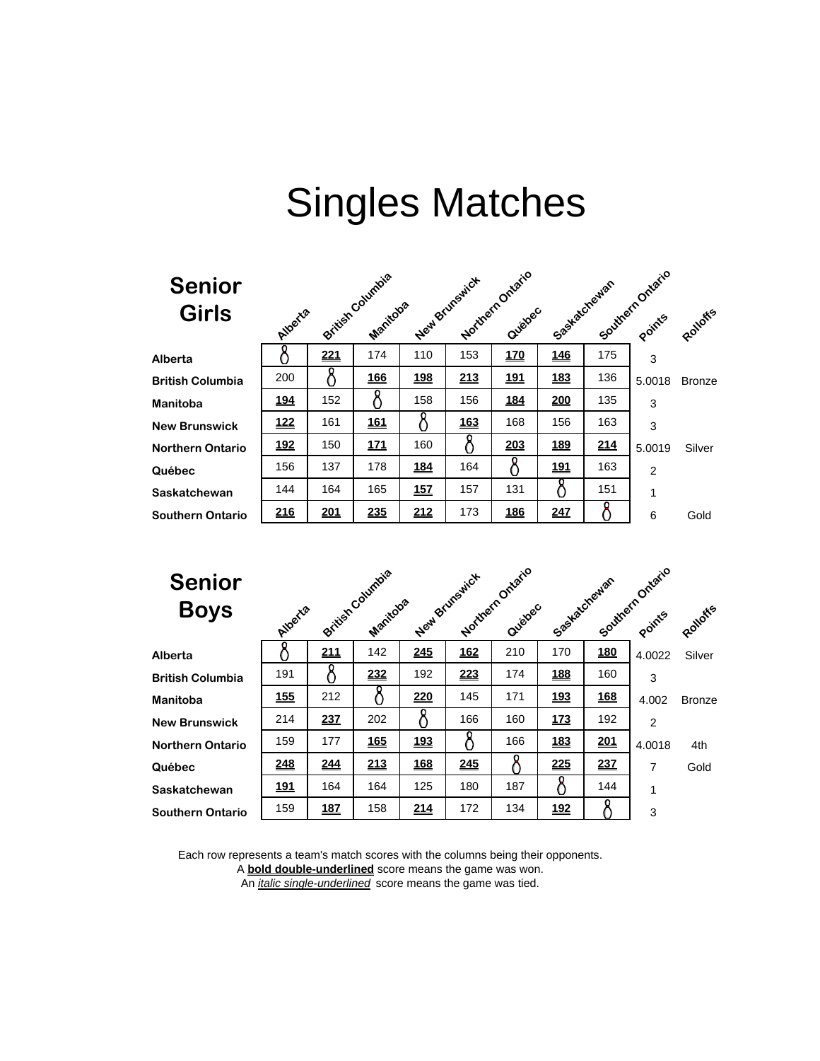# Singles Matches

## Senior Girls

| | Alberta | British Columbia | Manitoba | New Brunswick | Northern Ontario | Québec | Saskatchewan | Southern Ontario | Points | Rolloffs |
|---|---|---|---|---|---|---|---|---|---|---|
| **Alberta** | | **221** | 174 | 110 | 153 | **170** | **146** | 175 | 3 | |
| **British Columbia** | 200 | | **166** | **198** | **213** | **191** | **183** | 136 | 5.0018 | Bronze |
| **Manitoba** | **194** | 152 | | 158 | 156 | **184** | **200** | 135 | 3 | |
| **New Brunswick** | **122** | 161 | **161** | | **163** | 168 | 156 | 163 | 3 | |
| **Northern Ontario** | **192** | 150 | **171** | 160 | | **203** | **189** | **214** | 5.0019 | Silver |
| **Québec** | 156 | 137 | 178 | **184** | 164 | | **191** | 163 | 2 | |
| **Saskatchewan** | 144 | 164 | 165 | **157** | 157 | 131 | | 151 | 1 | |
| **Southern Ontario** | **216** | **201** | **235** | **212** | 173 | **186** | **247** | | 6 | Gold |

## Senior Boys

| | Alberta | British Columbia | Manitoba | New Brunswick | Northern Ontario | Québec | Saskatchewan | Southern Ontario | Points | Rolloffs |
|---|---|---|---|---|---|---|---|---|---|---|
| **Alberta** | | **211** | 142 | **245** | **162** | 210 | 170 | **180** | 4.0022 | Silver |
| **British Columbia** | 191 | | **232** | 192 | **223** | 174 | **188** | 160 | 3 | |
| **Manitoba** | **155** | 212 | | **220** | 145 | 171 | **193** | **168** | 4.002 | Bronze |
| **New Brunswick** | 214 | **237** | 202 | | 166 | 160 | **173** | 192 | 2 | |
| **Northern Ontario** | 159 | 177 | **165** | **193** | | 166 | **183** | **201** | 4.0018 | 4th |
| **Québec** | **248** | **244** | **213** | **168** | **245** | | **225** | **237** | 7 | Gold |
| **Saskatchewan** | **191** | 164 | 164 | 125 | 180 | 187 | | 144 | 1 | |
| **Southern Ontario** | 159 | **187** | 158 | **214** | 172 | 134 | **192** | | 3 | |

Each row represents a team's match scores with the columns being their opponents.
A **bold double-underlined** score means the game was won.
An *italic single-underlined* score means the game was tied.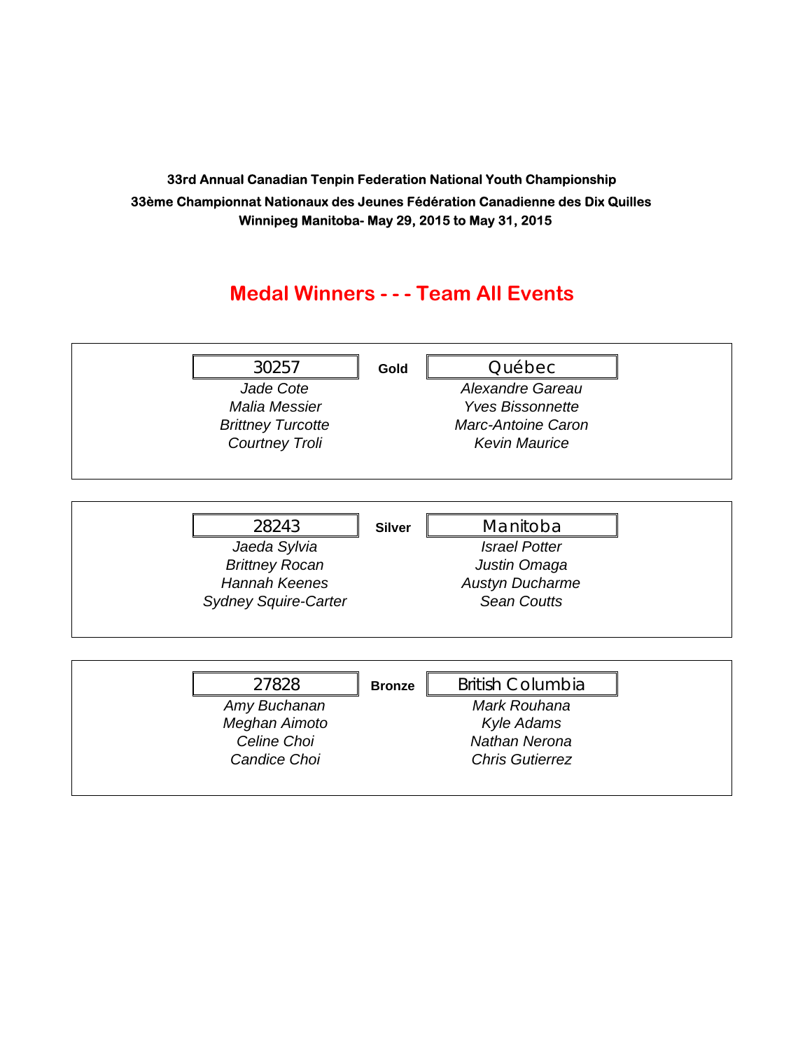**33rd Annual Canadian Tenpin Federation National Youth Championship**

**33ème Championnat Nationaux des Jeunes Fédération Canadienne des Dix Quilles**

**Winnipeg Manitoba- May 29, 2015 to May 31, 2015**

## Medal Winners - - - Team All Events

| 30257 | **Gold** | Québec |
|---|---|---|
| *Jade Cote* | | *Alexandre Gareau* |
| *Malia Messier* | | *Yves Bissonnette* |
| *Brittney Turcotte* | | *Marc-Antoine Caron* |
| *Courtney Troli* | | *Kevin Maurice* |

| 28243 | **Silver** | Manitoba |
|---|---|---|
| *Jaeda Sylvia* | | *Israel Potter* |
| *Brittney Rocan* | | *Justin Omaga* |
| *Hannah Keenes* | | *Austyn Ducharme* |
| *Sydney Squire-Carter* | | *Sean Coutts* |

| 27828 | **Bronze** | British Columbia |
|---|---|---|
| *Amy Buchanan* | | *Mark Rouhana* |
| *Meghan Aimoto* | | *Kyle Adams* |
| *Celine Choi* | | *Nathan Nerona* |
| *Candice Choi* | | *Chris Gutierrez* |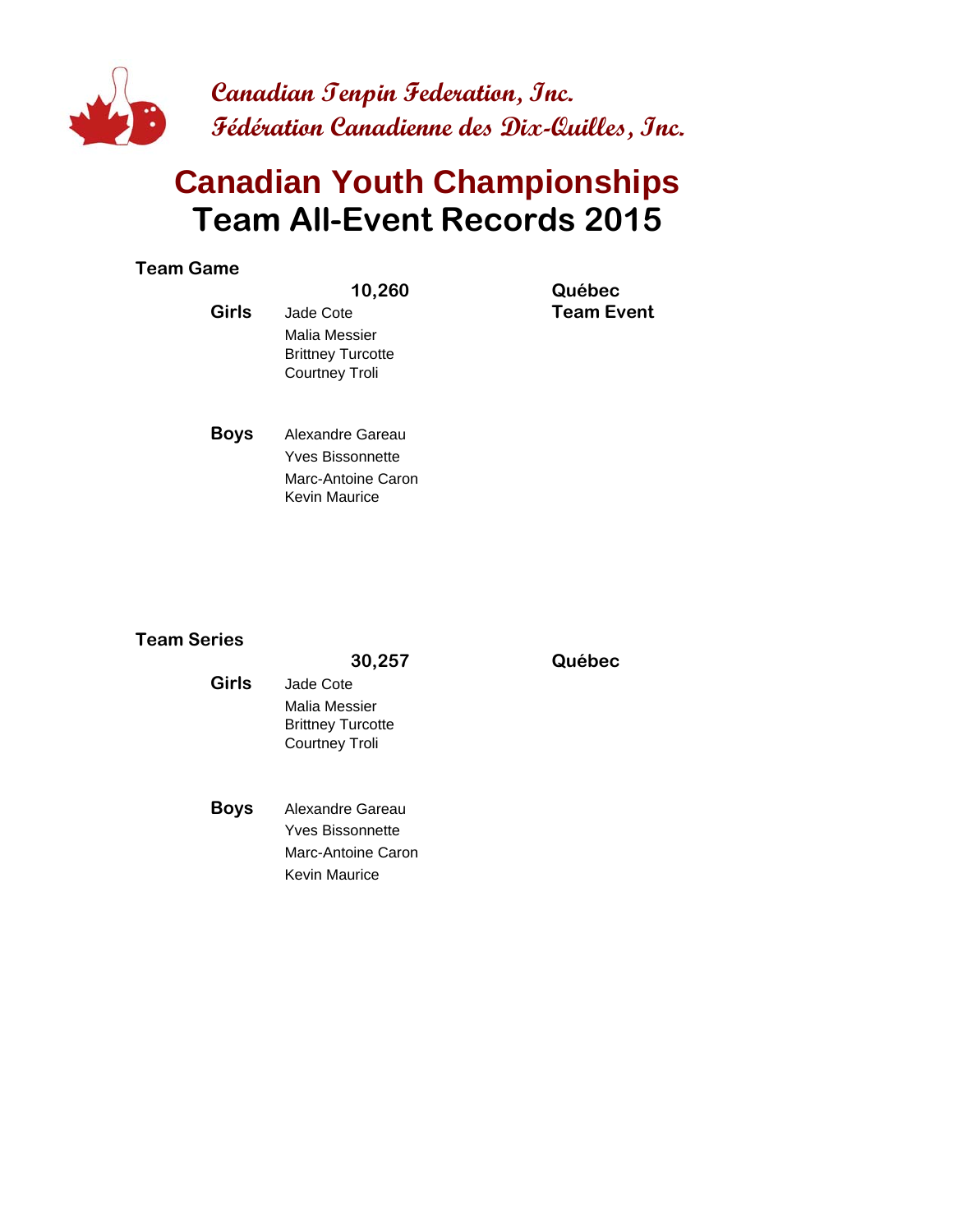Canadian Tenpin Federation, Inc.
Fédération Canadienne des Dix-Quilles, Inc.

# Canadian Youth Championships
# Team All-Event Records 2015

## Team Game

**10,260** — **Québec** — **Team Event**

**Girls**
- Jade Cote
- Malia Messier
- Brittney Turcotte
- Courtney Troli

**Boys**
- Alexandre Gareau
- Yves Bissonnette
- Marc-Antoine Caron
- Kevin Maurice

## Team Series

**30,257** — **Québec**

**Girls**
- Jade Cote
- Malia Messier
- Brittney Turcotte
- Courtney Troli

**Boys**
- Alexandre Gareau
- Yves Bissonnette
- Marc-Antoine Caron
- Kevin Maurice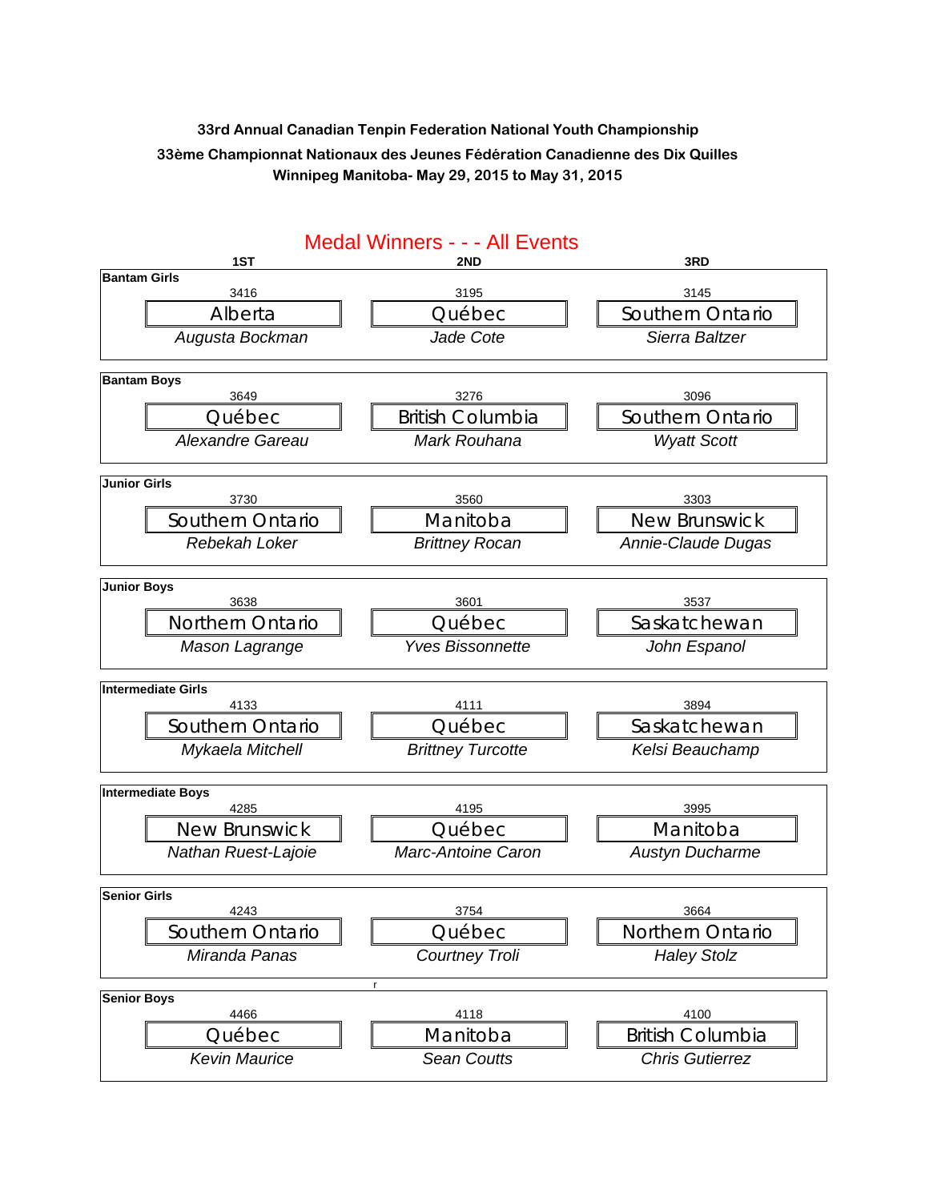**33rd Annual Canadian Tenpin Federation National Youth Championship**

**33ème Championnat Nationaux des Jeunes Fédération Canadienne des Dix Quilles**

**Winnipeg Manitoba- May 29, 2015 to May 31, 2015**

## Medal Winners - - - All Events

| Event | 1ST | 2ND | 3RD |
|---|---|---|---|
| **Bantam Girls** | 3416<br>Alberta<br>*Augusta Bockman* | 3195<br>Québec<br>*Jade Cote* | 3145<br>Southern Ontario<br>*Sierra Baltzer* |
| **Bantam Boys** | 3649<br>Québec<br>*Alexandre Gareau* | 3276<br>British Columbia<br>*Mark Rouhana* | 3096<br>Southern Ontario<br>*Wyatt Scott* |
| **Junior Girls** | 3730<br>Southern Ontario<br>*Rebekah Loker* | 3560<br>Manitoba<br>*Brittney Rocan* | 3303<br>New Brunswick<br>*Annie-Claude Dugas* |
| **Junior Boys** | 3638<br>Northern Ontario<br>*Mason Lagrange* | 3601<br>Québec<br>*Yves Bissonnette* | 3537<br>Saskatchewan<br>*John Espanol* |
| **Intermediate Girls** | 4133<br>Southern Ontario<br>*Mykaela Mitchell* | 4111<br>Québec<br>*Brittney Turcotte* | 3894<br>Saskatchewan<br>*Kelsi Beauchamp* |
| **Intermediate Boys** | 4285<br>New Brunswick<br>*Nathan Ruest-Lajoie* | 4195<br>Québec<br>*Marc-Antoine Caron* | 3995<br>Manitoba<br>*Austyn Ducharme* |
| **Senior Girls** | 4243<br>Southern Ontario<br>*Miranda Panas* | 3754<br>Québec<br>*Courtney Troli* | 3664<br>Northern Ontario<br>*Haley Stolz* |
| **Senior Boys** | 4466<br>Québec<br>*Kevin Maurice* | 4118<br>Manitoba<br>*Sean Coutts* | 4100<br>British Columbia<br>*Chris Gutierrez* |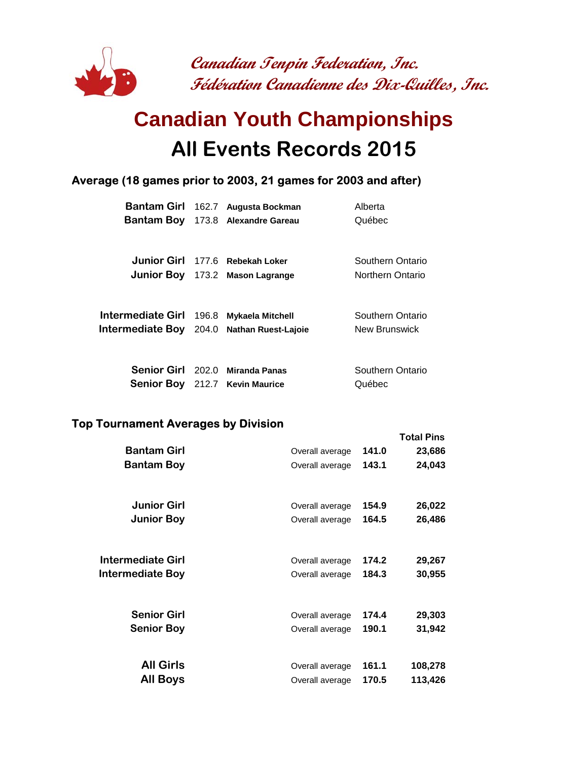*Canadian Tenpin Federation, Inc.*
*Fédération Canadienne des Dix-Quilles, Inc.*

# Canadian Youth Championships
# All Events Records 2015

### Average (18 games prior to 2003, 21 games for 2003 and after)

| Division | Average | Name | Province |
|---|---|---|---|
| **Bantam Girl** | 162.7 | **Augusta Bockman** | Alberta |
| **Bantam Boy** | 173.8 | **Alexandre Gareau** | Québec |
| **Junior Girl** | 177.6 | **Rebekah Loker** | Southern Ontario |
| **Junior Boy** | 173.2 | **Mason Lagrange** | Northern Ontario |
| **Intermediate Girl** | 196.8 | **Mykaela Mitchell** | Southern Ontario |
| **Intermediate Boy** | 204.0 | **Nathan Ruest-Lajoie** | New Brunswick |
| **Senior Girl** | 202.0 | **Miranda Panas** | Southern Ontario |
| **Senior Boy** | 212.7 | **Kevin Maurice** | Québec |

### Top Tournament Averages by Division

| Division | | Average | Total Pins |
|---|---|---|---|
| **Bantam Girl** | Overall average | **141.0** | **23,686** |
| **Bantam Boy** | Overall average | **143.1** | **24,043** |
| **Junior Girl** | Overall average | **154.9** | **26,022** |
| **Junior Boy** | Overall average | **164.5** | **26,486** |
| **Intermediate Girl** | Overall average | **174.2** | **29,267** |
| **Intermediate Boy** | Overall average | **184.3** | **30,955** |
| **Senior Girl** | Overall average | **174.4** | **29,303** |
| **Senior Boy** | Overall average | **190.1** | **31,942** |
| **All Girls** | Overall average | **161.1** | **108,278** |
| **All Boys** | Overall average | **170.5** | **113,426** |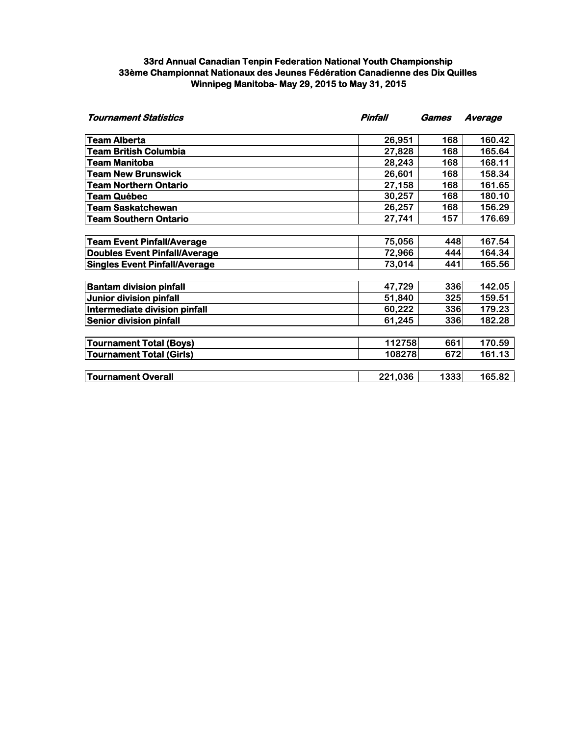**33rd Annual Canadian Tenpin Federation National Youth Championship**
**33ème Championnat Nationaux des Jeunes Fédération Canadienne des Dix Quilles**
**Winnipeg Manitoba- May 29, 2015 to May 31, 2015**

| ***Tournament Statistics*** | ***Pinfall*** | ***Games*** | ***Average*** |
|---|---|---|---|
| **Team Alberta** | 26,951 | 168 | 160.42 |
| **Team British Columbia** | 27,828 | 168 | 165.64 |
| **Team Manitoba** | 28,243 | 168 | 168.11 |
| **Team New Brunswick** | 26,601 | 168 | 158.34 |
| **Team Northern Ontario** | 27,158 | 168 | 161.65 |
| **Team Québec** | 30,257 | 168 | 180.10 |
| **Team Saskatchewan** | 26,257 | 168 | 156.29 |
| **Team Southern Ontario** | 27,741 | 157 | 176.69 |
| | | | |
| **Team Event Pinfall/Average** | 75,056 | 448 | 167.54 |
| **Doubles Event Pinfall/Average** | 72,966 | 444 | 164.34 |
| **Singles Event Pinfall/Average** | 73,014 | 441 | 165.56 |
| | | | |
| **Bantam division pinfall** | 47,729 | 336 | 142.05 |
| **Junior division pinfall** | 51,840 | 325 | 159.51 |
| **Intermediate division pinfall** | 60,222 | 336 | 179.23 |
| **Senior division pinfall** | 61,245 | 336 | 182.28 |
| | | | |
| **Tournament Total (Boys)** | 112758 | 661 | 170.59 |
| **Tournament Total (Girls)** | 108278 | 672 | 161.13 |
| | | | |
| **Tournament Overall** | 221,036 | 1333 | 165.82 |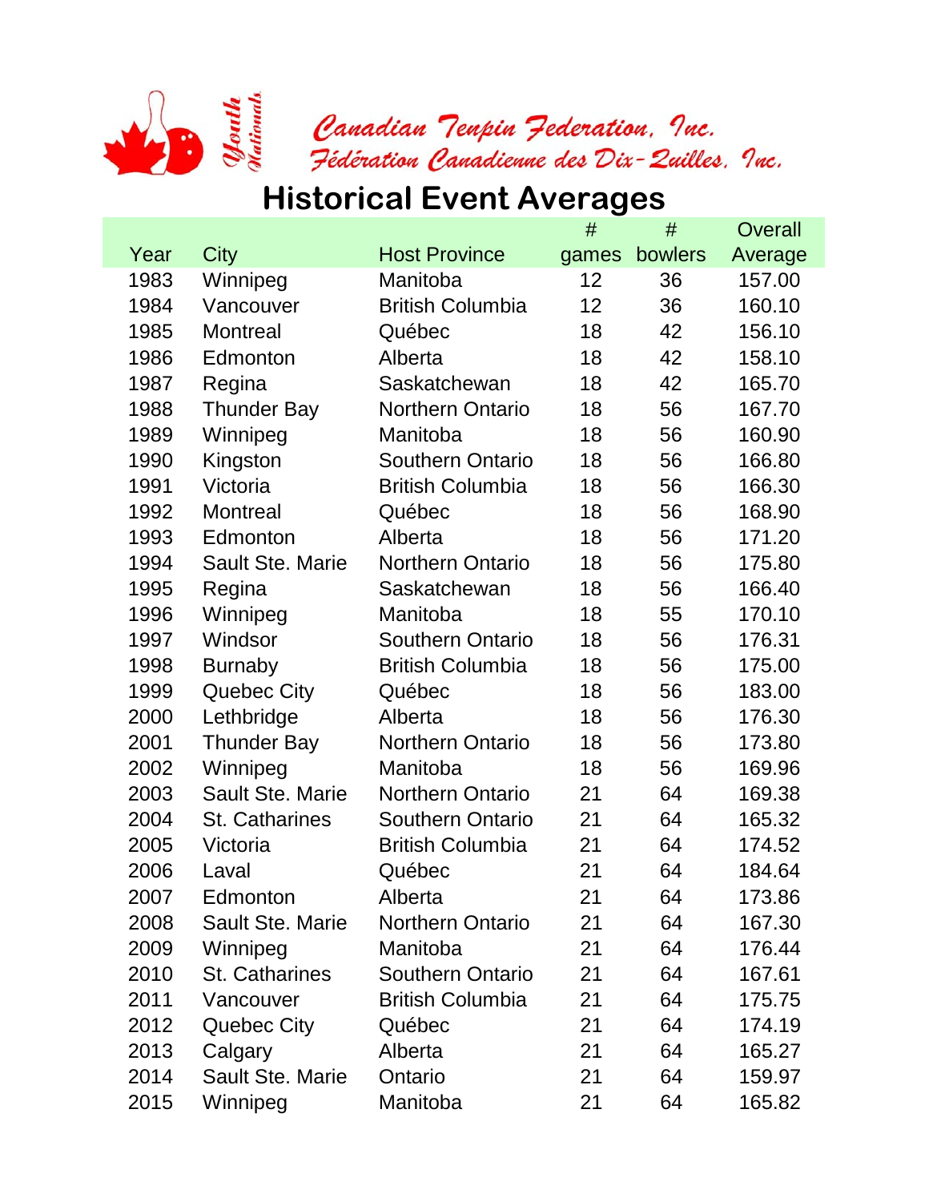Canadian Tenpin Federation, Inc.
Fédération Canadienne des Dix-Quilles, Inc.

# Historical Event Averages

| Year | City | Host Province | # games | # bowlers | Overall Average |
|---|---|---|---|---|---|
| 1983 | Winnipeg | Manitoba | 12 | 36 | 157.00 |
| 1984 | Vancouver | British Columbia | 12 | 36 | 160.10 |
| 1985 | Montreal | Québec | 18 | 42 | 156.10 |
| 1986 | Edmonton | Alberta | 18 | 42 | 158.10 |
| 1987 | Regina | Saskatchewan | 18 | 42 | 165.70 |
| 1988 | Thunder Bay | Northern Ontario | 18 | 56 | 167.70 |
| 1989 | Winnipeg | Manitoba | 18 | 56 | 160.90 |
| 1990 | Kingston | Southern Ontario | 18 | 56 | 166.80 |
| 1991 | Victoria | British Columbia | 18 | 56 | 166.30 |
| 1992 | Montreal | Québec | 18 | 56 | 168.90 |
| 1993 | Edmonton | Alberta | 18 | 56 | 171.20 |
| 1994 | Sault Ste. Marie | Northern Ontario | 18 | 56 | 175.80 |
| 1995 | Regina | Saskatchewan | 18 | 56 | 166.40 |
| 1996 | Winnipeg | Manitoba | 18 | 55 | 170.10 |
| 1997 | Windsor | Southern Ontario | 18 | 56 | 176.31 |
| 1998 | Burnaby | British Columbia | 18 | 56 | 175.00 |
| 1999 | Quebec City | Québec | 18 | 56 | 183.00 |
| 2000 | Lethbridge | Alberta | 18 | 56 | 176.30 |
| 2001 | Thunder Bay | Northern Ontario | 18 | 56 | 173.80 |
| 2002 | Winnipeg | Manitoba | 18 | 56 | 169.96 |
| 2003 | Sault Ste. Marie | Northern Ontario | 21 | 64 | 169.38 |
| 2004 | St. Catharines | Southern Ontario | 21 | 64 | 165.32 |
| 2005 | Victoria | British Columbia | 21 | 64 | 174.52 |
| 2006 | Laval | Québec | 21 | 64 | 184.64 |
| 2007 | Edmonton | Alberta | 21 | 64 | 173.86 |
| 2008 | Sault Ste. Marie | Northern Ontario | 21 | 64 | 167.30 |
| 2009 | Winnipeg | Manitoba | 21 | 64 | 176.44 |
| 2010 | St. Catharines | Southern Ontario | 21 | 64 | 167.61 |
| 2011 | Vancouver | British Columbia | 21 | 64 | 175.75 |
| 2012 | Quebec City | Québec | 21 | 64 | 174.19 |
| 2013 | Calgary | Alberta | 21 | 64 | 165.27 |
| 2014 | Sault Ste. Marie | Ontario | 21 | 64 | 159.97 |
| 2015 | Winnipeg | Manitoba | 21 | 64 | 165.82 |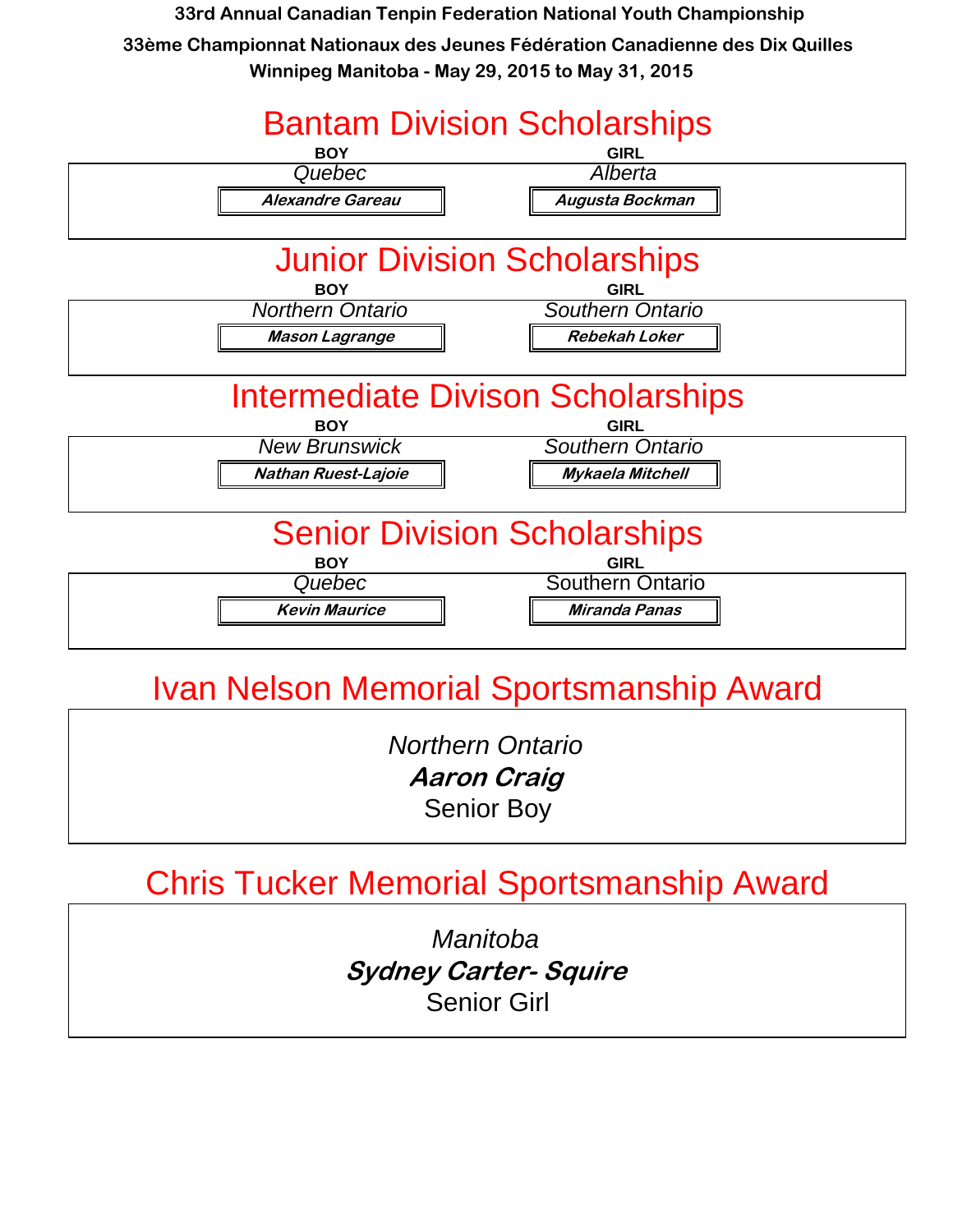**33rd Annual Canadian Tenpin Federation National Youth Championship**

**33ème Championnat Nationaux des Jeunes Fédération Canadienne des Dix Quilles**

**Winnipeg Manitoba - May 29, 2015 to May 31, 2015**

## Bantam Division Scholarships

| BOY | GIRL |
|---|---|
| *Quebec* | *Alberta* |
| ***Alexandre Gareau*** | ***Augusta Bockman*** |

## Junior Division Scholarships

| BOY | GIRL |
|---|---|
| *Northern Ontario* | *Southern Ontario* |
| ***Mason Lagrange*** | ***Rebekah Loker*** |

## Intermediate Divison Scholarships

| BOY | GIRL |
|---|---|
| *New Brunswick* | *Southern Ontario* |
| ***Nathan Ruest-Lajoie*** | ***Mykaela Mitchell*** |

## Senior Division Scholarships

| BOY | GIRL |
|---|---|
| *Quebec* | Southern Ontario |
| ***Kevin Maurice*** | ***Miranda Panas*** |

## Ivan Nelson Memorial Sportsmanship Award

*Northern Ontario*

***Aaron Craig***

Senior Boy

## Chris Tucker Memorial Sportsmanship Award

*Manitoba*

***Sydney Carter- Squire***

Senior Girl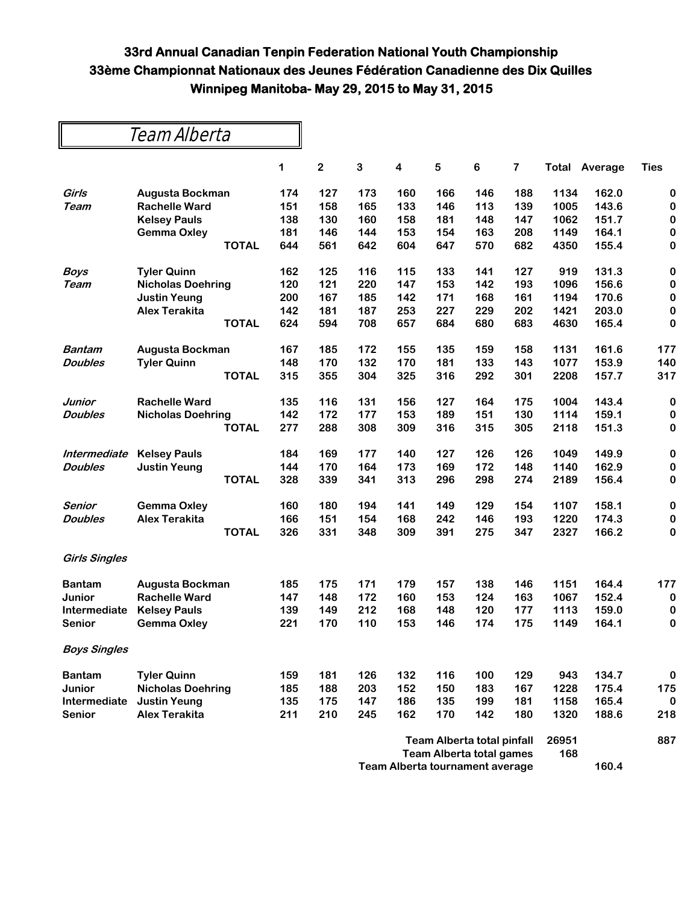# 33rd Annual Canadian Tenpin Federation National Youth Championship
# 33ème Championnat Nationaux des Jeunes Fédération Canadienne des Dix Quilles
# Winnipeg Manitoba- May 29, 2015 to May 31, 2015

## Team Alberta

| | | 1 | 2 | 3 | 4 | 5 | 6 | 7 | Total | Average | Ties |
|---|---|---|---|---|---|---|---|---|---|---|---|
| *Girls* | Augusta Bockman | 174 | 127 | 173 | 160 | 166 | 146 | 188 | 1134 | 162.0 | 0 |
| *Team* | Rachelle Ward | 151 | 158 | 165 | 133 | 146 | 113 | 139 | 1005 | 143.6 | 0 |
| | Kelsey Pauls | 138 | 130 | 160 | 158 | 181 | 148 | 147 | 1062 | 151.7 | 0 |
| | Gemma Oxley | 181 | 146 | 144 | 153 | 154 | 163 | 208 | 1149 | 164.1 | 0 |
| | **TOTAL** | 644 | 561 | 642 | 604 | 647 | 570 | 682 | 4350 | 155.4 | 0 |
| *Boys* | Tyler Quinn | 162 | 125 | 116 | 115 | 133 | 141 | 127 | 919 | 131.3 | 0 |
| *Team* | Nicholas Doehring | 120 | 121 | 220 | 147 | 153 | 142 | 193 | 1096 | 156.6 | 0 |
| | Justin Yeung | 200 | 167 | 185 | 142 | 171 | 168 | 161 | 1194 | 170.6 | 0 |
| | Alex Terakita | 142 | 181 | 187 | 253 | 227 | 229 | 202 | 1421 | 203.0 | 0 |
| | **TOTAL** | 624 | 594 | 708 | 657 | 684 | 680 | 683 | 4630 | 165.4 | 0 |
| *Bantam* | Augusta Bockman | 167 | 185 | 172 | 155 | 135 | 159 | 158 | 1131 | 161.6 | 177 |
| *Doubles* | Tyler Quinn | 148 | 170 | 132 | 170 | 181 | 133 | 143 | 1077 | 153.9 | 140 |
| | **TOTAL** | 315 | 355 | 304 | 325 | 316 | 292 | 301 | 2208 | 157.7 | 317 |
| *Junior* | Rachelle Ward | 135 | 116 | 131 | 156 | 127 | 164 | 175 | 1004 | 143.4 | 0 |
| *Doubles* | Nicholas Doehring | 142 | 172 | 177 | 153 | 189 | 151 | 130 | 1114 | 159.1 | 0 |
| | **TOTAL** | 277 | 288 | 308 | 309 | 316 | 315 | 305 | 2118 | 151.3 | 0 |
| *Intermediate* | Kelsey Pauls | 184 | 169 | 177 | 140 | 127 | 126 | 126 | 1049 | 149.9 | 0 |
| *Doubles* | Justin Yeung | 144 | 170 | 164 | 173 | 169 | 172 | 148 | 1140 | 162.9 | 0 |
| | **TOTAL** | 328 | 339 | 341 | 313 | 296 | 298 | 274 | 2189 | 156.4 | 0 |
| *Senior* | Gemma Oxley | 160 | 180 | 194 | 141 | 149 | 129 | 154 | 1107 | 158.1 | 0 |
| *Doubles* | Alex Terakita | 166 | 151 | 154 | 168 | 242 | 146 | 193 | 1220 | 174.3 | 0 |
| | **TOTAL** | 326 | 331 | 348 | 309 | 391 | 275 | 347 | 2327 | 166.2 | 0 |
| *Girls Singles* | | | | | | | | | | | |
| Bantam | Augusta Bockman | 185 | 175 | 171 | 179 | 157 | 138 | 146 | 1151 | 164.4 | 177 |
| Junior | Rachelle Ward | 147 | 148 | 172 | 160 | 153 | 124 | 163 | 1067 | 152.4 | 0 |
| Intermediate | Kelsey Pauls | 139 | 149 | 212 | 168 | 148 | 120 | 177 | 1113 | 159.0 | 0 |
| Senior | Gemma Oxley | 221 | 170 | 110 | 153 | 146 | 174 | 175 | 1149 | 164.1 | 0 |
| *Boys Singles* | | | | | | | | | | | |
| Bantam | Tyler Quinn | 159 | 181 | 126 | 132 | 116 | 100 | 129 | 943 | 134.7 | 0 |
| Junior | Nicholas Doehring | 185 | 188 | 203 | 152 | 150 | 183 | 167 | 1228 | 175.4 | 175 |
| Intermediate | Justin Yeung | 135 | 175 | 147 | 186 | 135 | 199 | 181 | 1158 | 165.4 | 0 |
| Senior | Alex Terakita | 211 | 210 | 245 | 162 | 170 | 142 | 180 | 1320 | 188.6 | 218 |

| | | | |
|---|---|---|---|
| **Team Alberta total pinfall** | 26951 | | 887 |
| **Team Alberta total games** | 168 | | |
| **Team Alberta tournament average** | | 160.4 | |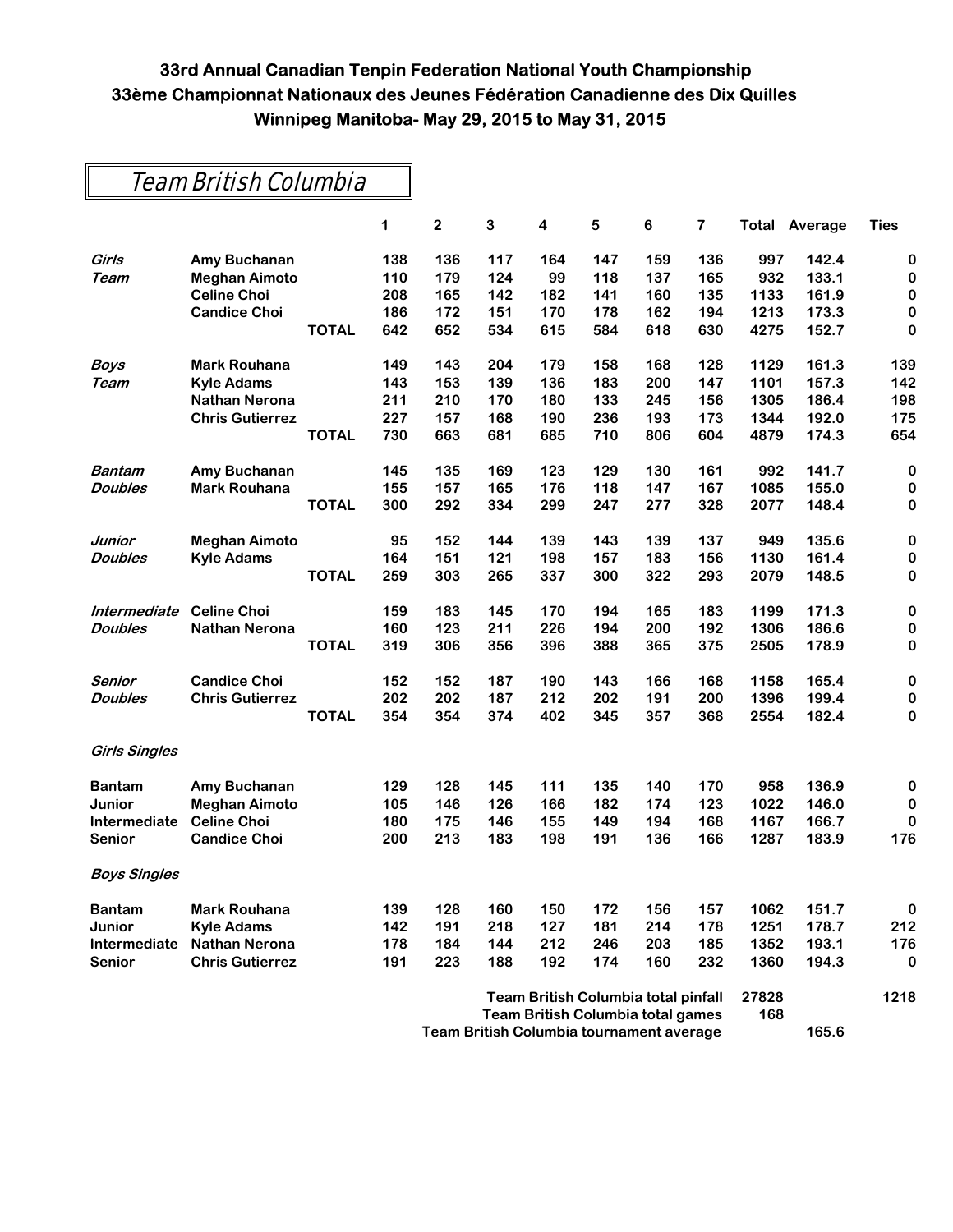**33rd Annual Canadian Tenpin Federation National Youth Championship**
**33ème Championnat Nationaux des Jeunes Fédération Canadienne des Dix Quilles**
**Winnipeg Manitoba- May 29, 2015 to May 31, 2015**

## Team British Columbia

| | | | 1 | 2 | 3 | 4 | 5 | 6 | 7 | Total | Average | Ties |
|---|---|---|---|---|---|---|---|---|---|---|---|---|
| *Girls* | **Amy Buchanan** | | 138 | 136 | 117 | 164 | 147 | 159 | 136 | 997 | 142.4 | 0 |
| *Team* | **Meghan Aimoto** | | 110 | 179 | 124 | 99 | 118 | 137 | 165 | 932 | 133.1 | 0 |
| | **Celine Choi** | | 208 | 165 | 142 | 182 | 141 | 160 | 135 | 1133 | 161.9 | 0 |
| | **Candice Choi** | | 186 | 172 | 151 | 170 | 178 | 162 | 194 | 1213 | 173.3 | 0 |
| | | **TOTAL** | 642 | 652 | 534 | 615 | 584 | 618 | 630 | 4275 | 152.7 | 0 |
| *Boys* | **Mark Rouhana** | | 149 | 143 | 204 | 179 | 158 | 168 | 128 | 1129 | 161.3 | 139 |
| *Team* | **Kyle Adams** | | 143 | 153 | 139 | 136 | 183 | 200 | 147 | 1101 | 157.3 | 142 |
| | **Nathan Nerona** | | 211 | 210 | 170 | 180 | 133 | 245 | 156 | 1305 | 186.4 | 198 |
| | **Chris Gutierrez** | | 227 | 157 | 168 | 190 | 236 | 193 | 173 | 1344 | 192.0 | 175 |
| | | **TOTAL** | 730 | 663 | 681 | 685 | 710 | 806 | 604 | 4879 | 174.3 | 654 |
| *Bantam* | **Amy Buchanan** | | 145 | 135 | 169 | 123 | 129 | 130 | 161 | 992 | 141.7 | 0 |
| *Doubles* | **Mark Rouhana** | | 155 | 157 | 165 | 176 | 118 | 147 | 167 | 1085 | 155.0 | 0 |
| | | **TOTAL** | 300 | 292 | 334 | 299 | 247 | 277 | 328 | 2077 | 148.4 | 0 |
| *Junior* | **Meghan Aimoto** | | 95 | 152 | 144 | 139 | 143 | 139 | 137 | 949 | 135.6 | 0 |
| *Doubles* | **Kyle Adams** | | 164 | 151 | 121 | 198 | 157 | 183 | 156 | 1130 | 161.4 | 0 |
| | | **TOTAL** | 259 | 303 | 265 | 337 | 300 | 322 | 293 | 2079 | 148.5 | 0 |
| *Intermediate* | **Celine Choi** | | 159 | 183 | 145 | 170 | 194 | 165 | 183 | 1199 | 171.3 | 0 |
| *Doubles* | **Nathan Nerona** | | 160 | 123 | 211 | 226 | 194 | 200 | 192 | 1306 | 186.6 | 0 |
| | | **TOTAL** | 319 | 306 | 356 | 396 | 388 | 365 | 375 | 2505 | 178.9 | 0 |
| *Senior* | **Candice Choi** | | 152 | 152 | 187 | 190 | 143 | 166 | 168 | 1158 | 165.4 | 0 |
| *Doubles* | **Chris Gutierrez** | | 202 | 202 | 187 | 212 | 202 | 191 | 200 | 1396 | 199.4 | 0 |
| | | **TOTAL** | 354 | 354 | 374 | 402 | 345 | 357 | 368 | 2554 | 182.4 | 0 |
| *Girls Singles* | | | | | | | | | | | | |
| **Bantam** | **Amy Buchanan** | | 129 | 128 | 145 | 111 | 135 | 140 | 170 | 958 | 136.9 | 0 |
| **Junior** | **Meghan Aimoto** | | 105 | 146 | 126 | 166 | 182 | 174 | 123 | 1022 | 146.0 | 0 |
| **Intermediate** | **Celine Choi** | | 180 | 175 | 146 | 155 | 149 | 194 | 168 | 1167 | 166.7 | 0 |
| **Senior** | **Candice Choi** | | 200 | 213 | 183 | 198 | 191 | 136 | 166 | 1287 | 183.9 | 176 |
| *Boys Singles* | | | | | | | | | | | | |
| **Bantam** | **Mark Rouhana** | | 139 | 128 | 160 | 150 | 172 | 156 | 157 | 1062 | 151.7 | 0 |
| **Junior** | **Kyle Adams** | | 142 | 191 | 218 | 127 | 181 | 214 | 178 | 1251 | 178.7 | 212 |
| **Intermediate** | **Nathan Nerona** | | 178 | 184 | 144 | 212 | 246 | 203 | 185 | 1352 | 193.1 | 176 |
| **Senior** | **Chris Gutierrez** | | 191 | 223 | 188 | 192 | 174 | 160 | 232 | 1360 | 194.3 | 0 |

**Team British Columbia total pinfall** 27828 — Ties 1218

**Team British Columbia total games** 168

**Team British Columbia tournament average** 165.6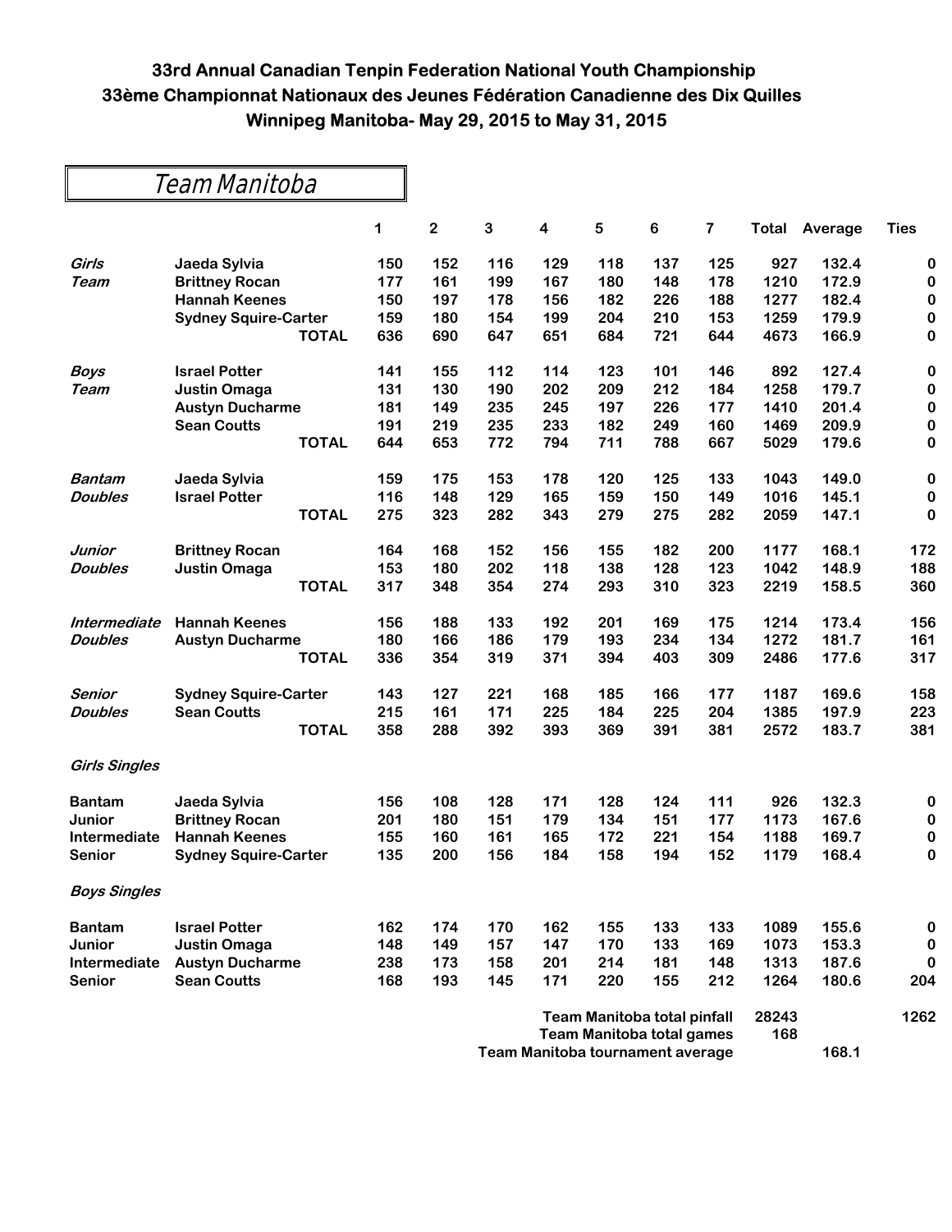# 33rd Annual Canadian Tenpin Federation National Youth Championship
# 33ème Championnat Nationaux des Jeunes Fédération Canadienne des Dix Quilles
# Winnipeg Manitoba- May 29, 2015 to May 31, 2015

## Team Manitoba

| | | 1 | 2 | 3 | 4 | 5 | 6 | 7 | Total | Average | Ties |
|---|---|---|---|---|---|---|---|---|---|---|---|
| *Girls* | Jaeda Sylvia | 150 | 152 | 116 | 129 | 118 | 137 | 125 | 927 | 132.4 | 0 |
| *Team* | Brittney Rocan | 177 | 161 | 199 | 167 | 180 | 148 | 178 | 1210 | 172.9 | 0 |
| | Hannah Keenes | 150 | 197 | 178 | 156 | 182 | 226 | 188 | 1277 | 182.4 | 0 |
| | Sydney Squire-Carter | 159 | 180 | 154 | 199 | 204 | 210 | 153 | 1259 | 179.9 | 0 |
| | TOTAL | 636 | 690 | 647 | 651 | 684 | 721 | 644 | 4673 | 166.9 | 0 |
| *Boys* | Israel Potter | 141 | 155 | 112 | 114 | 123 | 101 | 146 | 892 | 127.4 | 0 |
| *Team* | Justin Omaga | 131 | 130 | 190 | 202 | 209 | 212 | 184 | 1258 | 179.7 | 0 |
| | Austyn Ducharme | 181 | 149 | 235 | 245 | 197 | 226 | 177 | 1410 | 201.4 | 0 |
| | Sean Coutts | 191 | 219 | 235 | 233 | 182 | 249 | 160 | 1469 | 209.9 | 0 |
| | TOTAL | 644 | 653 | 772 | 794 | 711 | 788 | 667 | 5029 | 179.6 | 0 |
| *Bantam* | Jaeda Sylvia | 159 | 175 | 153 | 178 | 120 | 125 | 133 | 1043 | 149.0 | 0 |
| *Doubles* | Israel Potter | 116 | 148 | 129 | 165 | 159 | 150 | 149 | 1016 | 145.1 | 0 |
| | TOTAL | 275 | 323 | 282 | 343 | 279 | 275 | 282 | 2059 | 147.1 | 0 |
| *Junior* | Brittney Rocan | 164 | 168 | 152 | 156 | 155 | 182 | 200 | 1177 | 168.1 | 172 |
| *Doubles* | Justin Omaga | 153 | 180 | 202 | 118 | 138 | 128 | 123 | 1042 | 148.9 | 188 |
| | TOTAL | 317 | 348 | 354 | 274 | 293 | 310 | 323 | 2219 | 158.5 | 360 |
| *Intermediate* | Hannah Keenes | 156 | 188 | 133 | 192 | 201 | 169 | 175 | 1214 | 173.4 | 156 |
| *Doubles* | Austyn Ducharme | 180 | 166 | 186 | 179 | 193 | 234 | 134 | 1272 | 181.7 | 161 |
| | TOTAL | 336 | 354 | 319 | 371 | 394 | 403 | 309 | 2486 | 177.6 | 317 |
| *Senior* | Sydney Squire-Carter | 143 | 127 | 221 | 168 | 185 | 166 | 177 | 1187 | 169.6 | 158 |
| *Doubles* | Sean Coutts | 215 | 161 | 171 | 225 | 184 | 225 | 204 | 1385 | 197.9 | 223 |
| | TOTAL | 358 | 288 | 392 | 393 | 369 | 391 | 381 | 2572 | 183.7 | 381 |
| *Girls Singles* | | | | | | | | | | | |
| Bantam | Jaeda Sylvia | 156 | 108 | 128 | 171 | 128 | 124 | 111 | 926 | 132.3 | 0 |
| Junior | Brittney Rocan | 201 | 180 | 151 | 179 | 134 | 151 | 177 | 1173 | 167.6 | 0 |
| Intermediate | Hannah Keenes | 155 | 160 | 161 | 165 | 172 | 221 | 154 | 1188 | 169.7 | 0 |
| Senior | Sydney Squire-Carter | 135 | 200 | 156 | 184 | 158 | 194 | 152 | 1179 | 168.4 | 0 |
| *Boys Singles* | | | | | | | | | | | |
| Bantam | Israel Potter | 162 | 174 | 170 | 162 | 155 | 133 | 133 | 1089 | 155.6 | 0 |
| Junior | Justin Omaga | 148 | 149 | 157 | 147 | 170 | 133 | 169 | 1073 | 153.3 | 0 |
| Intermediate | Austyn Ducharme | 238 | 173 | 158 | 201 | 214 | 181 | 148 | 1313 | 187.6 | 0 |
| Senior | Sean Coutts | 168 | 193 | 145 | 171 | 220 | 155 | 212 | 1264 | 180.6 | 204 |

| | | |
|---|---|---|
| Team Manitoba total pinfall | 28243 | 1262 |
| Team Manitoba total games | 168 | |
| Team Manitoba tournament average | | 168.1 |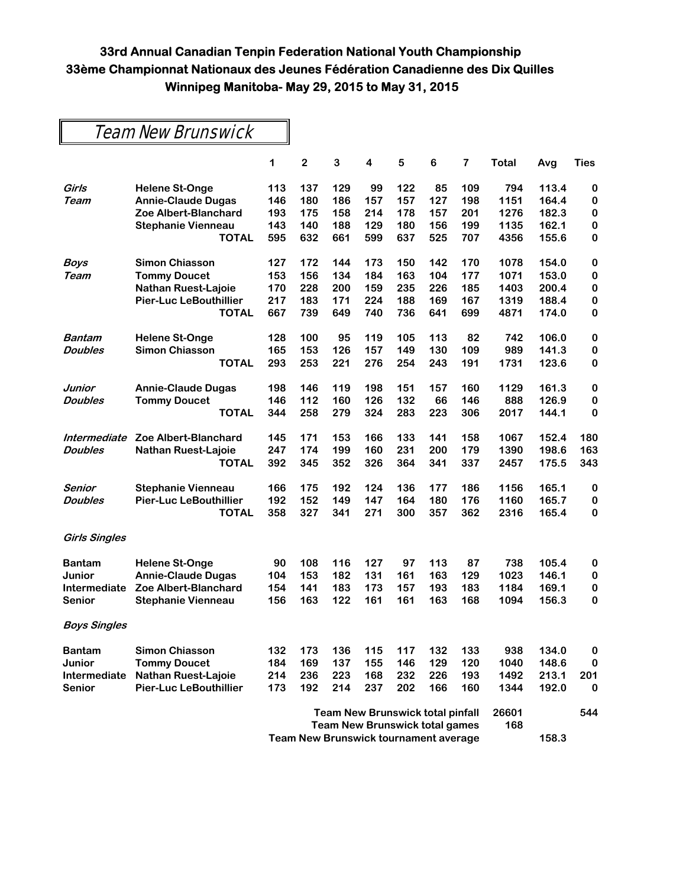**33rd Annual Canadian Tenpin Federation National Youth Championship**
**33ème Championnat Nationaux des Jeunes Fédération Canadienne des Dix Quilles**
**Winnipeg Manitoba- May 29, 2015 to May 31, 2015**

## Team New Brunswick

| | | 1 | 2 | 3 | 4 | 5 | 6 | 7 | Total | Avg | Ties |
|---|---|---|---|---|---|---|---|---|---|---|---|
| *Girls* | Helene St-Onge | 113 | 137 | 129 | 99 | 122 | 85 | 109 | 794 | 113.4 | 0 |
| *Team* | Annie-Claude Dugas | 146 | 180 | 186 | 157 | 157 | 127 | 198 | 1151 | 164.4 | 0 |
| | Zoe Albert-Blanchard | 193 | 175 | 158 | 214 | 178 | 157 | 201 | 1276 | 182.3 | 0 |
| | Stephanie Vienneau | 143 | 140 | 188 | 129 | 180 | 156 | 199 | 1135 | 162.1 | 0 |
| | TOTAL | 595 | 632 | 661 | 599 | 637 | 525 | 707 | 4356 | 155.6 | 0 |
| *Boys* | Simon Chiasson | 127 | 172 | 144 | 173 | 150 | 142 | 170 | 1078 | 154.0 | 0 |
| *Team* | Tommy Doucet | 153 | 156 | 134 | 184 | 163 | 104 | 177 | 1071 | 153.0 | 0 |
| | Nathan Ruest-Lajoie | 170 | 228 | 200 | 159 | 235 | 226 | 185 | 1403 | 200.4 | 0 |
| | Pier-Luc LeBouthillier | 217 | 183 | 171 | 224 | 188 | 169 | 167 | 1319 | 188.4 | 0 |
| | TOTAL | 667 | 739 | 649 | 740 | 736 | 641 | 699 | 4871 | 174.0 | 0 |
| *Bantam* | Helene St-Onge | 128 | 100 | 95 | 119 | 105 | 113 | 82 | 742 | 106.0 | 0 |
| *Doubles* | Simon Chiasson | 165 | 153 | 126 | 157 | 149 | 130 | 109 | 989 | 141.3 | 0 |
| | TOTAL | 293 | 253 | 221 | 276 | 254 | 243 | 191 | 1731 | 123.6 | 0 |
| *Junior* | Annie-Claude Dugas | 198 | 146 | 119 | 198 | 151 | 157 | 160 | 1129 | 161.3 | 0 |
| *Doubles* | Tommy Doucet | 146 | 112 | 160 | 126 | 132 | 66 | 146 | 888 | 126.9 | 0 |
| | TOTAL | 344 | 258 | 279 | 324 | 283 | 223 | 306 | 2017 | 144.1 | 0 |
| *Intermediate* | Zoe Albert-Blanchard | 145 | 171 | 153 | 166 | 133 | 141 | 158 | 1067 | 152.4 | 180 |
| *Doubles* | Nathan Ruest-Lajoie | 247 | 174 | 199 | 160 | 231 | 200 | 179 | 1390 | 198.6 | 163 |
| | TOTAL | 392 | 345 | 352 | 326 | 364 | 341 | 337 | 2457 | 175.5 | 343 |
| *Senior* | Stephanie Vienneau | 166 | 175 | 192 | 124 | 136 | 177 | 186 | 1156 | 165.1 | 0 |
| *Doubles* | Pier-Luc LeBouthillier | 192 | 152 | 149 | 147 | 164 | 180 | 176 | 1160 | 165.7 | 0 |
| | TOTAL | 358 | 327 | 341 | 271 | 300 | 357 | 362 | 2316 | 165.4 | 0 |
| *Girls Singles* | | | | | | | | | | | |
| Bantam | Helene St-Onge | 90 | 108 | 116 | 127 | 97 | 113 | 87 | 738 | 105.4 | 0 |
| Junior | Annie-Claude Dugas | 104 | 153 | 182 | 131 | 161 | 163 | 129 | 1023 | 146.1 | 0 |
| Intermediate | Zoe Albert-Blanchard | 154 | 141 | 183 | 173 | 157 | 193 | 183 | 1184 | 169.1 | 0 |
| Senior | Stephanie Vienneau | 156 | 163 | 122 | 161 | 161 | 163 | 168 | 1094 | 156.3 | 0 |
| *Boys Singles* | | | | | | | | | | | |
| Bantam | Simon Chiasson | 132 | 173 | 136 | 115 | 117 | 132 | 133 | 938 | 134.0 | 0 |
| Junior | Tommy Doucet | 184 | 169 | 137 | 155 | 146 | 129 | 120 | 1040 | 148.6 | 0 |
| Intermediate | Nathan Ruest-Lajoie | 214 | 236 | 223 | 168 | 232 | 226 | 193 | 1492 | 213.1 | 201 |
| Senior | Pier-Luc LeBouthillier | 173 | 192 | 214 | 237 | 202 | 166 | 160 | 1344 | 192.0 | 0 |

| | Total | Avg | Ties |
|---|---|---|---|
| Team New Brunswick total pinfall | 26601 | | 544 |
| Team New Brunswick total games | 168 | | |
| Team New Brunswick tournament average | | 158.3 | |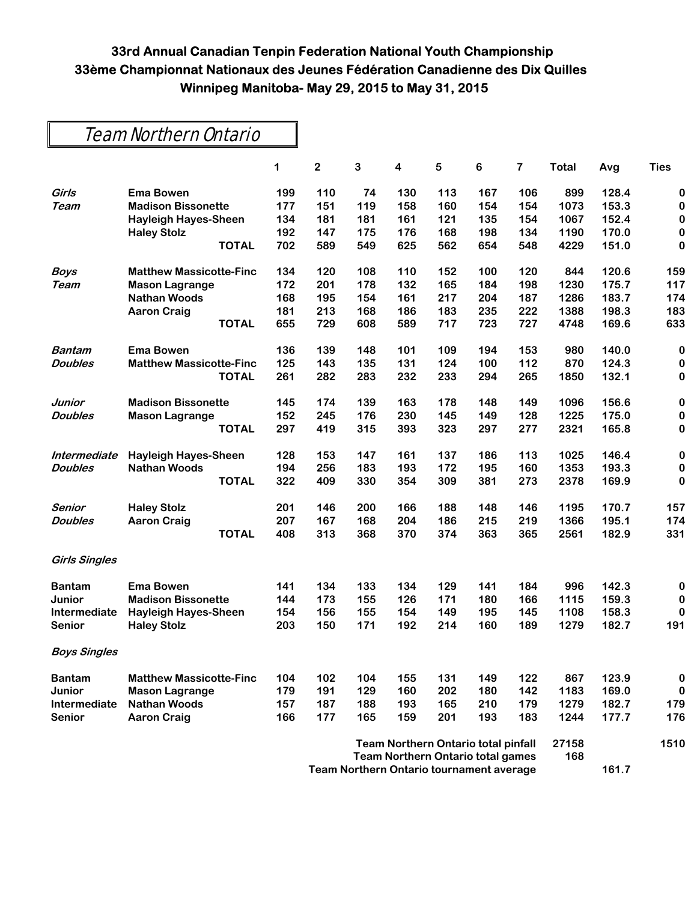# 33rd Annual Canadian Tenpin Federation National Youth Championship
# 33ème Championnat Nationaux des Jeunes Fédération Canadienne des Dix Quilles
# Winnipeg Manitoba- May 29, 2015 to May 31, 2015

## Team Northern Ontario

| | | 1 | 2 | 3 | 4 | 5 | 6 | 7 | Total | Avg | Ties |
|---|---|---|---|---|---|---|---|---|---|---|---|
| *Girls* | **Ema Bowen** | 199 | 110 | 74 | 130 | 113 | 167 | 106 | 899 | 128.4 | 0 |
| *Team* | **Madison Bissonette** | 177 | 151 | 119 | 158 | 160 | 154 | 154 | 1073 | 153.3 | 0 |
| | **Hayleigh Hayes-Sheen** | 134 | 181 | 181 | 161 | 121 | 135 | 154 | 1067 | 152.4 | 0 |
| | **Haley Stolz** | 192 | 147 | 175 | 176 | 168 | 198 | 134 | 1190 | 170.0 | 0 |
| | **TOTAL** | 702 | 589 | 549 | 625 | 562 | 654 | 548 | 4229 | 151.0 | 0 |
| *Boys* | **Matthew Massicotte-Finc** | 134 | 120 | 108 | 110 | 152 | 100 | 120 | 844 | 120.6 | 159 |
| *Team* | **Mason Lagrange** | 172 | 201 | 178 | 132 | 165 | 184 | 198 | 1230 | 175.7 | 117 |
| | **Nathan Woods** | 168 | 195 | 154 | 161 | 217 | 204 | 187 | 1286 | 183.7 | 174 |
| | **Aaron Craig** | 181 | 213 | 168 | 186 | 183 | 235 | 222 | 1388 | 198.3 | 183 |
| | **TOTAL** | 655 | 729 | 608 | 589 | 717 | 723 | 727 | 4748 | 169.6 | 633 |
| *Bantam* | **Ema Bowen** | 136 | 139 | 148 | 101 | 109 | 194 | 153 | 980 | 140.0 | 0 |
| *Doubles* | **Matthew Massicotte-Finc** | 125 | 143 | 135 | 131 | 124 | 100 | 112 | 870 | 124.3 | 0 |
| | **TOTAL** | 261 | 282 | 283 | 232 | 233 | 294 | 265 | 1850 | 132.1 | 0 |
| *Junior* | **Madison Bissonette** | 145 | 174 | 139 | 163 | 178 | 148 | 149 | 1096 | 156.6 | 0 |
| *Doubles* | **Mason Lagrange** | 152 | 245 | 176 | 230 | 145 | 149 | 128 | 1225 | 175.0 | 0 |
| | **TOTAL** | 297 | 419 | 315 | 393 | 323 | 297 | 277 | 2321 | 165.8 | 0 |
| *Intermediate* | **Hayleigh Hayes-Sheen** | 128 | 153 | 147 | 161 | 137 | 186 | 113 | 1025 | 146.4 | 0 |
| *Doubles* | **Nathan Woods** | 194 | 256 | 183 | 193 | 172 | 195 | 160 | 1353 | 193.3 | 0 |
| | **TOTAL** | 322 | 409 | 330 | 354 | 309 | 381 | 273 | 2378 | 169.9 | 0 |
| *Senior* | **Haley Stolz** | 201 | 146 | 200 | 166 | 188 | 148 | 146 | 1195 | 170.7 | 157 |
| *Doubles* | **Aaron Craig** | 207 | 167 | 168 | 204 | 186 | 215 | 219 | 1366 | 195.1 | 174 |
| | **TOTAL** | 408 | 313 | 368 | 370 | 374 | 363 | 365 | 2561 | 182.9 | 331 |
| *Girls Singles* | | | | | | | | | | | |
| **Bantam** | **Ema Bowen** | 141 | 134 | 133 | 134 | 129 | 141 | 184 | 996 | 142.3 | 0 |
| **Junior** | **Madison Bissonette** | 144 | 173 | 155 | 126 | 171 | 180 | 166 | 1115 | 159.3 | 0 |
| **Intermediate** | **Hayleigh Hayes-Sheen** | 154 | 156 | 155 | 154 | 149 | 195 | 145 | 1108 | 158.3 | 0 |
| **Senior** | **Haley Stolz** | 203 | 150 | 171 | 192 | 214 | 160 | 189 | 1279 | 182.7 | 191 |
| *Boys Singles* | | | | | | | | | | | |
| **Bantam** | **Matthew Massicotte-Finc** | 104 | 102 | 104 | 155 | 131 | 149 | 122 | 867 | 123.9 | 0 |
| **Junior** | **Mason Lagrange** | 179 | 191 | 129 | 160 | 202 | 180 | 142 | 1183 | 169.0 | 0 |
| **Intermediate** | **Nathan Woods** | 157 | 187 | 188 | 193 | 165 | 210 | 179 | 1279 | 182.7 | 179 |
| **Senior** | **Aaron Craig** | 166 | 177 | 165 | 159 | 201 | 193 | 183 | 1244 | 177.7 | 176 |

| | Total | Avg | Ties |
|---|---|---|---|
| **Team Northern Ontario total pinfall** | 27158 | | 1510 |
| **Team Northern Ontario total games** | 168 | | |
| **Team Northern Ontario tournament average** | | 161.7 | |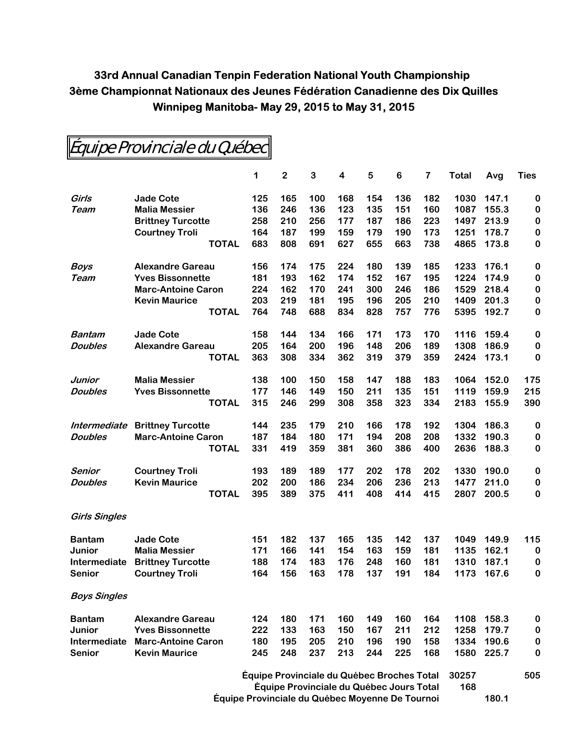**33rd Annual Canadian Tenpin Federation National Youth Championship**
**3ème Championnat Nationaux des Jeunes Fédération Canadienne des Dix Quilles**
**Winnipeg Manitoba- May 29, 2015 to May 31, 2015**

## Équipe Provinciale du Québec

| | | 1 | 2 | 3 | 4 | 5 | 6 | 7 | Total | Avg | Ties |
|---|---|---|---|---|---|---|---|---|---|---|---|
| *Girls* | **Jade Cote** | 125 | 165 | 100 | 168 | 154 | 136 | 182 | 1030 | 147.1 | 0 |
| *Team* | **Malia Messier** | 136 | 246 | 136 | 123 | 135 | 151 | 160 | 1087 | 155.3 | 0 |
| | **Brittney Turcotte** | 258 | 210 | 256 | 177 | 187 | 186 | 223 | 1497 | 213.9 | 0 |
| | **Courtney Troli** | 164 | 187 | 199 | 159 | 179 | 190 | 173 | 1251 | 178.7 | 0 |
| | **TOTAL** | 683 | 808 | 691 | 627 | 655 | 663 | 738 | 4865 | 173.8 | 0 |
| *Boys* | **Alexandre Gareau** | 156 | 174 | 175 | 224 | 180 | 139 | 185 | 1233 | 176.1 | 0 |
| *Team* | **Yves Bissonnette** | 181 | 193 | 162 | 174 | 152 | 167 | 195 | 1224 | 174.9 | 0 |
| | **Marc-Antoine Caron** | 224 | 162 | 170 | 241 | 300 | 246 | 186 | 1529 | 218.4 | 0 |
| | **Kevin Maurice** | 203 | 219 | 181 | 195 | 196 | 205 | 210 | 1409 | 201.3 | 0 |
| | **TOTAL** | 764 | 748 | 688 | 834 | 828 | 757 | 776 | 5395 | 192.7 | 0 |
| *Bantam* | **Jade Cote** | 158 | 144 | 134 | 166 | 171 | 173 | 170 | 1116 | 159.4 | 0 |
| *Doubles* | **Alexandre Gareau** | 205 | 164 | 200 | 196 | 148 | 206 | 189 | 1308 | 186.9 | 0 |
| | **TOTAL** | 363 | 308 | 334 | 362 | 319 | 379 | 359 | 2424 | 173.1 | 0 |
| *Junior* | **Malia Messier** | 138 | 100 | 150 | 158 | 147 | 188 | 183 | 1064 | 152.0 | 175 |
| *Doubles* | **Yves Bissonnette** | 177 | 146 | 149 | 150 | 211 | 135 | 151 | 1119 | 159.9 | 215 |
| | **TOTAL** | 315 | 246 | 299 | 308 | 358 | 323 | 334 | 2183 | 155.9 | 390 |
| *Intermediate* | **Brittney Turcotte** | 144 | 235 | 179 | 210 | 166 | 178 | 192 | 1304 | 186.3 | 0 |
| *Doubles* | **Marc-Antoine Caron** | 187 | 184 | 180 | 171 | 194 | 208 | 208 | 1332 | 190.3 | 0 |
| | **TOTAL** | 331 | 419 | 359 | 381 | 360 | 386 | 400 | 2636 | 188.3 | 0 |
| *Senior* | **Courtney Troli** | 193 | 189 | 189 | 177 | 202 | 178 | 202 | 1330 | 190.0 | 0 |
| *Doubles* | **Kevin Maurice** | 202 | 200 | 186 | 234 | 206 | 236 | 213 | 1477 | 211.0 | 0 |
| | **TOTAL** | 395 | 389 | 375 | 411 | 408 | 414 | 415 | 2807 | 200.5 | 0 |
| *Girls Singles* | | | | | | | | | | | |
| **Bantam** | **Jade Cote** | 151 | 182 | 137 | 165 | 135 | 142 | 137 | 1049 | 149.9 | 115 |
| **Junior** | **Malia Messier** | 171 | 166 | 141 | 154 | 163 | 159 | 181 | 1135 | 162.1 | 0 |
| **Intermediate** | **Brittney Turcotte** | 188 | 174 | 183 | 176 | 248 | 160 | 181 | 1310 | 187.1 | 0 |
| **Senior** | **Courtney Troli** | 164 | 156 | 163 | 178 | 137 | 191 | 184 | 1173 | 167.6 | 0 |
| *Boys Singles* | | | | | | | | | | | |
| **Bantam** | **Alexandre Gareau** | 124 | 180 | 171 | 160 | 149 | 160 | 164 | 1108 | 158.3 | 0 |
| **Junior** | **Yves Bissonnette** | 222 | 133 | 163 | 150 | 167 | 211 | 212 | 1258 | 179.7 | 0 |
| **Intermediate** | **Marc-Antoine Caron** | 180 | 195 | 205 | 210 | 196 | 190 | 158 | 1334 | 190.6 | 0 |
| **Senior** | **Kevin Maurice** | 245 | 248 | 237 | 213 | 244 | 225 | 168 | 1580 | 225.7 | 0 |

**Équipe Provinciale du Québec Broches Total** 30257 505
**Équipe Provinciale du Québec Jours Total** 168
**Équipe Provinciale du Québec Moyenne De Tournoi** 180.1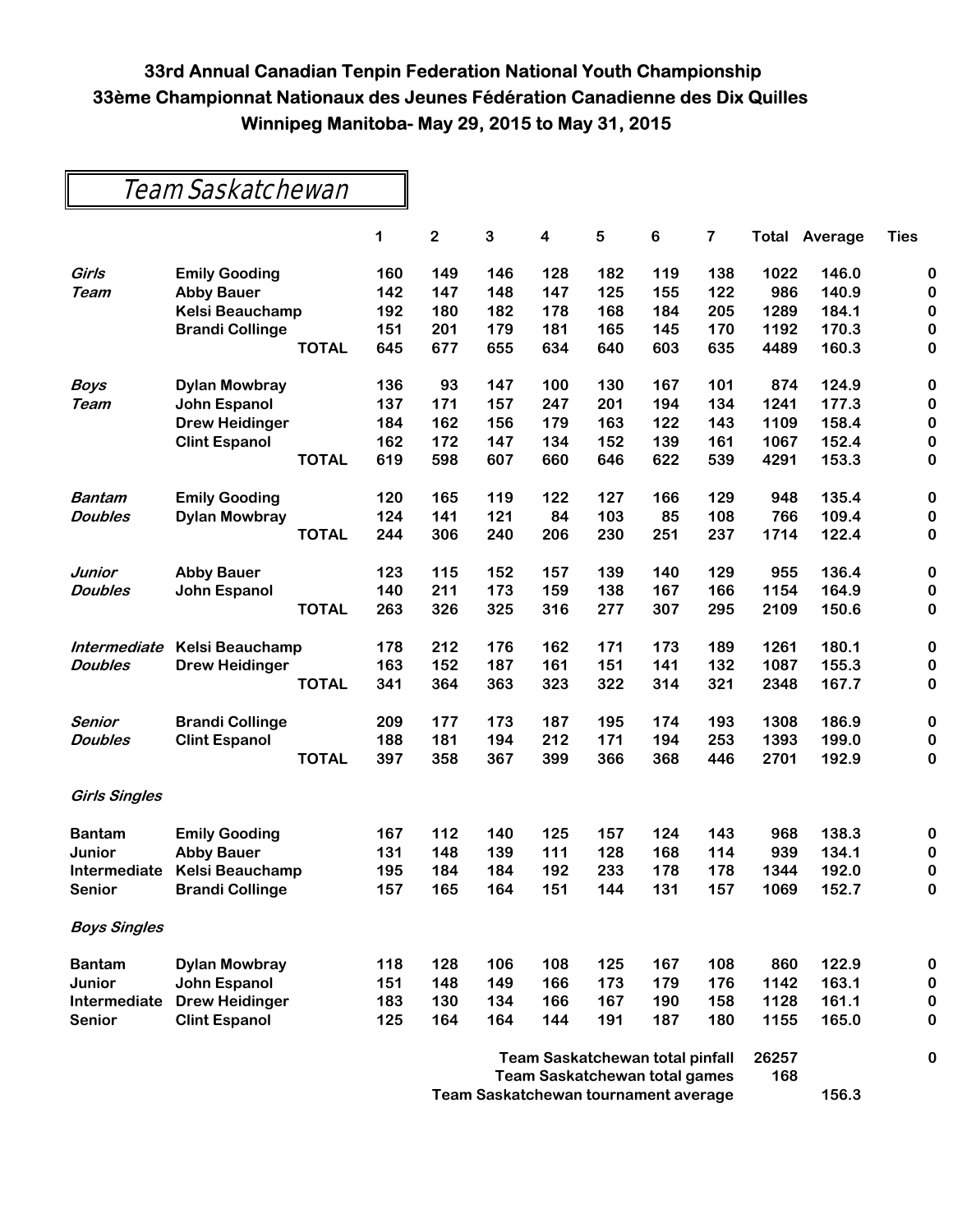# 33rd Annual Canadian Tenpin Federation National Youth Championship
# 33ème Championnat Nationaux des Jeunes Fédération Canadienne des Dix Quilles
# Winnipeg Manitoba- May 29, 2015 to May 31, 2015

## Team Saskatchewan

| | | | 1 | 2 | 3 | 4 | 5 | 6 | 7 | Total | Average | Ties |
|---|---|---|---|---|---|---|---|---|---|---|---|---|
| *Girls* | **Emily Gooding** | | 160 | 149 | 146 | 128 | 182 | 119 | 138 | 1022 | 146.0 | 0 |
| *Team* | **Abby Bauer** | | 142 | 147 | 148 | 147 | 125 | 155 | 122 | 986 | 140.9 | 0 |
| | **Kelsi Beauchamp** | | 192 | 180 | 182 | 178 | 168 | 184 | 205 | 1289 | 184.1 | 0 |
| | **Brandi Collinge** | | 151 | 201 | 179 | 181 | 165 | 145 | 170 | 1192 | 170.3 | 0 |
| | | **TOTAL** | 645 | 677 | 655 | 634 | 640 | 603 | 635 | 4489 | 160.3 | 0 |
| *Boys* | **Dylan Mowbray** | | 136 | 93 | 147 | 100 | 130 | 167 | 101 | 874 | 124.9 | 0 |
| *Team* | **John Espanol** | | 137 | 171 | 157 | 247 | 201 | 194 | 134 | 1241 | 177.3 | 0 |
| | **Drew Heidinger** | | 184 | 162 | 156 | 179 | 163 | 122 | 143 | 1109 | 158.4 | 0 |
| | **Clint Espanol** | | 162 | 172 | 147 | 134 | 152 | 139 | 161 | 1067 | 152.4 | 0 |
| | | **TOTAL** | 619 | 598 | 607 | 660 | 646 | 622 | 539 | 4291 | 153.3 | 0 |
| *Bantam* | **Emily Gooding** | | 120 | 165 | 119 | 122 | 127 | 166 | 129 | 948 | 135.4 | 0 |
| *Doubles* | **Dylan Mowbray** | | 124 | 141 | 121 | 84 | 103 | 85 | 108 | 766 | 109.4 | 0 |
| | | **TOTAL** | 244 | 306 | 240 | 206 | 230 | 251 | 237 | 1714 | 122.4 | 0 |
| *Junior* | **Abby Bauer** | | 123 | 115 | 152 | 157 | 139 | 140 | 129 | 955 | 136.4 | 0 |
| *Doubles* | **John Espanol** | | 140 | 211 | 173 | 159 | 138 | 167 | 166 | 1154 | 164.9 | 0 |
| | | **TOTAL** | 263 | 326 | 325 | 316 | 277 | 307 | 295 | 2109 | 150.6 | 0 |
| *Intermediate* | **Kelsi Beauchamp** | | 178 | 212 | 176 | 162 | 171 | 173 | 189 | 1261 | 180.1 | 0 |
| *Doubles* | **Drew Heidinger** | | 163 | 152 | 187 | 161 | 151 | 141 | 132 | 1087 | 155.3 | 0 |
| | | **TOTAL** | 341 | 364 | 363 | 323 | 322 | 314 | 321 | 2348 | 167.7 | 0 |
| *Senior* | **Brandi Collinge** | | 209 | 177 | 173 | 187 | 195 | 174 | 193 | 1308 | 186.9 | 0 |
| *Doubles* | **Clint Espanol** | | 188 | 181 | 194 | 212 | 171 | 194 | 253 | 1393 | 199.0 | 0 |
| | | **TOTAL** | 397 | 358 | 367 | 399 | 366 | 368 | 446 | 2701 | 192.9 | 0 |
| *Girls Singles* | | | | | | | | | | | | |
| **Bantam** | **Emily Gooding** | | 167 | 112 | 140 | 125 | 157 | 124 | 143 | 968 | 138.3 | 0 |
| **Junior** | **Abby Bauer** | | 131 | 148 | 139 | 111 | 128 | 168 | 114 | 939 | 134.1 | 0 |
| **Intermediate** | **Kelsi Beauchamp** | | 195 | 184 | 184 | 192 | 233 | 178 | 178 | 1344 | 192.0 | 0 |
| **Senior** | **Brandi Collinge** | | 157 | 165 | 164 | 151 | 144 | 131 | 157 | 1069 | 152.7 | 0 |
| *Boys Singles* | | | | | | | | | | | | |
| **Bantam** | **Dylan Mowbray** | | 118 | 128 | 106 | 108 | 125 | 167 | 108 | 860 | 122.9 | 0 |
| **Junior** | **John Espanol** | | 151 | 148 | 149 | 166 | 173 | 179 | 176 | 1142 | 163.1 | 0 |
| **Intermediate** | **Drew Heidinger** | | 183 | 130 | 134 | 166 | 167 | 190 | 158 | 1128 | 161.1 | 0 |
| **Senior** | **Clint Espanol** | | 125 | 164 | 164 | 144 | 191 | 187 | 180 | 1155 | 165.0 | 0 |

**Team Saskatchewan total pinfall** 26257 0

**Team Saskatchewan total games** 168

**Team Saskatchewan tournament average** 156.3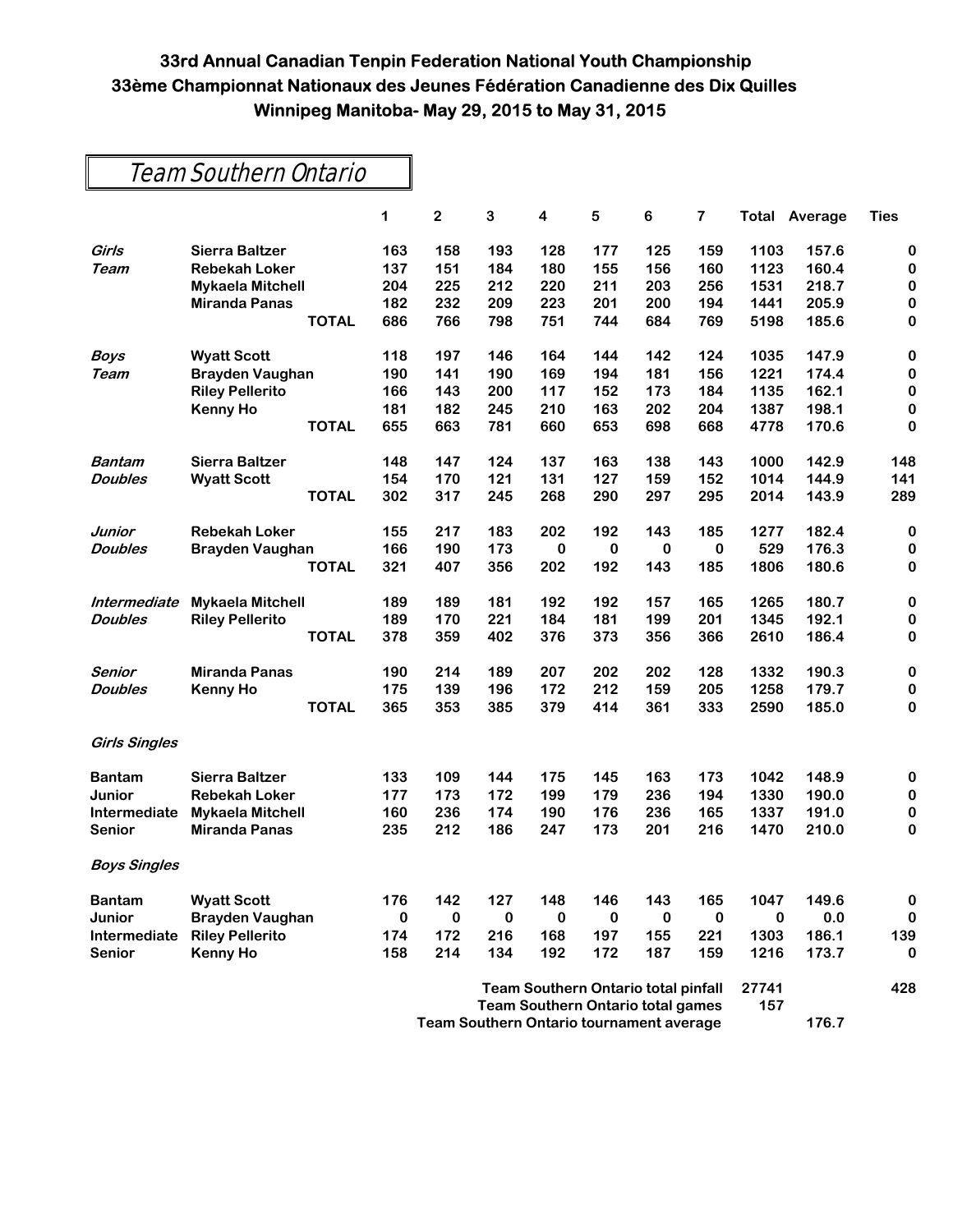# 33rd Annual Canadian Tenpin Federation National Youth Championship
# 33ème Championnat Nationaux des Jeunes Fédération Canadienne des Dix Quilles
# Winnipeg Manitoba- May 29, 2015 to May 31, 2015

## Team Southern Ontario

| | | 1 | 2 | 3 | 4 | 5 | 6 | 7 | Total | Average | Ties |
|---|---|---|---|---|---|---|---|---|---|---|---|
| *Girls* | **Sierra Baltzer** | 163 | 158 | 193 | 128 | 177 | 125 | 159 | 1103 | 157.6 | 0 |
| *Team* | **Rebekah Loker** | 137 | 151 | 184 | 180 | 155 | 156 | 160 | 1123 | 160.4 | 0 |
| | **Mykaela Mitchell** | 204 | 225 | 212 | 220 | 211 | 203 | 256 | 1531 | 218.7 | 0 |
| | **Miranda Panas** | 182 | 232 | 209 | 223 | 201 | 200 | 194 | 1441 | 205.9 | 0 |
| | **TOTAL** | 686 | 766 | 798 | 751 | 744 | 684 | 769 | 5198 | 185.6 | 0 |
| *Boys* | **Wyatt Scott** | 118 | 197 | 146 | 164 | 144 | 142 | 124 | 1035 | 147.9 | 0 |
| *Team* | **Brayden Vaughan** | 190 | 141 | 190 | 169 | 194 | 181 | 156 | 1221 | 174.4 | 0 |
| | **Riley Pellerito** | 166 | 143 | 200 | 117 | 152 | 173 | 184 | 1135 | 162.1 | 0 |
| | **Kenny Ho** | 181 | 182 | 245 | 210 | 163 | 202 | 204 | 1387 | 198.1 | 0 |
| | **TOTAL** | 655 | 663 | 781 | 660 | 653 | 698 | 668 | 4778 | 170.6 | 0 |
| *Bantam* | **Sierra Baltzer** | 148 | 147 | 124 | 137 | 163 | 138 | 143 | 1000 | 142.9 | 148 |
| *Doubles* | **Wyatt Scott** | 154 | 170 | 121 | 131 | 127 | 159 | 152 | 1014 | 144.9 | 141 |
| | **TOTAL** | 302 | 317 | 245 | 268 | 290 | 297 | 295 | 2014 | 143.9 | 289 |
| *Junior* | **Rebekah Loker** | 155 | 217 | 183 | 202 | 192 | 143 | 185 | 1277 | 182.4 | 0 |
| *Doubles* | **Brayden Vaughan** | 166 | 190 | 173 | 0 | 0 | 0 | 0 | 529 | 176.3 | 0 |
| | **TOTAL** | 321 | 407 | 356 | 202 | 192 | 143 | 185 | 1806 | 180.6 | 0 |
| *Intermediate* | **Mykaela Mitchell** | 189 | 189 | 181 | 192 | 192 | 157 | 165 | 1265 | 180.7 | 0 |
| *Doubles* | **Riley Pellerito** | 189 | 170 | 221 | 184 | 181 | 199 | 201 | 1345 | 192.1 | 0 |
| | **TOTAL** | 378 | 359 | 402 | 376 | 373 | 356 | 366 | 2610 | 186.4 | 0 |
| *Senior* | **Miranda Panas** | 190 | 214 | 189 | 207 | 202 | 202 | 128 | 1332 | 190.3 | 0 |
| *Doubles* | **Kenny Ho** | 175 | 139 | 196 | 172 | 212 | 159 | 205 | 1258 | 179.7 | 0 |
| | **TOTAL** | 365 | 353 | 385 | 379 | 414 | 361 | 333 | 2590 | 185.0 | 0 |
| *Girls Singles* | | | | | | | | | | | |
| **Bantam** | **Sierra Baltzer** | 133 | 109 | 144 | 175 | 145 | 163 | 173 | 1042 | 148.9 | 0 |
| **Junior** | **Rebekah Loker** | 177 | 173 | 172 | 199 | 179 | 236 | 194 | 1330 | 190.0 | 0 |
| **Intermediate** | **Mykaela Mitchell** | 160 | 236 | 174 | 190 | 176 | 236 | 165 | 1337 | 191.0 | 0 |
| **Senior** | **Miranda Panas** | 235 | 212 | 186 | 247 | 173 | 201 | 216 | 1470 | 210.0 | 0 |
| *Boys Singles* | | | | | | | | | | | |
| **Bantam** | **Wyatt Scott** | 176 | 142 | 127 | 148 | 146 | 143 | 165 | 1047 | 149.6 | 0 |
| **Junior** | **Brayden Vaughan** | 0 | 0 | 0 | 0 | 0 | 0 | 0 | 0 | 0.0 | 0 |
| **Intermediate** | **Riley Pellerito** | 174 | 172 | 216 | 168 | 197 | 155 | 221 | 1303 | 186.1 | 139 |
| **Senior** | **Kenny Ho** | 158 | 214 | 134 | 192 | 172 | 187 | 159 | 1216 | 173.7 | 0 |

**Team Southern Ontario total pinfall** 27741 428

**Team Southern Ontario total games** 157

**Team Southern Ontario tournament average** 176.7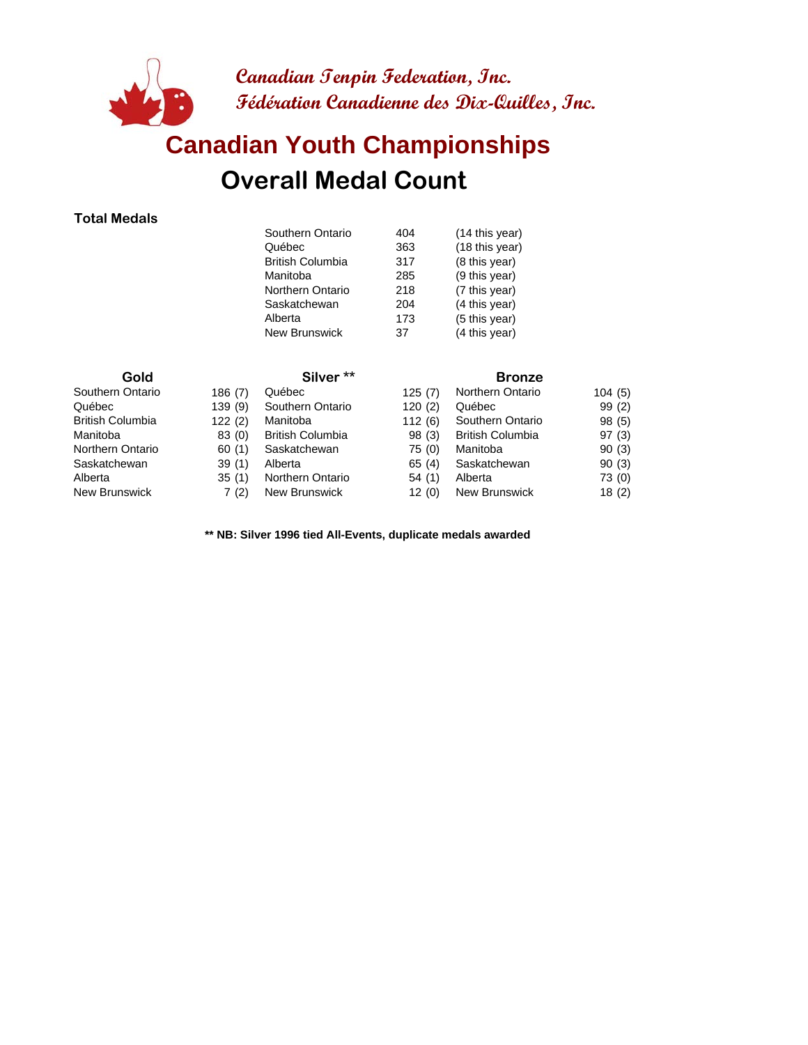**Canadian Tenpin Federation, Inc.**
**Fédération Canadienne des Dix-Quilles, Inc.**

# Canadian Youth Championships

## Overall Medal Count

**Total Medals**

| | | |
|---|---|---|
| Southern Ontario | 404 | (14 this year) |
| Québec | 363 | (18 this year) |
| British Columbia | 317 | (8 this year) |
| Manitoba | 285 | (9 this year) |
| Northern Ontario | 218 | (7 this year) |
| Saskatchewan | 204 | (4 this year) |
| Alberta | 173 | (5 this year) |
| New Brunswick | 37 | (4 this year) |

| Gold | | Silver ** | | Bronze | |
|---|---|---|---|---|---|
| Southern Ontario | 186 (7) | Québec | 125 (7) | Northern Ontario | 104 (5) |
| Québec | 139 (9) | Southern Ontario | 120 (2) | Québec | 99 (2) |
| British Columbia | 122 (2) | Manitoba | 112 (6) | Southern Ontario | 98 (5) |
| Manitoba | 83 (0) | British Columbia | 98 (3) | British Columbia | 97 (3) |
| Northern Ontario | 60 (1) | Saskatchewan | 75 (0) | Manitoba | 90 (3) |
| Saskatchewan | 39 (1) | Alberta | 65 (4) | Saskatchewan | 90 (3) |
| Alberta | 35 (1) | Northern Ontario | 54 (1) | Alberta | 73 (0) |
| New Brunswick | 7 (2) | New Brunswick | 12 (0) | New Brunswick | 18 (2) |

**** NB: Silver 1996 tied All-Events, duplicate medals awarded**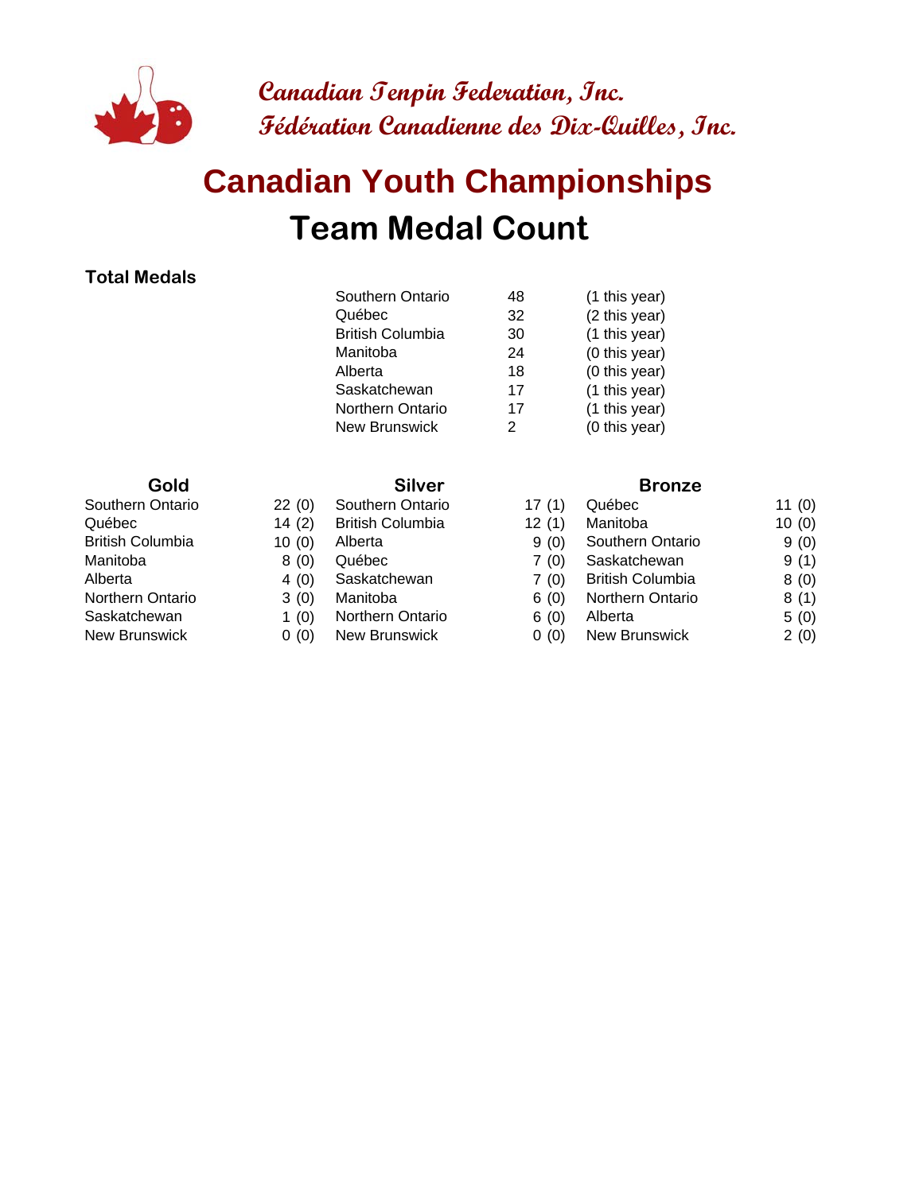Canadian Tenpin Federation, Inc.
Fédération Canadienne des Dix-Quilles, Inc.

# Canadian Youth Championships

## Team Medal Count

**Total Medals**

| | | |
|---|---|---|
| Southern Ontario | 48 | (1 this year) |
| Québec | 32 | (2 this year) |
| British Columbia | 30 | (1 this year) |
| Manitoba | 24 | (0 this year) |
| Alberta | 18 | (0 this year) |
| Saskatchewan | 17 | (1 this year) |
| Northern Ontario | 17 | (1 this year) |
| New Brunswick | 2 | (0 this year) |

| Gold | | Silver | | Bronze | |
|---|---|---|---|---|---|
| Southern Ontario | 22 (0) | Southern Ontario | 17 (1) | Québec | 11 (0) |
| Québec | 14 (2) | British Columbia | 12 (1) | Manitoba | 10 (0) |
| British Columbia | 10 (0) | Alberta | 9 (0) | Southern Ontario | 9 (0) |
| Manitoba | 8 (0) | Québec | 7 (0) | Saskatchewan | 9 (1) |
| Alberta | 4 (0) | Saskatchewan | 7 (0) | British Columbia | 8 (0) |
| Northern Ontario | 3 (0) | Manitoba | 6 (0) | Northern Ontario | 8 (1) |
| Saskatchewan | 1 (0) | Northern Ontario | 6 (0) | Alberta | 5 (0) |
| New Brunswick | 0 (0) | New Brunswick | 0 (0) | New Brunswick | 2 (0) |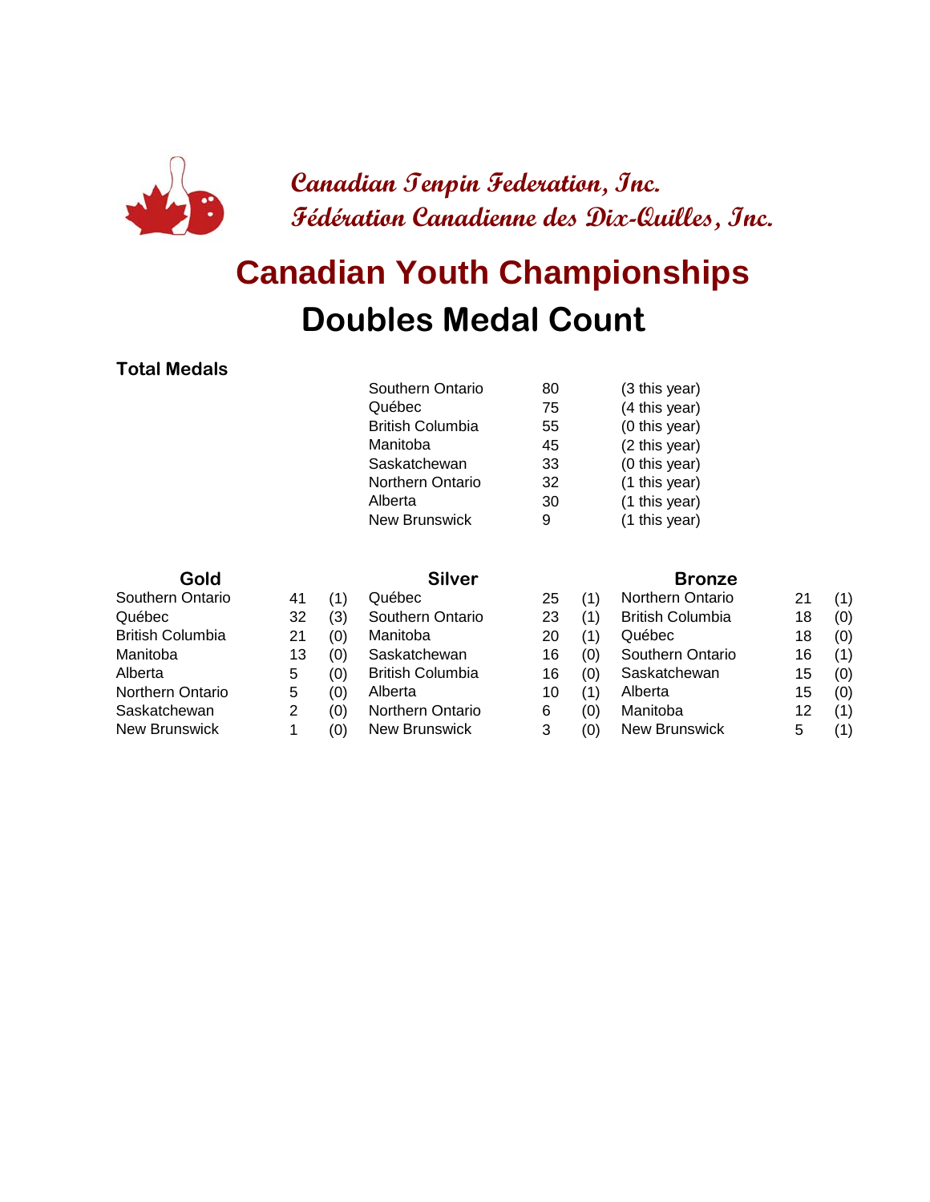Canadian Tenpin Federation, Inc.
Fédération Canadienne des Dix-Quilles, Inc.

# Canadian Youth Championships

## Doubles Medal Count

**Total Medals**

| Province | Total | This Year |
|---|---|---|
| Southern Ontario | 80 | (3 this year) |
| Québec | 75 | (4 this year) |
| British Columbia | 55 | (0 this year) |
| Manitoba | 45 | (2 this year) |
| Saskatchewan | 33 | (0 this year) |
| Northern Ontario | 32 | (1 this year) |
| Alberta | 30 | (1 this year) |
| New Brunswick | 9 | (1 this year) |

| Gold | | | Silver | | | Bronze | | |
|---|---|---|---|---|---|---|---|---|
| Southern Ontario | 41 | (1) | Québec | 25 | (1) | Northern Ontario | 21 | (1) |
| Québec | 32 | (3) | Southern Ontario | 23 | (1) | British Columbia | 18 | (0) |
| British Columbia | 21 | (0) | Manitoba | 20 | (1) | Québec | 18 | (0) |
| Manitoba | 13 | (0) | Saskatchewan | 16 | (0) | Southern Ontario | 16 | (1) |
| Alberta | 5 | (0) | British Columbia | 16 | (0) | Saskatchewan | 15 | (0) |
| Northern Ontario | 5 | (0) | Alberta | 10 | (1) | Alberta | 15 | (0) |
| Saskatchewan | 2 | (0) | Northern Ontario | 6 | (0) | Manitoba | 12 | (1) |
| New Brunswick | 1 | (0) | New Brunswick | 3 | (0) | New Brunswick | 5 | (1) |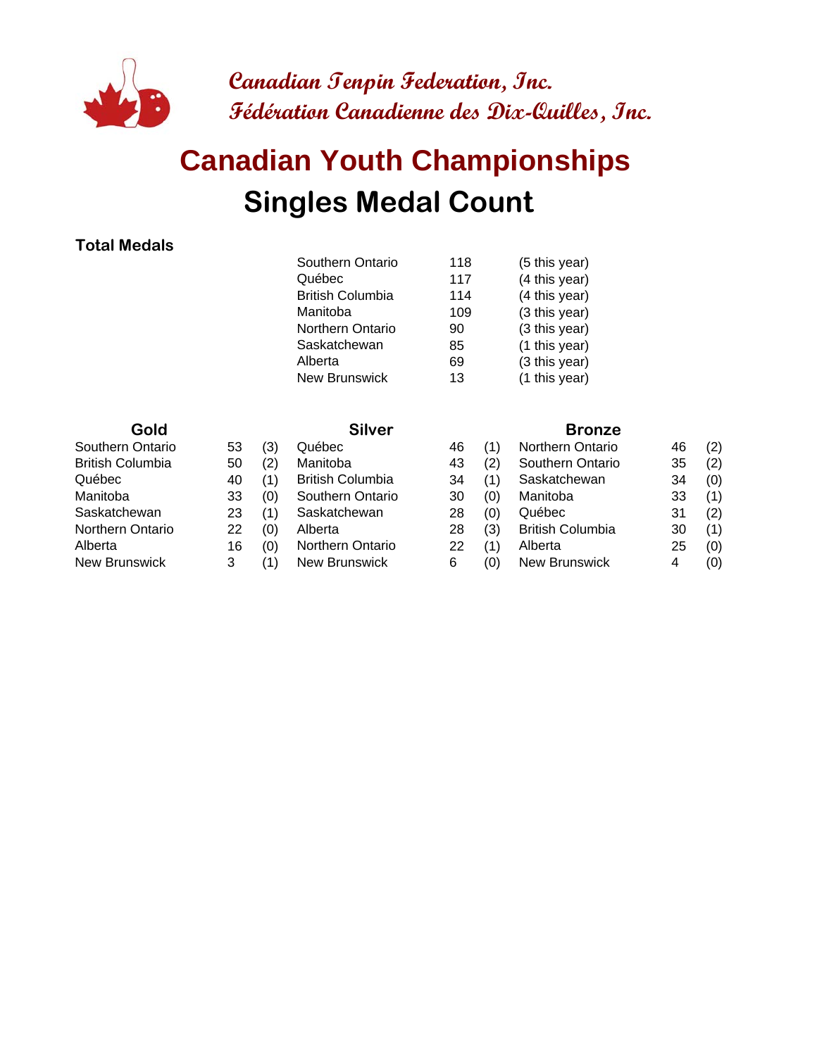**Canadian Tenpin Federation, Inc.**
**Fédération Canadienne des Dix-Quilles, Inc.**

# Canadian Youth Championships

## Singles Medal Count

**Total Medals**

| | | |
|---|---|---|
| Southern Ontario | 118 | (5 this year) |
| Québec | 117 | (4 this year) |
| British Columbia | 114 | (4 this year) |
| Manitoba | 109 | (3 this year) |
| Northern Ontario | 90 | (3 this year) |
| Saskatchewan | 85 | (1 this year) |
| Alberta | 69 | (3 this year) |
| New Brunswick | 13 | (1 this year) |

| Gold | | | Silver | | | Bronze | | |
|---|---|---|---|---|---|---|---|---|
| Southern Ontario | 53 | (3) | Québec | 46 | (1) | Northern Ontario | 46 | (2) |
| British Columbia | 50 | (2) | Manitoba | 43 | (2) | Southern Ontario | 35 | (2) |
| Québec | 40 | (1) | British Columbia | 34 | (1) | Saskatchewan | 34 | (0) |
| Manitoba | 33 | (0) | Southern Ontario | 30 | (0) | Manitoba | 33 | (1) |
| Saskatchewan | 23 | (1) | Saskatchewan | 28 | (0) | Québec | 31 | (2) |
| Northern Ontario | 22 | (0) | Alberta | 28 | (3) | British Columbia | 30 | (1) |
| Alberta | 16 | (0) | Northern Ontario | 22 | (1) | Alberta | 25 | (0) |
| New Brunswick | 3 | (1) | New Brunswick | 6 | (0) | New Brunswick | 4 | (0) |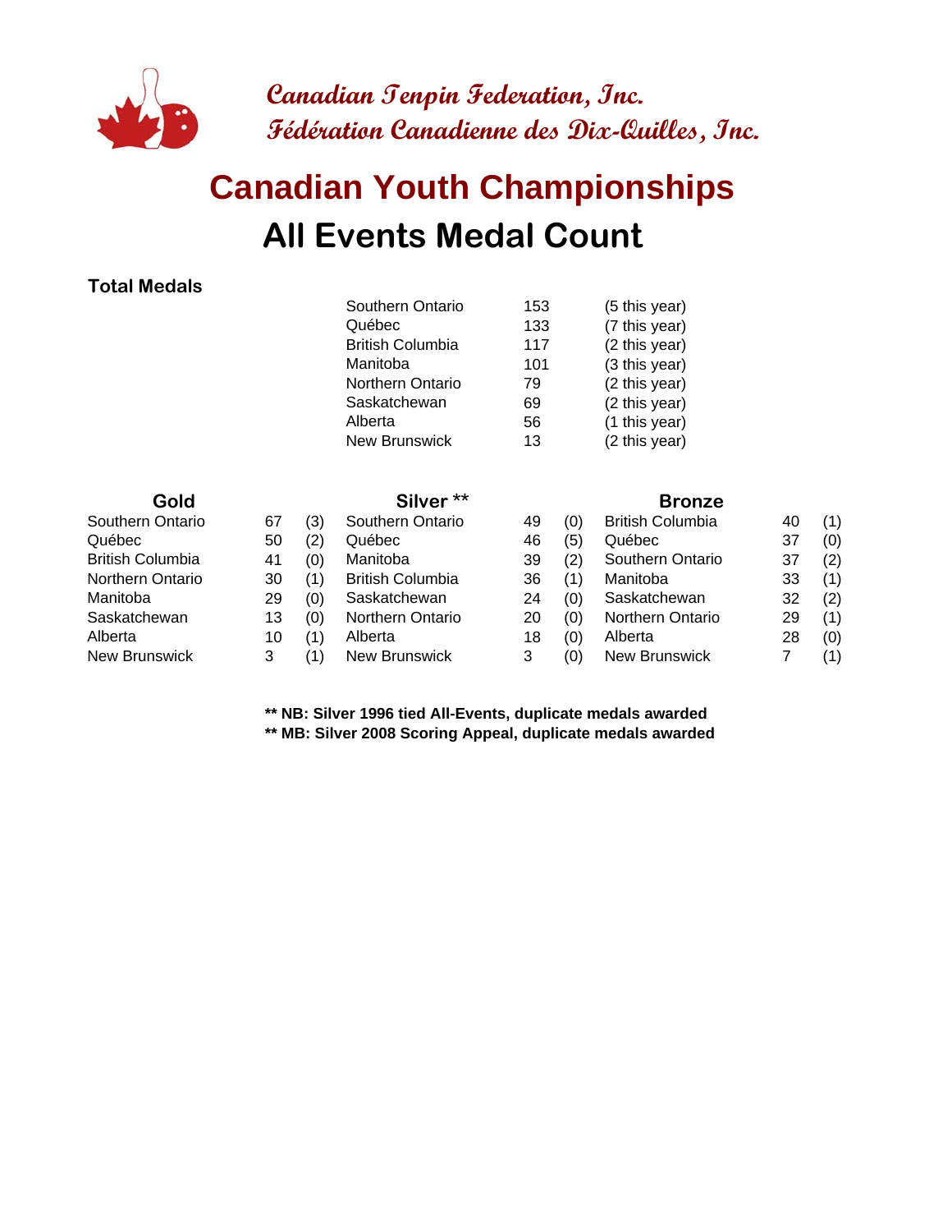*Canadian Tenpin Federation, Inc.*
*Fédération Canadienne des Dix-Quilles, Inc.*

# Canadian Youth Championships

## All Events Medal Count

**Total Medals**

| | | |
|---|---|---|
| Southern Ontario | 153 | (5 this year) |
| Québec | 133 | (7 this year) |
| British Columbia | 117 | (2 this year) |
| Manitoba | 101 | (3 this year) |
| Northern Ontario | 79 | (2 this year) |
| Saskatchewan | 69 | (2 this year) |
| Alberta | 56 | (1 this year) |
| New Brunswick | 13 | (2 this year) |

| Gold | | | Silver ** | | | Bronze | | |
|---|---|---|---|---|---|---|---|---|
| Southern Ontario | 67 | (3) | Southern Ontario | 49 | (0) | British Columbia | 40 | (1) |
| Québec | 50 | (2) | Québec | 46 | (5) | Québec | 37 | (0) |
| British Columbia | 41 | (0) | Manitoba | 39 | (2) | Southern Ontario | 37 | (2) |
| Northern Ontario | 30 | (1) | British Columbia | 36 | (1) | Manitoba | 33 | (1) |
| Manitoba | 29 | (0) | Saskatchewan | 24 | (0) | Saskatchewan | 32 | (2) |
| Saskatchewan | 13 | (0) | Northern Ontario | 20 | (0) | Northern Ontario | 29 | (1) |
| Alberta | 10 | (1) | Alberta | 18 | (0) | Alberta | 28 | (0) |
| New Brunswick | 3 | (1) | New Brunswick | 3 | (0) | New Brunswick | 7 | (1) |

**** NB: Silver 1996 tied All-Events, duplicate medals awarded**
**** MB: Silver 2008 Scoring Appeal, duplicate medals awarded**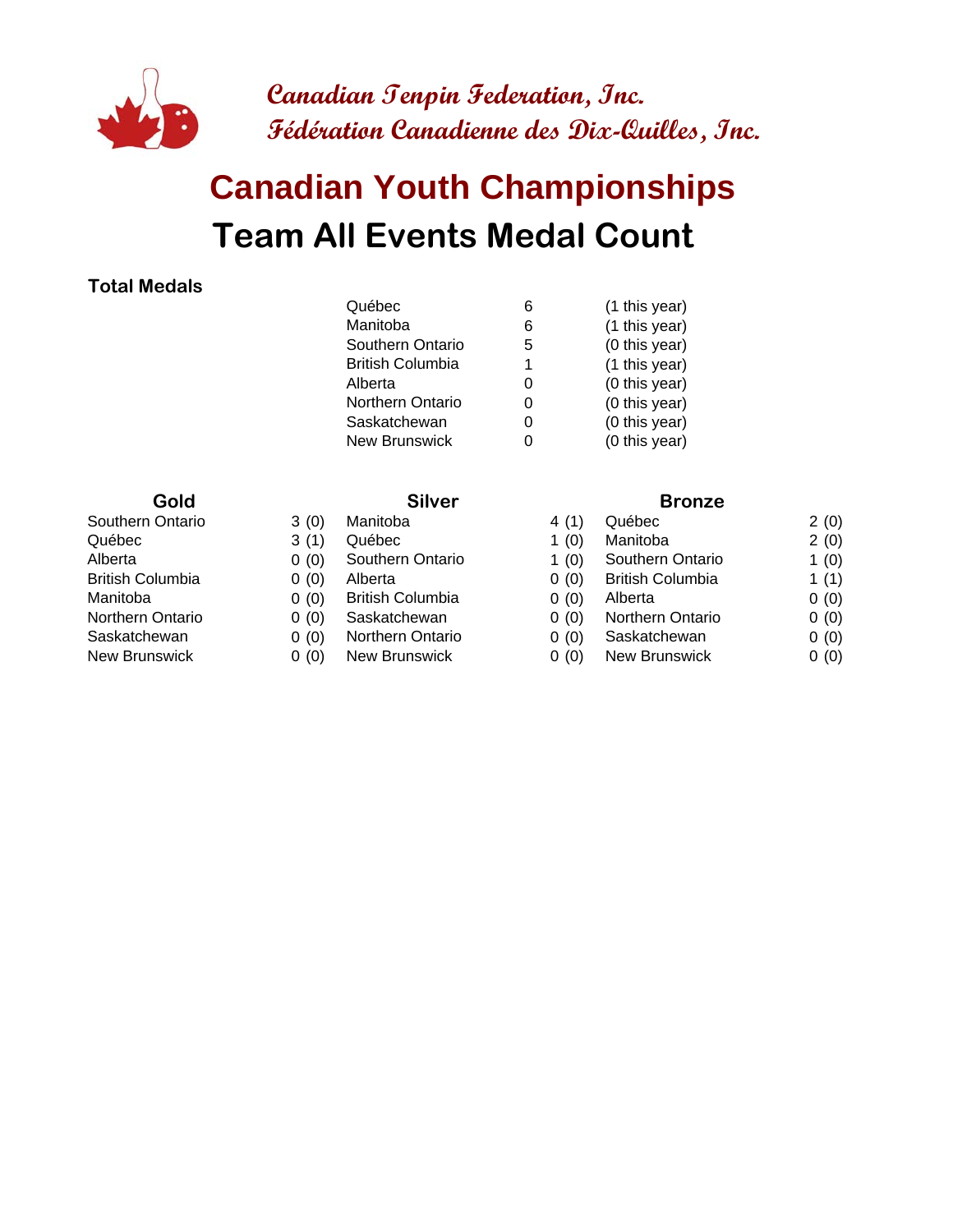Canadian Tenpin Federation, Inc.
Fédération Canadienne des Dix-Quilles, Inc.

# Canadian Youth Championships

## Team All Events Medal Count

**Total Medals**

| | | |
|---|---|---|
| Québec | 6 | (1 this year) |
| Manitoba | 6 | (1 this year) |
| Southern Ontario | 5 | (0 this year) |
| British Columbia | 1 | (1 this year) |
| Alberta | 0 | (0 this year) |
| Northern Ontario | 0 | (0 this year) |
| Saskatchewan | 0 | (0 this year) |
| New Brunswick | 0 | (0 this year) |

| Gold | | Silver | | Bronze | |
|---|---|---|---|---|---|
| Southern Ontario | 3 (0) | Manitoba | 4 (1) | Québec | 2 (0) |
| Québec | 3 (1) | Québec | 1 (0) | Manitoba | 2 (0) |
| Alberta | 0 (0) | Southern Ontario | 1 (0) | Southern Ontario | 1 (0) |
| British Columbia | 0 (0) | Alberta | 0 (0) | British Columbia | 1 (1) |
| Manitoba | 0 (0) | British Columbia | 0 (0) | Alberta | 0 (0) |
| Northern Ontario | 0 (0) | Saskatchewan | 0 (0) | Northern Ontario | 0 (0) |
| Saskatchewan | 0 (0) | Northern Ontario | 0 (0) | Saskatchewan | 0 (0) |
| New Brunswick | 0 (0) | New Brunswick | 0 (0) | New Brunswick | 0 (0) |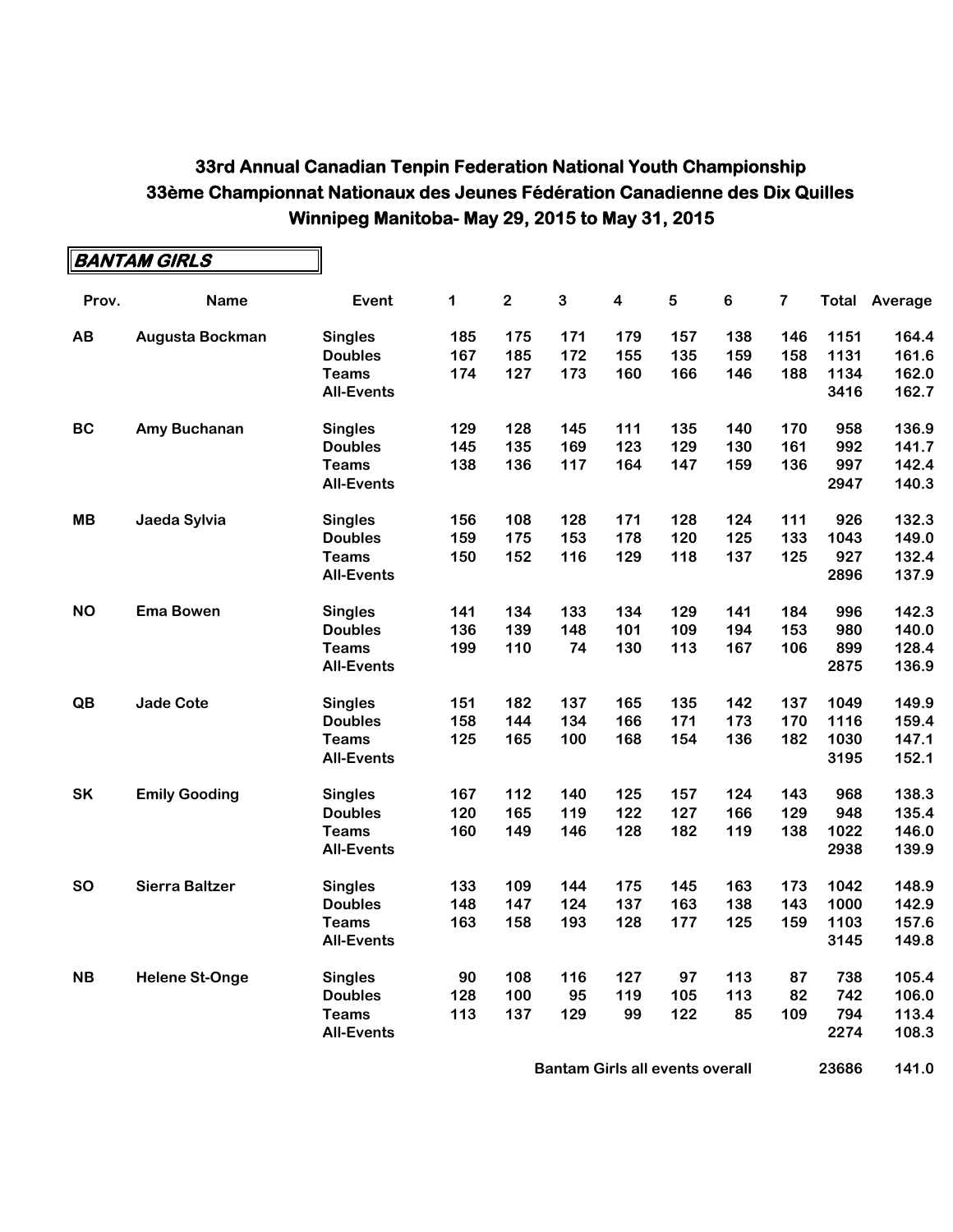# 33rd Annual Canadian Tenpin Federation National Youth Championship
# 33ème Championnat Nationaux des Jeunes Fédération Canadienne des Dix Quilles
# Winnipeg Manitoba- May 29, 2015 to May 31, 2015

## BANTAM GIRLS

| Prov. | Name | Event | 1 | 2 | 3 | 4 | 5 | 6 | 7 | Total | Average |
|---|---|---|---|---|---|---|---|---|---|---|---|
| AB | Augusta Bockman | Singles | 185 | 175 | 171 | 179 | 157 | 138 | 146 | 1151 | 164.4 |
| | | Doubles | 167 | 185 | 172 | 155 | 135 | 159 | 158 | 1131 | 161.6 |
| | | Teams | 174 | 127 | 173 | 160 | 166 | 146 | 188 | 1134 | 162.0 |
| | | All-Events | | | | | | | | 3416 | 162.7 |
| BC | Amy Buchanan | Singles | 129 | 128 | 145 | 111 | 135 | 140 | 170 | 958 | 136.9 |
| | | Doubles | 145 | 135 | 169 | 123 | 129 | 130 | 161 | 992 | 141.7 |
| | | Teams | 138 | 136 | 117 | 164 | 147 | 159 | 136 | 997 | 142.4 |
| | | All-Events | | | | | | | | 2947 | 140.3 |
| MB | Jaeda Sylvia | Singles | 156 | 108 | 128 | 171 | 128 | 124 | 111 | 926 | 132.3 |
| | | Doubles | 159 | 175 | 153 | 178 | 120 | 125 | 133 | 1043 | 149.0 |
| | | Teams | 150 | 152 | 116 | 129 | 118 | 137 | 125 | 927 | 132.4 |
| | | All-Events | | | | | | | | 2896 | 137.9 |
| NO | Ema Bowen | Singles | 141 | 134 | 133 | 134 | 129 | 141 | 184 | 996 | 142.3 |
| | | Doubles | 136 | 139 | 148 | 101 | 109 | 194 | 153 | 980 | 140.0 |
| | | Teams | 199 | 110 | 74 | 130 | 113 | 167 | 106 | 899 | 128.4 |
| | | All-Events | | | | | | | | 2875 | 136.9 |
| QB | Jade Cote | Singles | 151 | 182 | 137 | 165 | 135 | 142 | 137 | 1049 | 149.9 |
| | | Doubles | 158 | 144 | 134 | 166 | 171 | 173 | 170 | 1116 | 159.4 |
| | | Teams | 125 | 165 | 100 | 168 | 154 | 136 | 182 | 1030 | 147.1 |
| | | All-Events | | | | | | | | 3195 | 152.1 |
| SK | Emily Gooding | Singles | 167 | 112 | 140 | 125 | 157 | 124 | 143 | 968 | 138.3 |
| | | Doubles | 120 | 165 | 119 | 122 | 127 | 166 | 129 | 948 | 135.4 |
| | | Teams | 160 | 149 | 146 | 128 | 182 | 119 | 138 | 1022 | 146.0 |
| | | All-Events | | | | | | | | 2938 | 139.9 |
| SO | Sierra Baltzer | Singles | 133 | 109 | 144 | 175 | 145 | 163 | 173 | 1042 | 148.9 |
| | | Doubles | 148 | 147 | 124 | 137 | 163 | 138 | 143 | 1000 | 142.9 |
| | | Teams | 163 | 158 | 193 | 128 | 177 | 125 | 159 | 1103 | 157.6 |
| | | All-Events | | | | | | | | 3145 | 149.8 |
| NB | Helene St-Onge | Singles | 90 | 108 | 116 | 127 | 97 | 113 | 87 | 738 | 105.4 |
| | | Doubles | 128 | 100 | 95 | 119 | 105 | 113 | 82 | 742 | 106.0 |
| | | Teams | 113 | 137 | 129 | 99 | 122 | 85 | 109 | 794 | 113.4 |
| | | All-Events | | | | | | | | 2274 | 108.3 |
| | | | | | | | Bantam Girls all events overall | | | 23686 | 141.0 |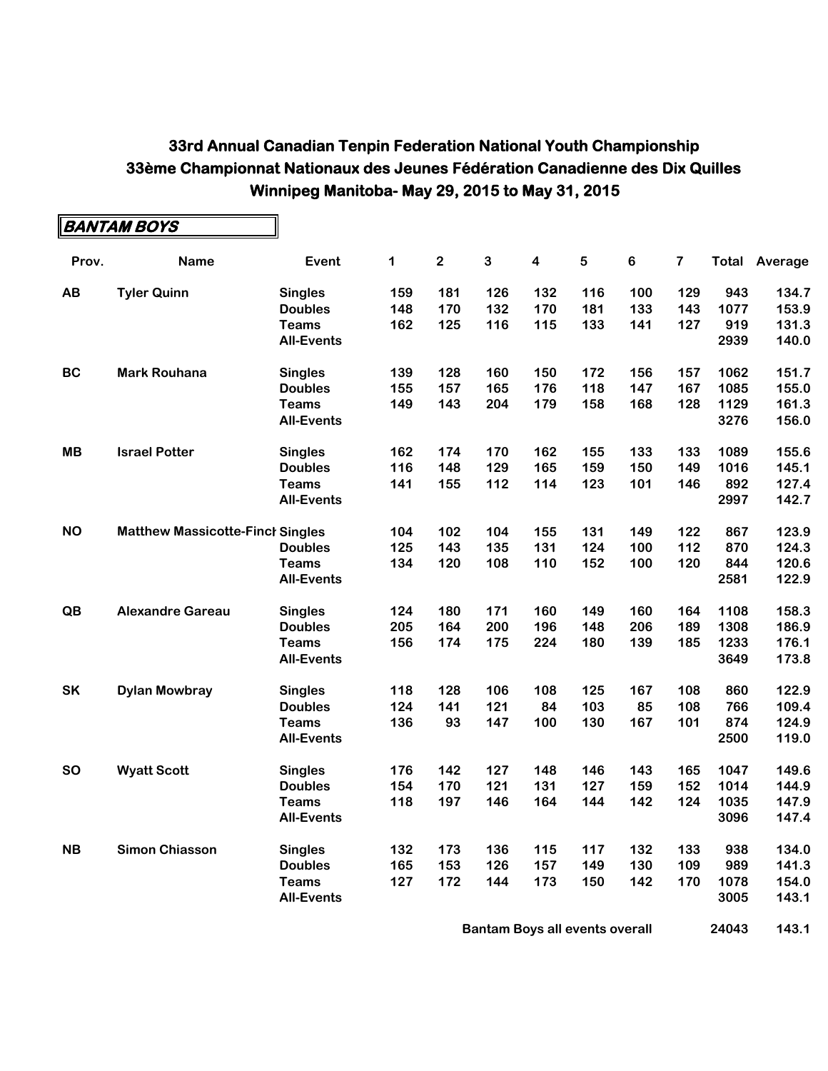# 33rd Annual Canadian Tenpin Federation National Youth Championship
# 33ème Championnat Nationaux des Jeunes Fédération Canadienne des Dix Quilles
# Winnipeg Manitoba- May 29, 2015 to May 31, 2015

## BANTAM BOYS

| Prov. | Name | Event | 1 | 2 | 3 | 4 | 5 | 6 | 7 | Total | Average |
|---|---|---|---|---|---|---|---|---|---|---|---|
| AB | Tyler Quinn | Singles | 159 | 181 | 126 | 132 | 116 | 100 | 129 | 943 | 134.7 |
| | | Doubles | 148 | 170 | 132 | 170 | 181 | 133 | 143 | 1077 | 153.9 |
| | | Teams | 162 | 125 | 116 | 115 | 133 | 141 | 127 | 919 | 131.3 |
| | | All-Events | | | | | | | | 2939 | 140.0 |
| BC | Mark Rouhana | Singles | 139 | 128 | 160 | 150 | 172 | 156 | 157 | 1062 | 151.7 |
| | | Doubles | 155 | 157 | 165 | 176 | 118 | 147 | 167 | 1085 | 155.0 |
| | | Teams | 149 | 143 | 204 | 179 | 158 | 168 | 128 | 1129 | 161.3 |
| | | All-Events | | | | | | | | 3276 | 156.0 |
| MB | Israel Potter | Singles | 162 | 174 | 170 | 162 | 155 | 133 | 133 | 1089 | 155.6 |
| | | Doubles | 116 | 148 | 129 | 165 | 159 | 150 | 149 | 1016 | 145.1 |
| | | Teams | 141 | 155 | 112 | 114 | 123 | 101 | 146 | 892 | 127.4 |
| | | All-Events | | | | | | | | 2997 | 142.7 |
| NO | Matthew Massicotte-Finch | Singles | 104 | 102 | 104 | 155 | 131 | 149 | 122 | 867 | 123.9 |
| | | Doubles | 125 | 143 | 135 | 131 | 124 | 100 | 112 | 870 | 124.3 |
| | | Teams | 134 | 120 | 108 | 110 | 152 | 100 | 120 | 844 | 120.6 |
| | | All-Events | | | | | | | | 2581 | 122.9 |
| QB | Alexandre Gareau | Singles | 124 | 180 | 171 | 160 | 149 | 160 | 164 | 1108 | 158.3 |
| | | Doubles | 205 | 164 | 200 | 196 | 148 | 206 | 189 | 1308 | 186.9 |
| | | Teams | 156 | 174 | 175 | 224 | 180 | 139 | 185 | 1233 | 176.1 |
| | | All-Events | | | | | | | | 3649 | 173.8 |
| SK | Dylan Mowbray | Singles | 118 | 128 | 106 | 108 | 125 | 167 | 108 | 860 | 122.9 |
| | | Doubles | 124 | 141 | 121 | 84 | 103 | 85 | 108 | 766 | 109.4 |
| | | Teams | 136 | 93 | 147 | 100 | 130 | 167 | 101 | 874 | 124.9 |
| | | All-Events | | | | | | | | 2500 | 119.0 |
| SO | Wyatt Scott | Singles | 176 | 142 | 127 | 148 | 146 | 143 | 165 | 1047 | 149.6 |
| | | Doubles | 154 | 170 | 121 | 131 | 127 | 159 | 152 | 1014 | 144.9 |
| | | Teams | 118 | 197 | 146 | 164 | 144 | 142 | 124 | 1035 | 147.9 |
| | | All-Events | | | | | | | | 3096 | 147.4 |
| NB | Simon Chiasson | Singles | 132 | 173 | 136 | 115 | 117 | 132 | 133 | 938 | 134.0 |
| | | Doubles | 165 | 153 | 126 | 157 | 149 | 130 | 109 | 989 | 141.3 |
| | | Teams | 127 | 172 | 144 | 173 | 150 | 142 | 170 | 1078 | 154.0 |
| | | All-Events | | | | | | | | 3005 | 143.1 |
| | | | | | | Bantam Boys all events overall | | | | 24043 | 143.1 |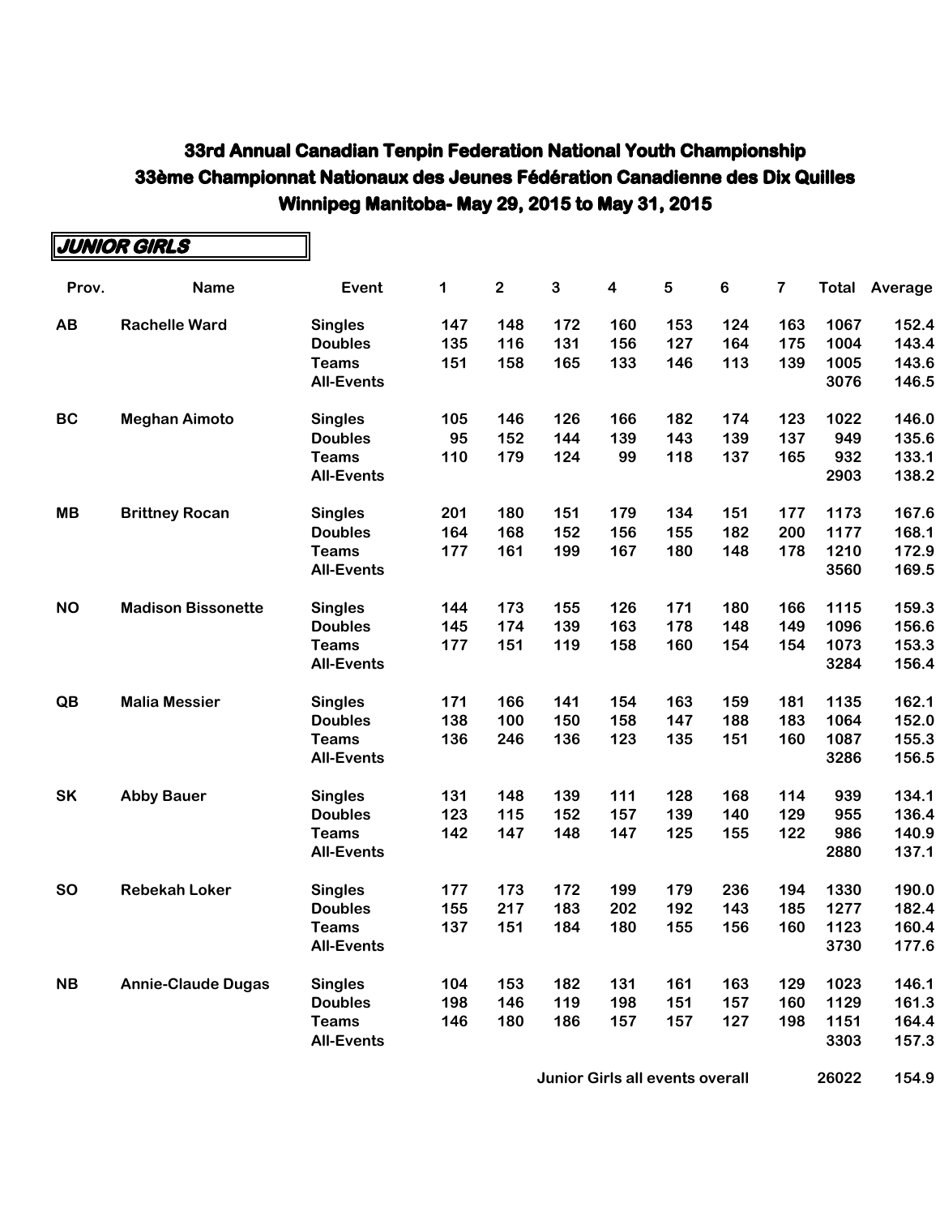# 33rd Annual Canadian Tenpin Federation National Youth Championship
# 33ème Championnat Nationaux des Jeunes Fédération Canadienne des Dix Quilles
# Winnipeg Manitoba- May 29, 2015 to May 31, 2015

## JUNIOR GIRLS

| Prov. | Name | Event | 1 | 2 | 3 | 4 | 5 | 6 | 7 | Total | Average |
|---|---|---|---|---|---|---|---|---|---|---|---|
| AB | Rachelle Ward | Singles | 147 | 148 | 172 | 160 | 153 | 124 | 163 | 1067 | 152.4 |
| | | Doubles | 135 | 116 | 131 | 156 | 127 | 164 | 175 | 1004 | 143.4 |
| | | Teams | 151 | 158 | 165 | 133 | 146 | 113 | 139 | 1005 | 143.6 |
| | | All-Events | | | | | | | | 3076 | 146.5 |
| BC | Meghan Aimoto | Singles | 105 | 146 | 126 | 166 | 182 | 174 | 123 | 1022 | 146.0 |
| | | Doubles | 95 | 152 | 144 | 139 | 143 | 139 | 137 | 949 | 135.6 |
| | | Teams | 110 | 179 | 124 | 99 | 118 | 137 | 165 | 932 | 133.1 |
| | | All-Events | | | | | | | | 2903 | 138.2 |
| MB | Brittney Rocan | Singles | 201 | 180 | 151 | 179 | 134 | 151 | 177 | 1173 | 167.6 |
| | | Doubles | 164 | 168 | 152 | 156 | 155 | 182 | 200 | 1177 | 168.1 |
| | | Teams | 177 | 161 | 199 | 167 | 180 | 148 | 178 | 1210 | 172.9 |
| | | All-Events | | | | | | | | 3560 | 169.5 |
| NO | Madison Bissonette | Singles | 144 | 173 | 155 | 126 | 171 | 180 | 166 | 1115 | 159.3 |
| | | Doubles | 145 | 174 | 139 | 163 | 178 | 148 | 149 | 1096 | 156.6 |
| | | Teams | 177 | 151 | 119 | 158 | 160 | 154 | 154 | 1073 | 153.3 |
| | | All-Events | | | | | | | | 3284 | 156.4 |
| QB | Malia Messier | Singles | 171 | 166 | 141 | 154 | 163 | 159 | 181 | 1135 | 162.1 |
| | | Doubles | 138 | 100 | 150 | 158 | 147 | 188 | 183 | 1064 | 152.0 |
| | | Teams | 136 | 246 | 136 | 123 | 135 | 151 | 160 | 1087 | 155.3 |
| | | All-Events | | | | | | | | 3286 | 156.5 |
| SK | Abby Bauer | Singles | 131 | 148 | 139 | 111 | 128 | 168 | 114 | 939 | 134.1 |
| | | Doubles | 123 | 115 | 152 | 157 | 139 | 140 | 129 | 955 | 136.4 |
| | | Teams | 142 | 147 | 148 | 147 | 125 | 155 | 122 | 986 | 140.9 |
| | | All-Events | | | | | | | | 2880 | 137.1 |
| SO | Rebekah Loker | Singles | 177 | 173 | 172 | 199 | 179 | 236 | 194 | 1330 | 190.0 |
| | | Doubles | 155 | 217 | 183 | 202 | 192 | 143 | 185 | 1277 | 182.4 |
| | | Teams | 137 | 151 | 184 | 180 | 155 | 156 | 160 | 1123 | 160.4 |
| | | All-Events | | | | | | | | 3730 | 177.6 |
| NB | Annie-Claude Dugas | Singles | 104 | 153 | 182 | 131 | 161 | 163 | 129 | 1023 | 146.1 |
| | | Doubles | 198 | 146 | 119 | 198 | 151 | 157 | 160 | 1129 | 161.3 |
| | | Teams | 146 | 180 | 186 | 157 | 157 | 127 | 198 | 1151 | 164.4 |
| | | All-Events | | | | | | | | 3303 | 157.3 |
| | | | | | | Junior Girls all events overall | | | | 26022 | 154.9 |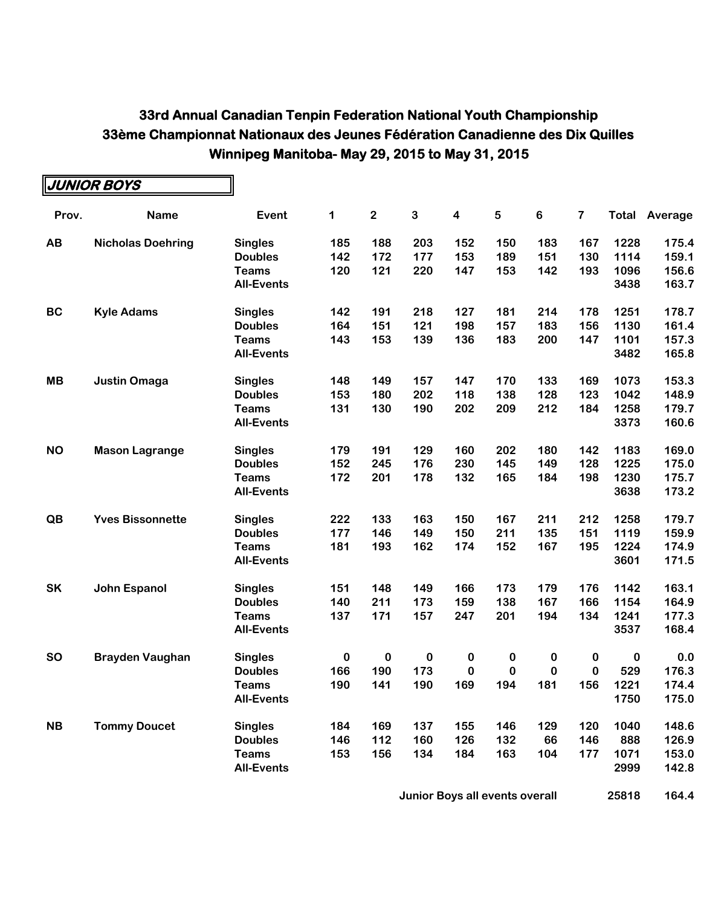# 33rd Annual Canadian Tenpin Federation National Youth Championship
# 33ème Championnat Nationaux des Jeunes Fédération Canadienne des Dix Quilles
# Winnipeg Manitoba- May 29, 2015 to May 31, 2015

## JUNIOR BOYS

| Prov. | Name | Event | 1 | 2 | 3 | 4 | 5 | 6 | 7 | Total | Average |
|---|---|---|---|---|---|---|---|---|---|---|---|
| AB | Nicholas Doehring | Singles | 185 | 188 | 203 | 152 | 150 | 183 | 167 | 1228 | 175.4 |
| | | Doubles | 142 | 172 | 177 | 153 | 189 | 151 | 130 | 1114 | 159.1 |
| | | Teams | 120 | 121 | 220 | 147 | 153 | 142 | 193 | 1096 | 156.6 |
| | | All-Events | | | | | | | | 3438 | 163.7 |
| BC | Kyle Adams | Singles | 142 | 191 | 218 | 127 | 181 | 214 | 178 | 1251 | 178.7 |
| | | Doubles | 164 | 151 | 121 | 198 | 157 | 183 | 156 | 1130 | 161.4 |
| | | Teams | 143 | 153 | 139 | 136 | 183 | 200 | 147 | 1101 | 157.3 |
| | | All-Events | | | | | | | | 3482 | 165.8 |
| MB | Justin Omaga | Singles | 148 | 149 | 157 | 147 | 170 | 133 | 169 | 1073 | 153.3 |
| | | Doubles | 153 | 180 | 202 | 118 | 138 | 128 | 123 | 1042 | 148.9 |
| | | Teams | 131 | 130 | 190 | 202 | 209 | 212 | 184 | 1258 | 179.7 |
| | | All-Events | | | | | | | | 3373 | 160.6 |
| NO | Mason Lagrange | Singles | 179 | 191 | 129 | 160 | 202 | 180 | 142 | 1183 | 169.0 |
| | | Doubles | 152 | 245 | 176 | 230 | 145 | 149 | 128 | 1225 | 175.0 |
| | | Teams | 172 | 201 | 178 | 132 | 165 | 184 | 198 | 1230 | 175.7 |
| | | All-Events | | | | | | | | 3638 | 173.2 |
| QB | Yves Bissonnette | Singles | 222 | 133 | 163 | 150 | 167 | 211 | 212 | 1258 | 179.7 |
| | | Doubles | 177 | 146 | 149 | 150 | 211 | 135 | 151 | 1119 | 159.9 |
| | | Teams | 181 | 193 | 162 | 174 | 152 | 167 | 195 | 1224 | 174.9 |
| | | All-Events | | | | | | | | 3601 | 171.5 |
| SK | John Espanol | Singles | 151 | 148 | 149 | 166 | 173 | 179 | 176 | 1142 | 163.1 |
| | | Doubles | 140 | 211 | 173 | 159 | 138 | 167 | 166 | 1154 | 164.9 |
| | | Teams | 137 | 171 | 157 | 247 | 201 | 194 | 134 | 1241 | 177.3 |
| | | All-Events | | | | | | | | 3537 | 168.4 |
| SO | Brayden Vaughan | Singles | 0 | 0 | 0 | 0 | 0 | 0 | 0 | 0 | 0.0 |
| | | Doubles | 166 | 190 | 173 | 0 | 0 | 0 | 0 | 529 | 176.3 |
| | | Teams | 190 | 141 | 190 | 169 | 194 | 181 | 156 | 1221 | 174.4 |
| | | All-Events | | | | | | | | 1750 | 175.0 |
| NB | Tommy Doucet | Singles | 184 | 169 | 137 | 155 | 146 | 129 | 120 | 1040 | 148.6 |
| | | Doubles | 146 | 112 | 160 | 126 | 132 | 66 | 146 | 888 | 126.9 |
| | | Teams | 153 | 156 | 134 | 184 | 163 | 104 | 177 | 1071 | 153.0 |
| | | All-Events | | | | | | | | 2999 | 142.8 |
| | | | | | | | Junior Boys all events overall | | | 25818 | 164.4 |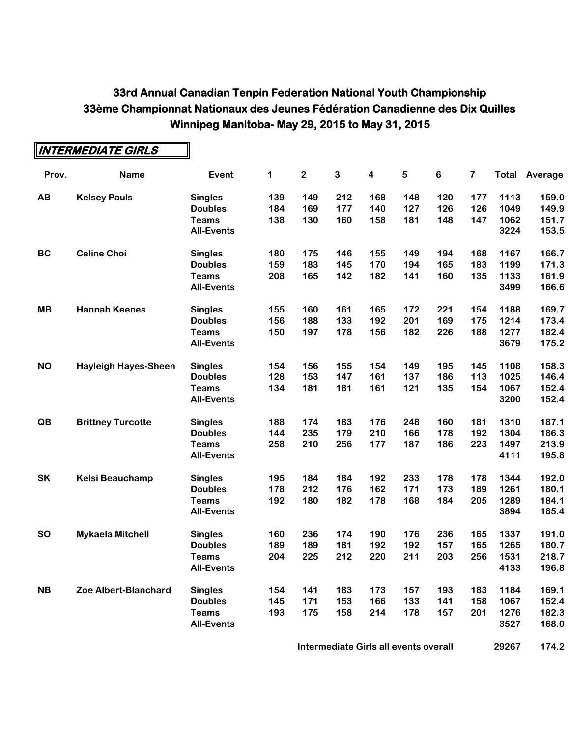# 33rd Annual Canadian Tenpin Federation National Youth Championship
# 33ème Championnat Nationaux des Jeunes Fédération Canadienne des Dix Quilles
# Winnipeg Manitoba- May 29, 2015 to May 31, 2015

## INTERMEDIATE GIRLS

| Prov. | Name | Event | 1 | 2 | 3 | 4 | 5 | 6 | 7 | Total | Average |
|---|---|---|---|---|---|---|---|---|---|---|---|
| AB | Kelsey Pauls | Singles | 139 | 149 | 212 | 168 | 148 | 120 | 177 | 1113 | 159.0 |
| | | Doubles | 184 | 169 | 177 | 140 | 127 | 126 | 126 | 1049 | 149.9 |
| | | Teams | 138 | 130 | 160 | 158 | 181 | 148 | 147 | 1062 | 151.7 |
| | | All-Events | | | | | | | | 3224 | 153.5 |
| BC | Celine Choi | Singles | 180 | 175 | 146 | 155 | 149 | 194 | 168 | 1167 | 166.7 |
| | | Doubles | 159 | 183 | 145 | 170 | 194 | 165 | 183 | 1199 | 171.3 |
| | | Teams | 208 | 165 | 142 | 182 | 141 | 160 | 135 | 1133 | 161.9 |
| | | All-Events | | | | | | | | 3499 | 166.6 |
| MB | Hannah Keenes | Singles | 155 | 160 | 161 | 165 | 172 | 221 | 154 | 1188 | 169.7 |
| | | Doubles | 156 | 188 | 133 | 192 | 201 | 169 | 175 | 1214 | 173.4 |
| | | Teams | 150 | 197 | 178 | 156 | 182 | 226 | 188 | 1277 | 182.4 |
| | | All-Events | | | | | | | | 3679 | 175.2 |
| NO | Hayleigh Hayes-Sheen | Singles | 154 | 156 | 155 | 154 | 149 | 195 | 145 | 1108 | 158.3 |
| | | Doubles | 128 | 153 | 147 | 161 | 137 | 186 | 113 | 1025 | 146.4 |
| | | Teams | 134 | 181 | 181 | 161 | 121 | 135 | 154 | 1067 | 152.4 |
| | | All-Events | | | | | | | | 3200 | 152.4 |
| QB | Brittney Turcotte | Singles | 188 | 174 | 183 | 176 | 248 | 160 | 181 | 1310 | 187.1 |
| | | Doubles | 144 | 235 | 179 | 210 | 166 | 178 | 192 | 1304 | 186.3 |
| | | Teams | 258 | 210 | 256 | 177 | 187 | 186 | 223 | 1497 | 213.9 |
| | | All-Events | | | | | | | | 4111 | 195.8 |
| SK | Kelsi Beauchamp | Singles | 195 | 184 | 184 | 192 | 233 | 178 | 178 | 1344 | 192.0 |
| | | Doubles | 178 | 212 | 176 | 162 | 171 | 173 | 189 | 1261 | 180.1 |
| | | Teams | 192 | 180 | 182 | 178 | 168 | 184 | 205 | 1289 | 184.1 |
| | | All-Events | | | | | | | | 3894 | 185.4 |
| SO | Mykaela Mitchell | Singles | 160 | 236 | 174 | 190 | 176 | 236 | 165 | 1337 | 191.0 |
| | | Doubles | 189 | 189 | 181 | 192 | 192 | 157 | 165 | 1265 | 180.7 |
| | | Teams | 204 | 225 | 212 | 220 | 211 | 203 | 256 | 1531 | 218.7 |
| | | All-Events | | | | | | | | 4133 | 196.8 |
| NB | Zoe Albert-Blanchard | Singles | 154 | 141 | 183 | 173 | 157 | 193 | 183 | 1184 | 169.1 |
| | | Doubles | 145 | 171 | 153 | 166 | 133 | 141 | 158 | 1067 | 152.4 |
| | | Teams | 193 | 175 | 158 | 214 | 178 | 157 | 201 | 1276 | 182.3 |
| | | All-Events | | | | | | | | 3527 | 168.0 |
| | | | | | Intermediate Girls all events overall | | | | | 29267 | 174.2 |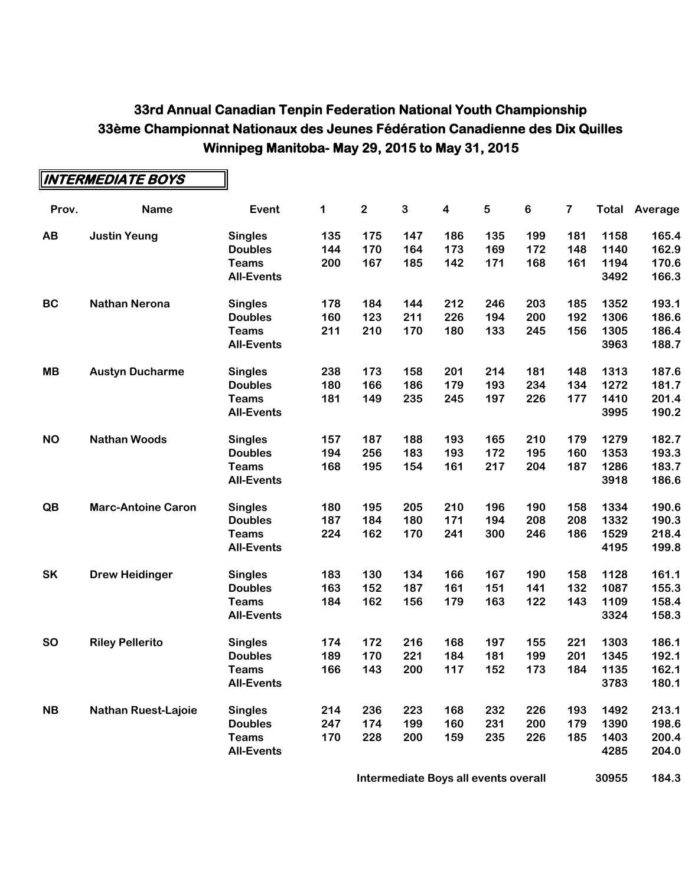# 33rd Annual Canadian Tenpin Federation National Youth Championship
# 33ème Championnat Nationaux des Jeunes Fédération Canadienne des Dix Quilles
# Winnipeg Manitoba- May 29, 2015 to May 31, 2015

## INTERMEDIATE BOYS

| Prov. | Name | Event | 1 | 2 | 3 | 4 | 5 | 6 | 7 | Total | Average |
|---|---|---|---|---|---|---|---|---|---|---|---|
| AB | Justin Yeung | Singles | 135 | 175 | 147 | 186 | 135 | 199 | 181 | 1158 | 165.4 |
| | | Doubles | 144 | 170 | 164 | 173 | 169 | 172 | 148 | 1140 | 162.9 |
| | | Teams | 200 | 167 | 185 | 142 | 171 | 168 | 161 | 1194 | 170.6 |
| | | All-Events | | | | | | | | 3492 | 166.3 |
| BC | Nathan Nerona | Singles | 178 | 184 | 144 | 212 | 246 | 203 | 185 | 1352 | 193.1 |
| | | Doubles | 160 | 123 | 211 | 226 | 194 | 200 | 192 | 1306 | 186.6 |
| | | Teams | 211 | 210 | 170 | 180 | 133 | 245 | 156 | 1305 | 186.4 |
| | | All-Events | | | | | | | | 3963 | 188.7 |
| MB | Austyn Ducharme | Singles | 238 | 173 | 158 | 201 | 214 | 181 | 148 | 1313 | 187.6 |
| | | Doubles | 180 | 166 | 186 | 179 | 193 | 234 | 134 | 1272 | 181.7 |
| | | Teams | 181 | 149 | 235 | 245 | 197 | 226 | 177 | 1410 | 201.4 |
| | | All-Events | | | | | | | | 3995 | 190.2 |
| NO | Nathan Woods | Singles | 157 | 187 | 188 | 193 | 165 | 210 | 179 | 1279 | 182.7 |
| | | Doubles | 194 | 256 | 183 | 193 | 172 | 195 | 160 | 1353 | 193.3 |
| | | Teams | 168 | 195 | 154 | 161 | 217 | 204 | 187 | 1286 | 183.7 |
| | | All-Events | | | | | | | | 3918 | 186.6 |
| QB | Marc-Antoine Caron | Singles | 180 | 195 | 205 | 210 | 196 | 190 | 158 | 1334 | 190.6 |
| | | Doubles | 187 | 184 | 180 | 171 | 194 | 208 | 208 | 1332 | 190.3 |
| | | Teams | 224 | 162 | 170 | 241 | 300 | 246 | 186 | 1529 | 218.4 |
| | | All-Events | | | | | | | | 4195 | 199.8 |
| SK | Drew Heidinger | Singles | 183 | 130 | 134 | 166 | 167 | 190 | 158 | 1128 | 161.1 |
| | | Doubles | 163 | 152 | 187 | 161 | 151 | 141 | 132 | 1087 | 155.3 |
| | | Teams | 184 | 162 | 156 | 179 | 163 | 122 | 143 | 1109 | 158.4 |
| | | All-Events | | | | | | | | 3324 | 158.3 |
| SO | Riley Pellerito | Singles | 174 | 172 | 216 | 168 | 197 | 155 | 221 | 1303 | 186.1 |
| | | Doubles | 189 | 170 | 221 | 184 | 181 | 199 | 201 | 1345 | 192.1 |
| | | Teams | 166 | 143 | 200 | 117 | 152 | 173 | 184 | 1135 | 162.1 |
| | | All-Events | | | | | | | | 3783 | 180.1 |
| NB | Nathan Ruest-Lajoie | Singles | 214 | 236 | 223 | 168 | 232 | 226 | 193 | 1492 | 213.1 |
| | | Doubles | 247 | 174 | 199 | 160 | 231 | 200 | 179 | 1390 | 198.6 |
| | | Teams | 170 | 228 | 200 | 159 | 235 | 226 | 185 | 1403 | 200.4 |
| | | All-Events | | | | | | | | 4285 | 204.0 |
| | | Intermediate Boys all events overall | | | | | | | | 30955 | 184.3 |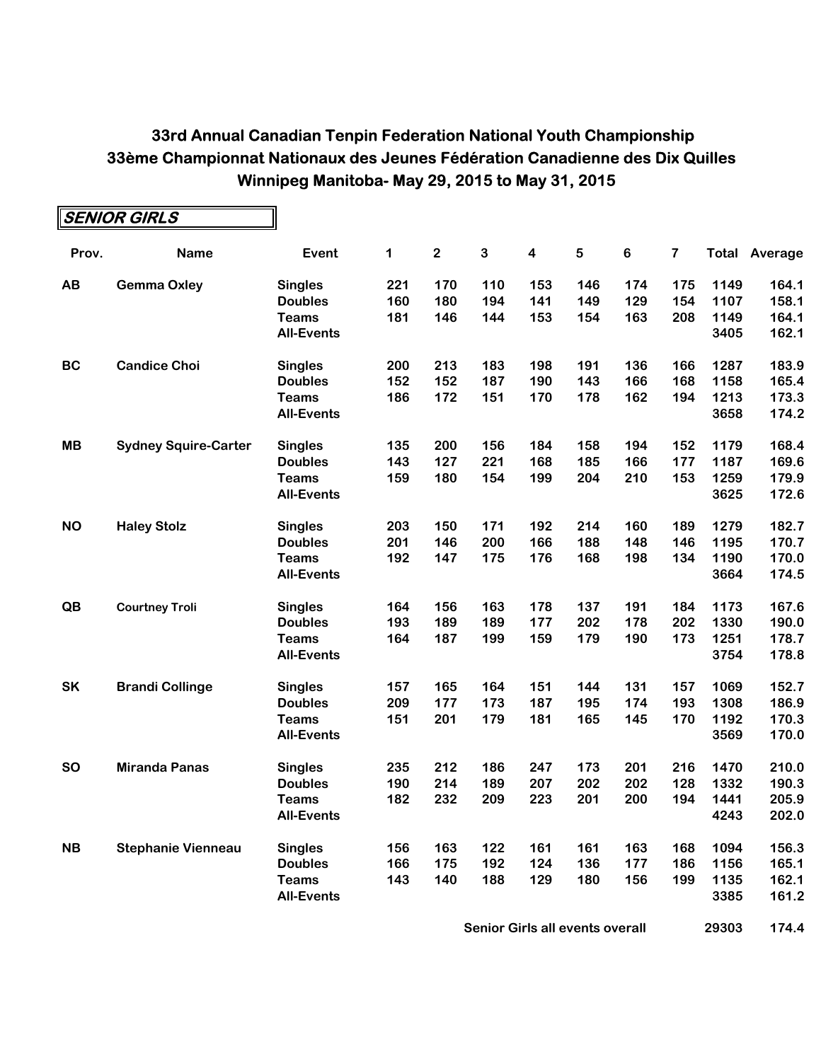## 33rd Annual Canadian Tenpin Federation National Youth Championship
## 33ème Championnat Nationaux des Jeunes Fédération Canadienne des Dix Quilles
## Winnipeg Manitoba- May 29, 2015 to May 31, 2015

**SENIOR GIRLS**

| Prov. | Name | Event | 1 | 2 | 3 | 4 | 5 | 6 | 7 | Total | Average |
|---|---|---|---|---|---|---|---|---|---|---|---|
| AB | Gemma Oxley | Singles | 221 | 170 | 110 | 153 | 146 | 174 | 175 | 1149 | 164.1 |
| | | Doubles | 160 | 180 | 194 | 141 | 149 | 129 | 154 | 1107 | 158.1 |
| | | Teams | 181 | 146 | 144 | 153 | 154 | 163 | 208 | 1149 | 164.1 |
| | | All-Events | | | | | | | | 3405 | 162.1 |
| BC | Candice Choi | Singles | 200 | 213 | 183 | 198 | 191 | 136 | 166 | 1287 | 183.9 |
| | | Doubles | 152 | 152 | 187 | 190 | 143 | 166 | 168 | 1158 | 165.4 |
| | | Teams | 186 | 172 | 151 | 170 | 178 | 162 | 194 | 1213 | 173.3 |
| | | All-Events | | | | | | | | 3658 | 174.2 |
| MB | Sydney Squire-Carter | Singles | 135 | 200 | 156 | 184 | 158 | 194 | 152 | 1179 | 168.4 |
| | | Doubles | 143 | 127 | 221 | 168 | 185 | 166 | 177 | 1187 | 169.6 |
| | | Teams | 159 | 180 | 154 | 199 | 204 | 210 | 153 | 1259 | 179.9 |
| | | All-Events | | | | | | | | 3625 | 172.6 |
| NO | Haley Stolz | Singles | 203 | 150 | 171 | 192 | 214 | 160 | 189 | 1279 | 182.7 |
| | | Doubles | 201 | 146 | 200 | 166 | 188 | 148 | 146 | 1195 | 170.7 |
| | | Teams | 192 | 147 | 175 | 176 | 168 | 198 | 134 | 1190 | 170.0 |
| | | All-Events | | | | | | | | 3664 | 174.5 |
| QB | Courtney Troli | Singles | 164 | 156 | 163 | 178 | 137 | 191 | 184 | 1173 | 167.6 |
| | | Doubles | 193 | 189 | 189 | 177 | 202 | 178 | 202 | 1330 | 190.0 |
| | | Teams | 164 | 187 | 199 | 159 | 179 | 190 | 173 | 1251 | 178.7 |
| | | All-Events | | | | | | | | 3754 | 178.8 |
| SK | Brandi Collinge | Singles | 157 | 165 | 164 | 151 | 144 | 131 | 157 | 1069 | 152.7 |
| | | Doubles | 209 | 177 | 173 | 187 | 195 | 174 | 193 | 1308 | 186.9 |
| | | Teams | 151 | 201 | 179 | 181 | 165 | 145 | 170 | 1192 | 170.3 |
| | | All-Events | | | | | | | | 3569 | 170.0 |
| SO | Miranda Panas | Singles | 235 | 212 | 186 | 247 | 173 | 201 | 216 | 1470 | 210.0 |
| | | Doubles | 190 | 214 | 189 | 207 | 202 | 202 | 128 | 1332 | 190.3 |
| | | Teams | 182 | 232 | 209 | 223 | 201 | 200 | 194 | 1441 | 205.9 |
| | | All-Events | | | | | | | | 4243 | 202.0 |
| NB | Stephanie Vienneau | Singles | 156 | 163 | 122 | 161 | 161 | 163 | 168 | 1094 | 156.3 |
| | | Doubles | 166 | 175 | 192 | 124 | 136 | 177 | 186 | 1156 | 165.1 |
| | | Teams | 143 | 140 | 188 | 129 | 180 | 156 | 199 | 1135 | 162.1 |
| | | All-Events | | | | | | | | 3385 | 161.2 |
| | | | | | | Senior Girls all events overall | | | | 29303 | 174.4 |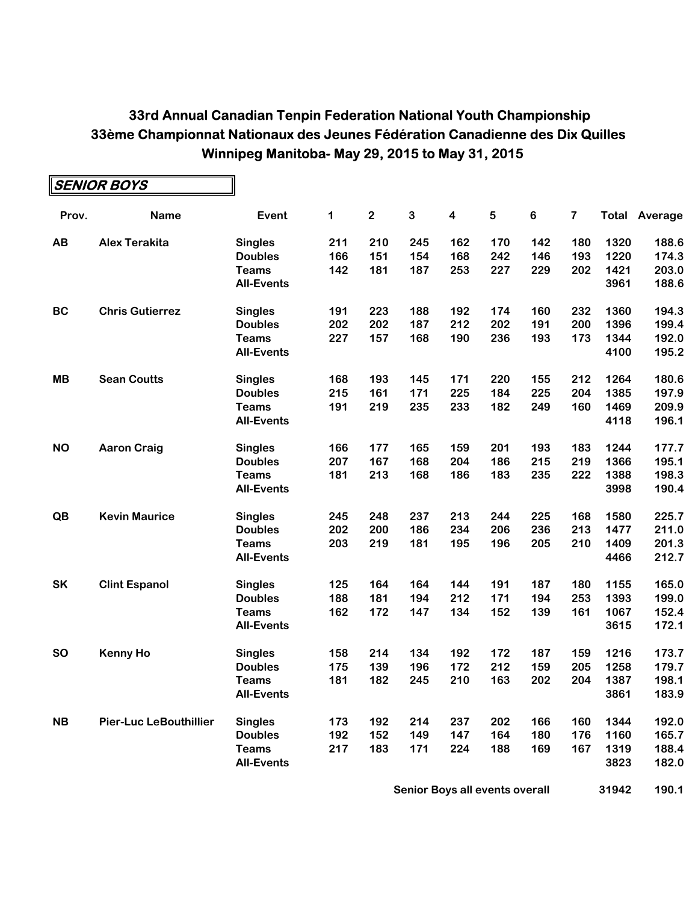# 33rd Annual Canadian Tenpin Federation National Youth Championship
# 33ème Championnat Nationaux des Jeunes Fédération Canadienne des Dix Quilles
# Winnipeg Manitoba- May 29, 2015 to May 31, 2015

## SENIOR BOYS

| Prov. | Name | Event | 1 | 2 | 3 | 4 | 5 | 6 | 7 | Total | Average |
|---|---|---|---|---|---|---|---|---|---|---|---|
| AB | Alex Terakita | Singles | 211 | 210 | 245 | 162 | 170 | 142 | 180 | 1320 | 188.6 |
| | | Doubles | 166 | 151 | 154 | 168 | 242 | 146 | 193 | 1220 | 174.3 |
| | | Teams | 142 | 181 | 187 | 253 | 227 | 229 | 202 | 1421 | 203.0 |
| | | All-Events | | | | | | | | 3961 | 188.6 |
| BC | Chris Gutierrez | Singles | 191 | 223 | 188 | 192 | 174 | 160 | 232 | 1360 | 194.3 |
| | | Doubles | 202 | 202 | 187 | 212 | 202 | 191 | 200 | 1396 | 199.4 |
| | | Teams | 227 | 157 | 168 | 190 | 236 | 193 | 173 | 1344 | 192.0 |
| | | All-Events | | | | | | | | 4100 | 195.2 |
| MB | Sean Coutts | Singles | 168 | 193 | 145 | 171 | 220 | 155 | 212 | 1264 | 180.6 |
| | | Doubles | 215 | 161 | 171 | 225 | 184 | 225 | 204 | 1385 | 197.9 |
| | | Teams | 191 | 219 | 235 | 233 | 182 | 249 | 160 | 1469 | 209.9 |
| | | All-Events | | | | | | | | 4118 | 196.1 |
| NO | Aaron Craig | Singles | 166 | 177 | 165 | 159 | 201 | 193 | 183 | 1244 | 177.7 |
| | | Doubles | 207 | 167 | 168 | 204 | 186 | 215 | 219 | 1366 | 195.1 |
| | | Teams | 181 | 213 | 168 | 186 | 183 | 235 | 222 | 1388 | 198.3 |
| | | All-Events | | | | | | | | 3998 | 190.4 |
| QB | Kevin Maurice | Singles | 245 | 248 | 237 | 213 | 244 | 225 | 168 | 1580 | 225.7 |
| | | Doubles | 202 | 200 | 186 | 234 | 206 | 236 | 213 | 1477 | 211.0 |
| | | Teams | 203 | 219 | 181 | 195 | 196 | 205 | 210 | 1409 | 201.3 |
| | | All-Events | | | | | | | | 4466 | 212.7 |
| SK | Clint Espanol | Singles | 125 | 164 | 164 | 144 | 191 | 187 | 180 | 1155 | 165.0 |
| | | Doubles | 188 | 181 | 194 | 212 | 171 | 194 | 253 | 1393 | 199.0 |
| | | Teams | 162 | 172 | 147 | 134 | 152 | 139 | 161 | 1067 | 152.4 |
| | | All-Events | | | | | | | | 3615 | 172.1 |
| SO | Kenny Ho | Singles | 158 | 214 | 134 | 192 | 172 | 187 | 159 | 1216 | 173.7 |
| | | Doubles | 175 | 139 | 196 | 172 | 212 | 159 | 205 | 1258 | 179.7 |
| | | Teams | 181 | 182 | 245 | 210 | 163 | 202 | 204 | 1387 | 198.1 |
| | | All-Events | | | | | | | | 3861 | 183.9 |
| NB | Pier-Luc LeBouthillier | Singles | 173 | 192 | 214 | 237 | 202 | 166 | 160 | 1344 | 192.0 |
| | | Doubles | 192 | 152 | 149 | 147 | 164 | 180 | 176 | 1160 | 165.7 |
| | | Teams | 217 | 183 | 171 | 224 | 188 | 169 | 167 | 1319 | 188.4 |
| | | All-Events | | | | | | | | 3823 | 182.0 |
| | | | | | | | Senior Boys all events overall | | | 31942 | 190.1 |